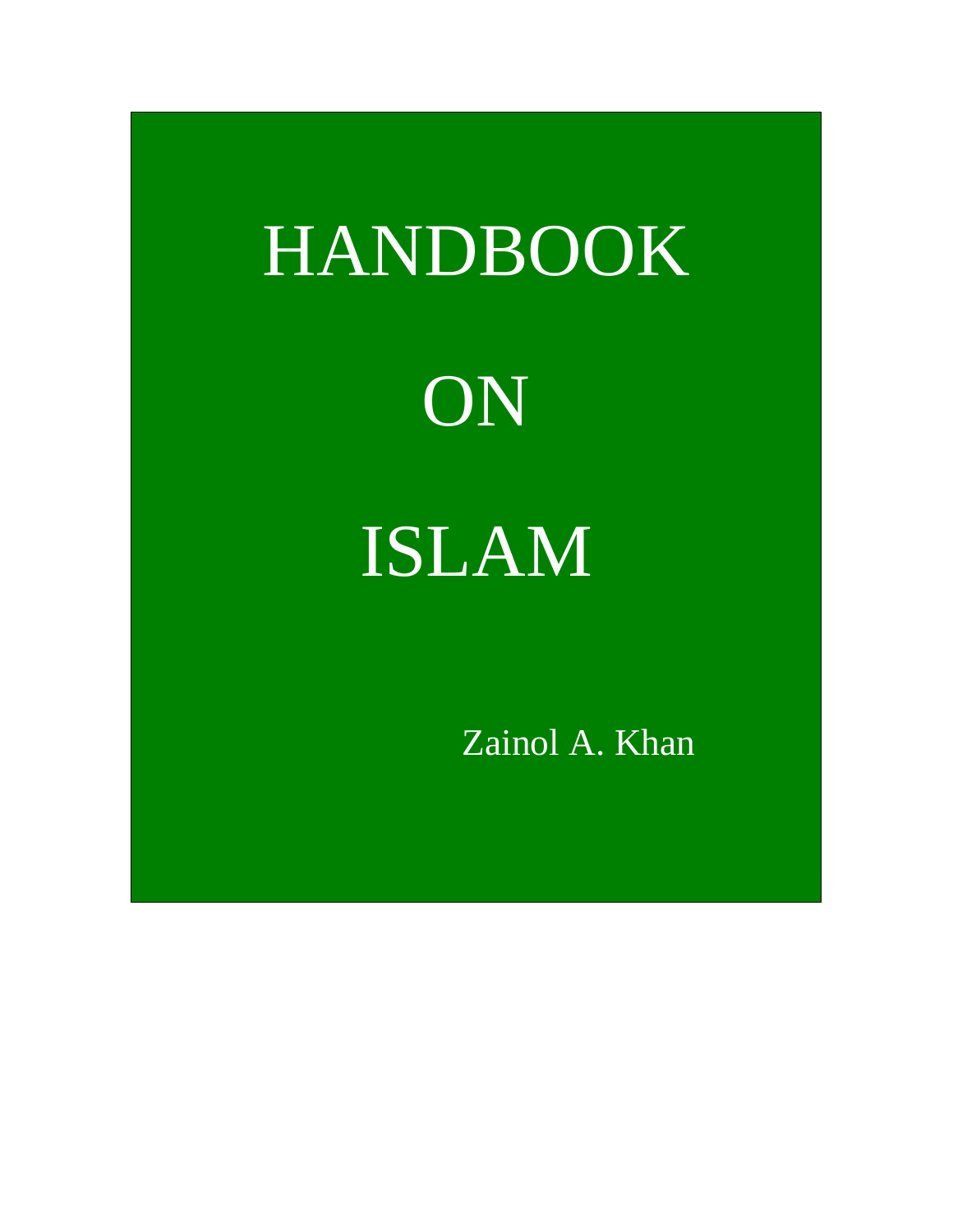# HANDBOOK

# ON

# ISLAM

Zainol A. Khan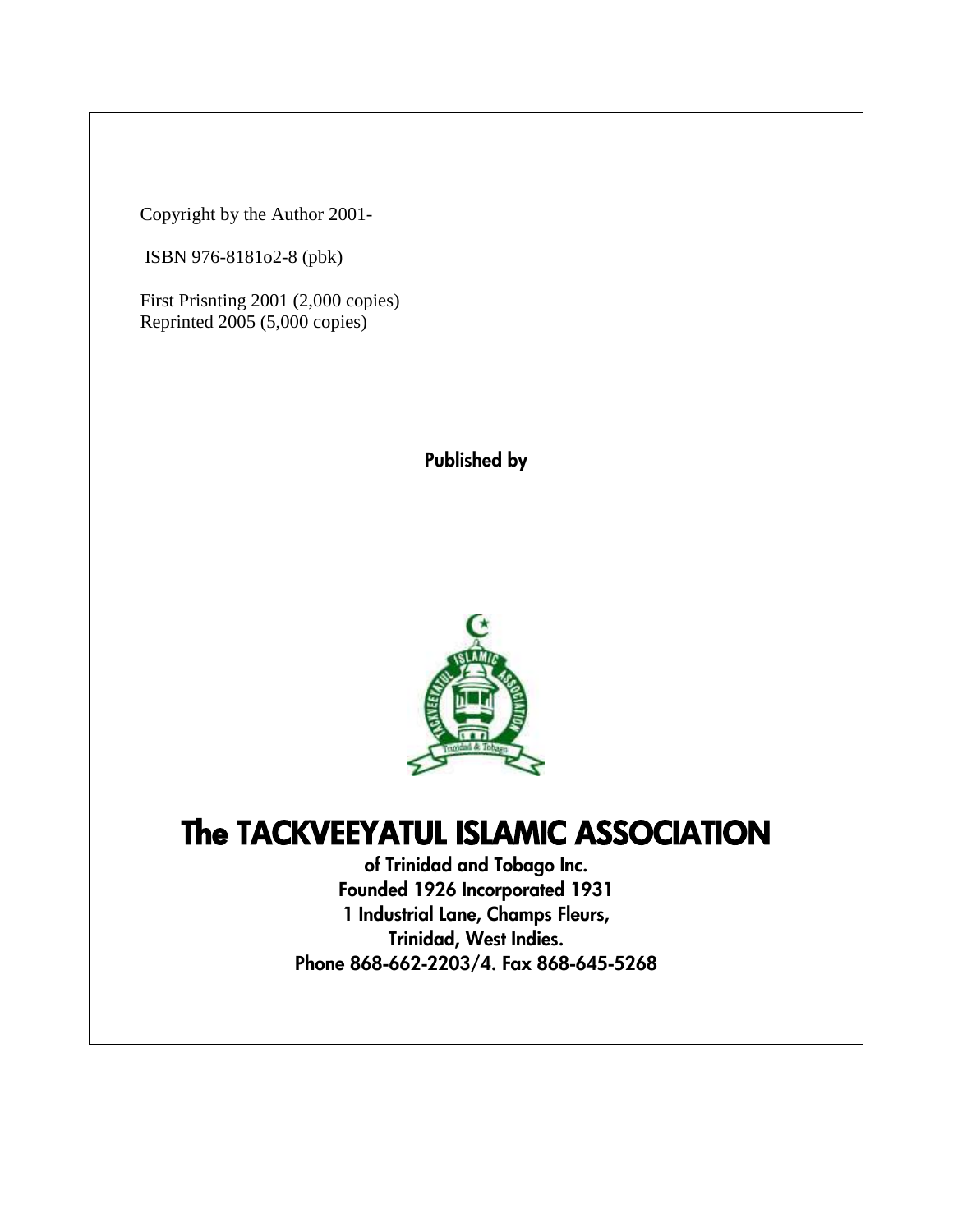Copyright by the Author 2001-

ISBN 976-8181o2-8 (pbk)

First Prisnting 2001 (2,000 copies)
Reprinted 2005 (5,000 copies)

**Published by**

# The TACKVEEYATUL ISLAMIC ASSOCIATION

**of Trinidad and Tobago Inc.**
**Founded 1926 Incorporated 1931**
**1 Industrial Lane, Champs Fleurs,**
**Trinidad, West Indies.**
**Phone 868-662-2203/4. Fax 868-645-5268**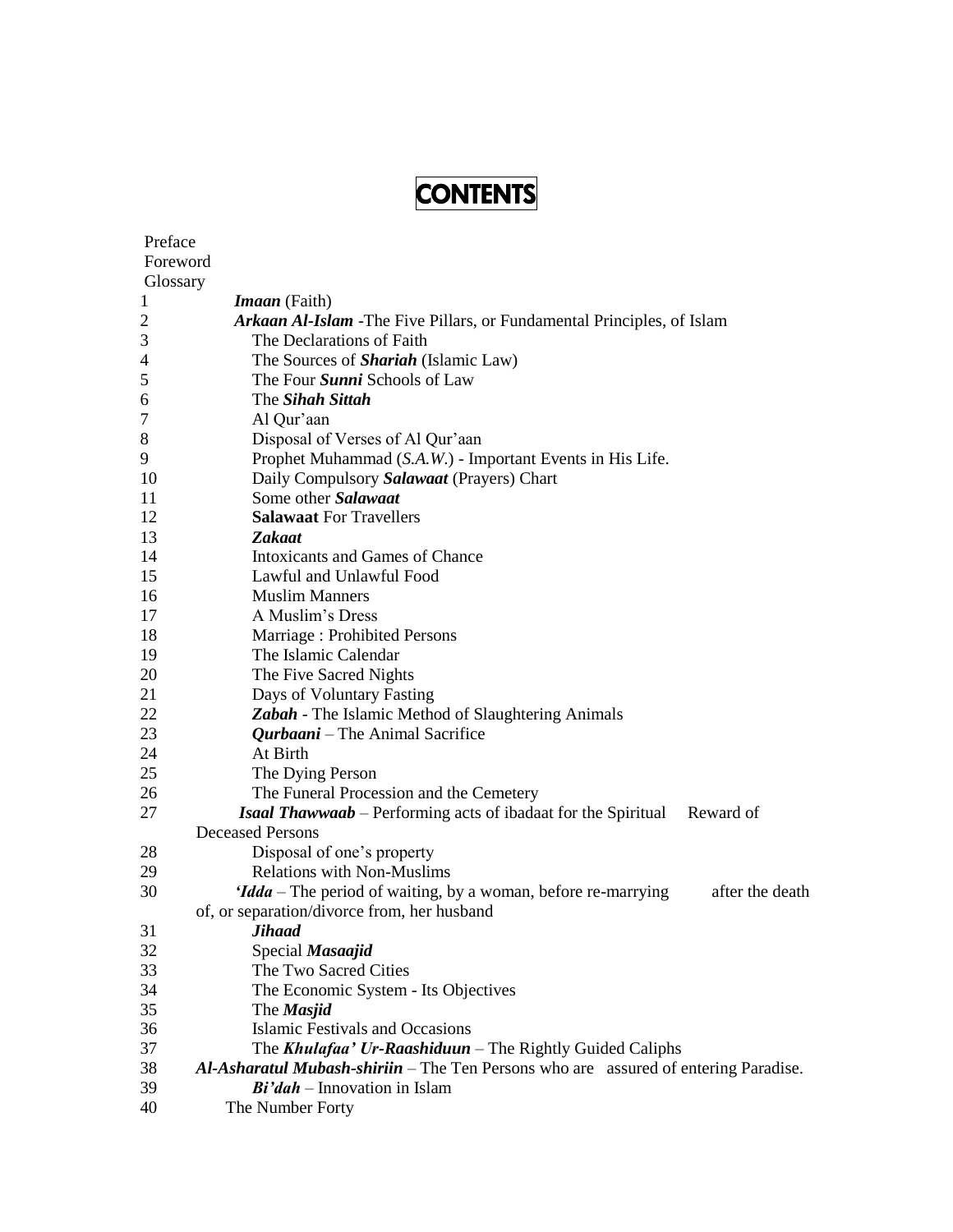# CONTENTS

Preface
Foreword
Glossary

1 *Imaan* (Faith)
2 ***Arkaan Al-Islam*** -The Five Pillars, or Fundamental Principles, of Islam
3 The Declarations of Faith
4 The Sources of ***Shariah*** (Islamic Law)
5 The Four ***Sunni*** Schools of Law
6 The ***Sihah Sittah***
7 Al Qur'aan
8 Disposal of Verses of Al Qur'aan
9 Prophet Muhammad (*S.A.W.*) - Important Events in His Life.
10 Daily Compulsory ***Salawaat*** (Prayers) Chart
11 Some other ***Salawaat***
12 **Salawaat** For Travellers
13 ***Zakaat***
14 Intoxicants and Games of Chance
15 Lawful and Unlawful Food
16 Muslim Manners
17 A Muslim's Dress
18 Marriage : Prohibited Persons
19 The Islamic Calendar
20 The Five Sacred Nights
21 Days of Voluntary Fasting
22 ***Zabah*** - The Islamic Method of Slaughtering Animals
23 ***Qurbaani*** – The Animal Sacrifice
24 At Birth
25 The Dying Person
26 The Funeral Procession and the Cemetery
27 ***Isaal Thawwaab*** – Performing acts of ibadaat for the Spiritual Reward of Deceased Persons
28 Disposal of one's property
29 Relations with Non-Muslims
30 ***'Idda*** – The period of waiting, by a woman, before re-marrying after the death of, or separation/divorce from, her husband
31 ***Jihaad***
32 Special ***Masaajid***
33 The Two Sacred Cities
34 The Economic System - Its Objectives
35 The ***Masjid***
36 Islamic Festivals and Occasions
37 The ***Khulafaa' Ur-Raashiduun*** – The Rightly Guided Caliphs
38 ***Al-Asharatul Mubash-shiriin*** – The Ten Persons who are assured of entering Paradise.
39 ***Bi'dah*** – Innovation in Islam
40 The Number Forty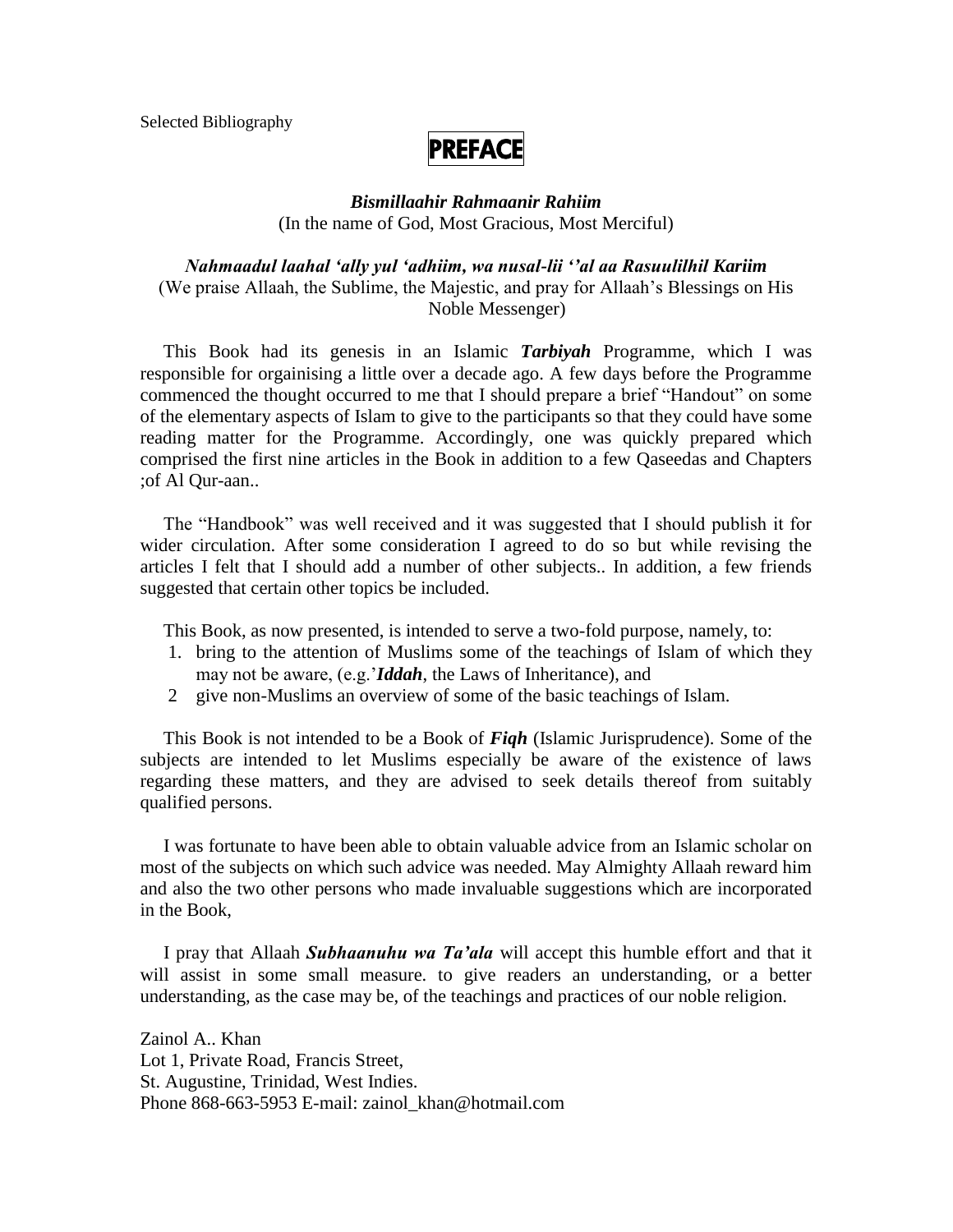Selected Bibliography

# PREFACE

***Bismillaahir Rahmaanir Rahiim***
(In the name of God, Most Gracious, Most Merciful)

***Nahmaadul laahal 'ally yul 'adhiim, wa nusal-lii ''al aa Rasuulilhil Kariim***
(We praise Allaah, the Sublime, the Majestic, and pray for Allaah's Blessings on His Noble Messenger)

This Book had its genesis in an Islamic ***Tarbiyah*** Programme, which I was responsible for orgainising a little over a decade ago. A few days before the Programme commenced the thought occurred to me that I should prepare a brief "Handout" on some of the elementary aspects of Islam to give to the participants so that they could have some reading matter for the Programme. Accordingly, one was quickly prepared which comprised the first nine articles in the Book in addition to a few Qaseedas and Chapters ;of Al Qur-aan..

The "Handbook" was well received and it was suggested that I should publish it for wider circulation. After some consideration I agreed to do so but while revising the articles I felt that I should add a number of other subjects.. In addition, a few friends suggested that certain other topics be included.

This Book, as now presented, is intended to serve a two-fold purpose, namely, to:

1. bring to the attention of Muslims some of the teachings of Islam of which they may not be aware, (e.g.'***Iddah***, the Laws of Inheritance), and
2. give non-Muslims an overview of some of the basic teachings of Islam.

This Book is not intended to be a Book of ***Fiqh*** (Islamic Jurisprudence). Some of the subjects are intended to let Muslims especially be aware of the existence of laws regarding these matters, and they are advised to seek details thereof from suitably qualified persons.

I was fortunate to have been able to obtain valuable advice from an Islamic scholar on most of the subjects on which such advice was needed. May Almighty Allaah reward him and also the two other persons who made invaluable suggestions which are incorporated in the Book,

I pray that Allaah ***Subhaanuhu wa Ta'ala*** will accept this humble effort and that it will assist in some small measure. to give readers an understanding, or a better understanding, as the case may be, of the teachings and practices of our noble religion.

Zainol A.. Khan
Lot 1, Private Road, Francis Street,
St. Augustine, Trinidad, West Indies.
Phone 868-663-5953 E-mail: zainol_khan@hotmail.com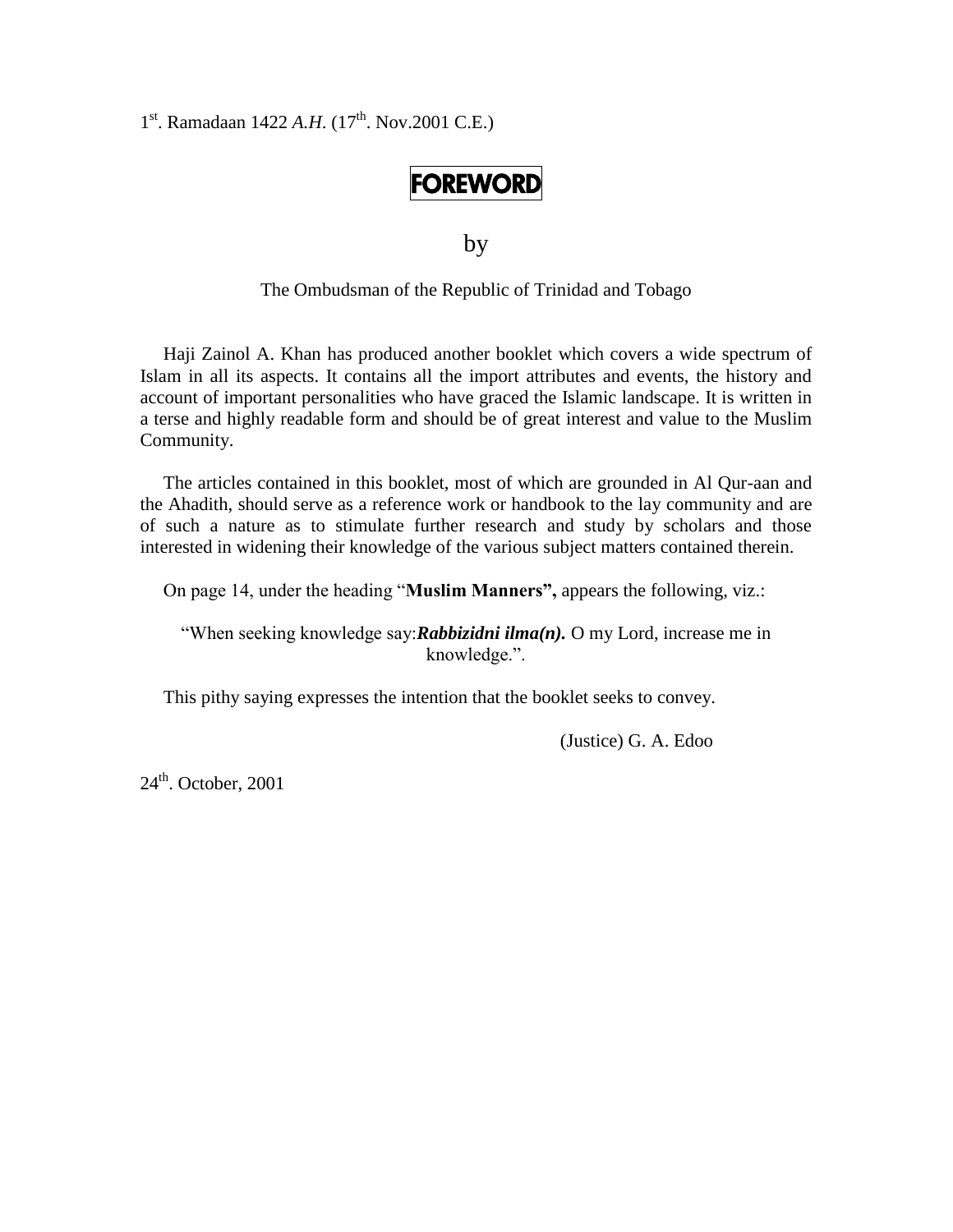1[st]. Ramadaan 1422 *A.H.* (17[th]. Nov.2001 C.E.)

# FOREWORD

by

The Ombudsman of the Republic of Trinidad and Tobago

Haji Zainol A. Khan has produced another booklet which covers a wide spectrum of Islam in all its aspects. It contains all the import attributes and events, the history and account of important personalities who have graced the Islamic landscape. It is written in a terse and highly readable form and should be of great interest and value to the Muslim Community.

The articles contained in this booklet, most of which are grounded in Al Qur-aan and the Ahadith, should serve as a reference work or handbook to the lay community and are of such a nature as to stimulate further research and study by scholars and those interested in widening their knowledge of the various subject matters contained therein.

On page 14, under the heading "**Muslim Manners",** appears the following, viz.:

"When seeking knowledge say:***Rabbizidni ilma(n).*** O my Lord, increase me in knowledge.".

This pithy saying expresses the intention that the booklet seeks to convey.

(Justice) G. A. Edoo

24[th]. October, 2001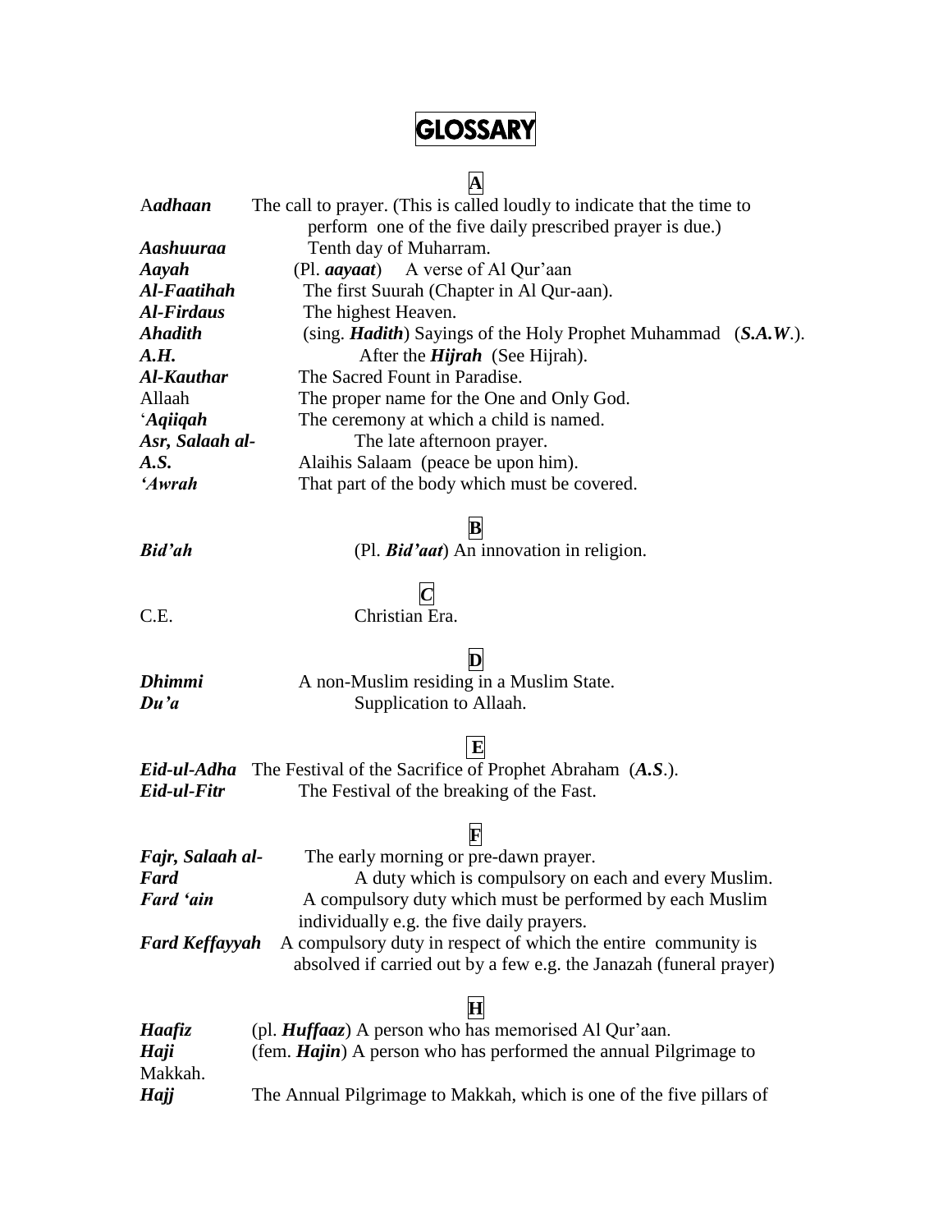# GLOSSARY

## A

A***dhaan*** The call to prayer. (This is called loudly to indicate that the time to perform one of the five daily prescribed prayer is due.)

***Aashuuraa*** Tenth day of Muharram.

***Aayah*** (Pl. ***aayaat***) A verse of Al Qur'aan

***Al-Faatihah*** The first Suurah (Chapter in Al Qur-aan).

***Al-Firdaus*** The highest Heaven.

***Ahadith*** (sing. ***Hadith***) Sayings of the Holy Prophet Muhammad (***S.A.W***.).

***A.H.*** After the ***Hijrah*** (See Hijrah).

***Al-Kauthar*** The Sacred Fount in Paradise.

Allaah The proper name for the One and Only God.

'***Aqiiqah*** The ceremony at which a child is named.

***Asr, Salaah al-*** The late afternoon prayer.

***A.S.*** Alaihis Salaam (peace be upon him).

***'Awrah*** That part of the body which must be covered.

## B

***Bid'ah*** (Pl. ***Bid'aat***) An innovation in religion.

## *C*

C.E. Christian Era.

## D

***Dhimmi*** A non-Muslim residing in a Muslim State.

***Du'a*** Supplication to Allaah.

## E

***Eid-ul-Adha*** The Festival of the Sacrifice of Prophet Abraham (***A.S***.).

***Eid-ul-Fitr*** The Festival of the breaking of the Fast.

## F

***Fajr, Salaah al-*** The early morning or pre-dawn prayer.

***Fard*** A duty which is compulsory on each and every Muslim.

***Fard 'ain*** A compulsory duty which must be performed by each Muslim individually e.g. the five daily prayers.

***Fard Keffayyah*** A compulsory duty in respect of which the entire community is absolved if carried out by a few e.g. the Janazah (funeral prayer)

## H

***Haafiz*** (pl. ***Huffaaz***) A person who has memorised Al Qur'aan.

***Haji*** (fem. ***Hajin***) A person who has performed the annual Pilgrimage to Makkah.

***Hajj*** The Annual Pilgrimage to Makkah, which is one of the five pillars of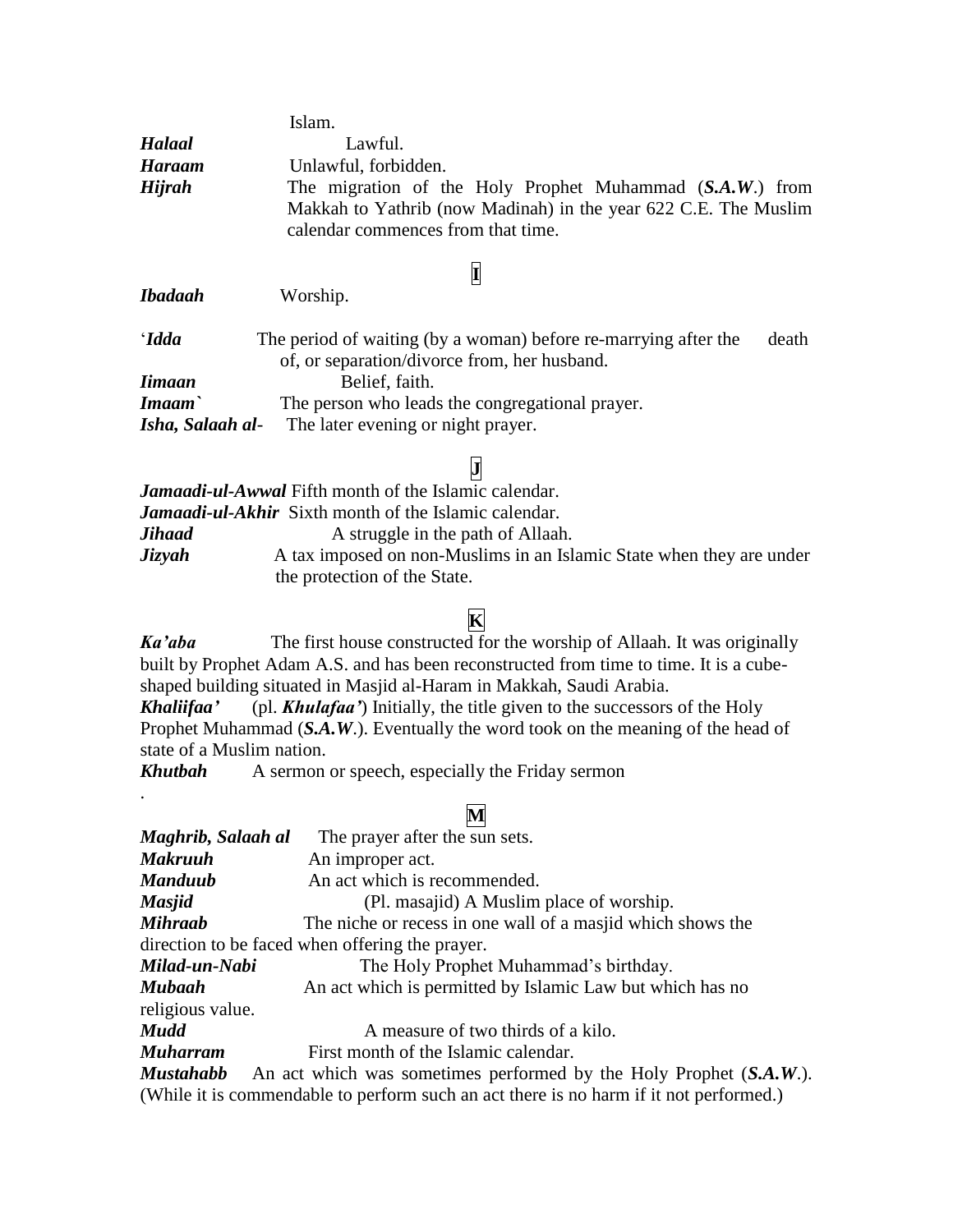Islam.

***Halaal*** Lawful.

***Haraam*** Unlawful, forbidden.

***Hijrah*** The migration of the Holy Prophet Muhammad (***S.A.W***.) from Makkah to Yathrib (now Madinah) in the year 622 C.E. The Muslim calendar commences from that time.

## I

***Ibadaah*** Worship.

'***Idda*** The period of waiting (by a woman) before re-marrying after the death of, or separation/divorce from, her husband.

***Iimaan*** Belief, faith.

***Imaam`*** The person who leads the congregational prayer.

***Isha, Salaah al***- The later evening or night prayer.

## J

***Jamaadi-ul-Awwal*** Fifth month of the Islamic calendar.

***Jamaadi-ul-Akhir*** Sixth month of the Islamic calendar.

***Jihaad*** A struggle in the path of Allaah.

***Jizyah*** A tax imposed on non-Muslims in an Islamic State when they are under the protection of the State.

## K

***Ka'aba*** The first house constructed for the worship of Allaah. It was originally built by Prophet Adam A.S. and has been reconstructed from time to time. It is a cube-shaped building situated in Masjid al-Haram in Makkah, Saudi Arabia.

***Khaliifaa'*** (pl. ***Khulafaa'***) Initially, the title given to the successors of the Holy Prophet Muhammad (***S.A.W***.). Eventually the word took on the meaning of the head of state of a Muslim nation.

***Khutbah*** A sermon or speech, especially the Friday sermon

.

## M

***Maghrib, Salaah al*** The prayer after the sun sets.

***Makruuh*** An improper act.

***Manduub*** An act which is recommended.

***Masjid*** (Pl. masajid) A Muslim place of worship.

***Mihraab*** The niche or recess in one wall of a masjid which shows the direction to be faced when offering the prayer.

***Milad-un-Nabi*** The Holy Prophet Muhammad's birthday.

***Mubaah*** An act which is permitted by Islamic Law but which has no religious value.

***Mudd*** A measure of two thirds of a kilo.

***Muharram*** First month of the Islamic calendar.

***Mustahabb*** An act which was sometimes performed by the Holy Prophet (***S.A.W***.). (While it is commendable to perform such an act there is no harm if it not performed.)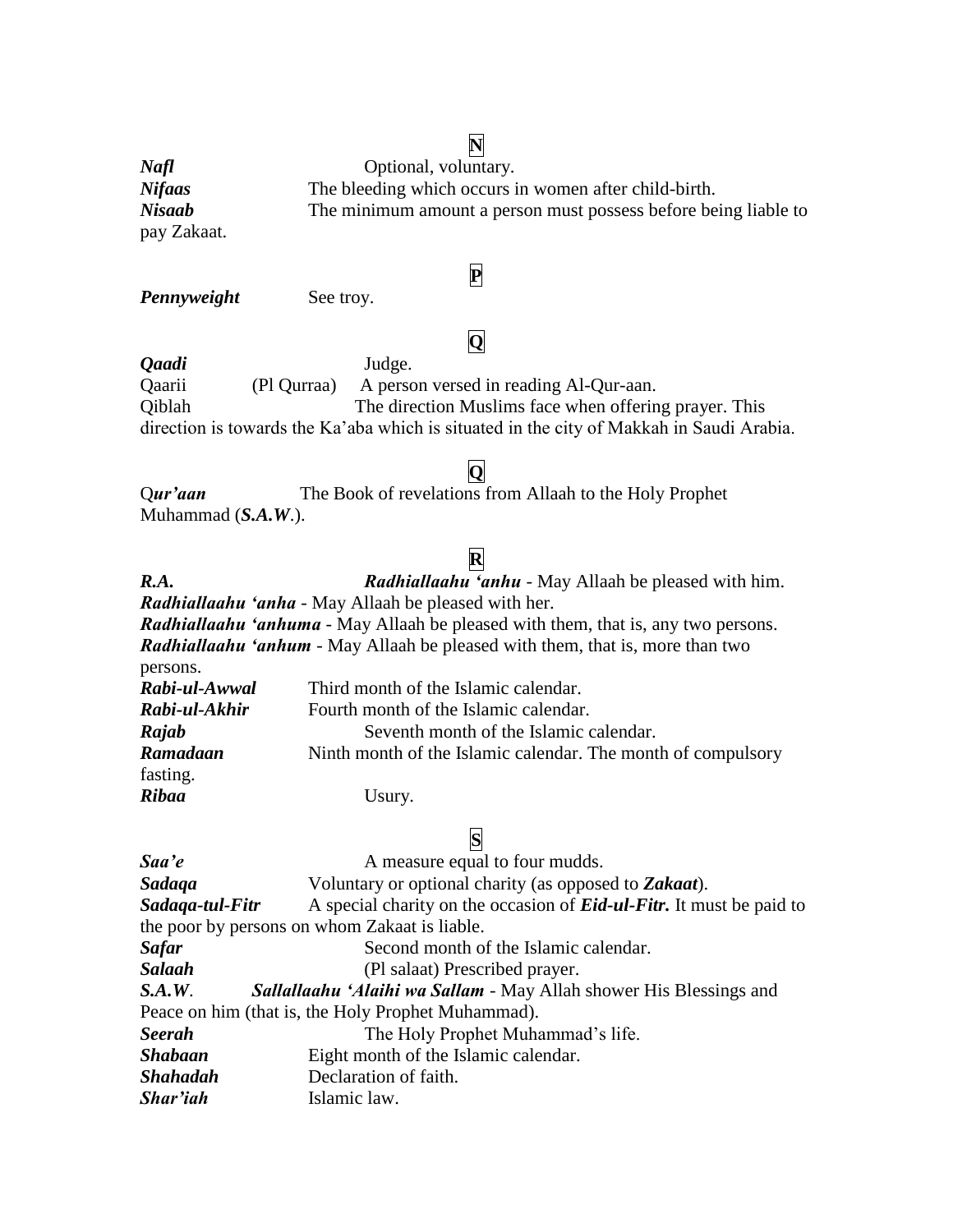**N**

***Nafl*** Optional, voluntary.

***Nifaas*** The bleeding which occurs in women after child-birth.

***Nisaab*** The minimum amount a person must possess before being liable to pay Zakaat.

**P**

***Pennyweight*** See troy.

**Q**

***Qaadi*** Judge.

Qaarii (Pl Qurraa) A person versed in reading Al-Qur-aan.

Qiblah The direction Muslims face when offering prayer. This direction is towards the Ka'aba which is situated in the city of Makkah in Saudi Arabia.

**Q**

Q***ur'aan*** The Book of revelations from Allaah to the Holy Prophet Muhammad (***S.A.W***.).

**R**

***R.A.*** ***Radhiallaahu 'anhu*** - May Allaah be pleased with him.

***Radhiallaahu 'anha*** - May Allaah be pleased with her.

***Radhiallaahu 'anhuma*** - May Allaah be pleased with them, that is, any two persons.

***Radhiallaahu 'anhum*** - May Allaah be pleased with them, that is, more than two persons.

***Rabi-ul-Awwal*** Third month of the Islamic calendar.

***Rabi-ul-Akhir*** Fourth month of the Islamic calendar.

***Rajab*** Seventh month of the Islamic calendar.

***Ramadaan*** Ninth month of the Islamic calendar. The month of compulsory fasting.

***Ribaa*** Usury.

**S**

***Saa'e*** A measure equal to four mudds.

***Sadaqa*** Voluntary or optional charity (as opposed to ***Zakaat***).

***Sadaqa-tul-Fitr*** A special charity on the occasion of ***Eid-ul-Fitr.*** It must be paid to the poor by persons on whom Zakaat is liable.

***Safar*** Second month of the Islamic calendar.

***Salaah*** (Pl salaat) Prescribed prayer.

***S.A.W***. ***Sallallaahu 'Alaihi wa Sallam*** - May Allah shower His Blessings and Peace on him (that is, the Holy Prophet Muhammad).

***Seerah*** The Holy Prophet Muhammad's life.

***Shabaan*** Eight month of the Islamic calendar.

***Shahadah*** Declaration of faith.

***Shar'iah*** Islamic law.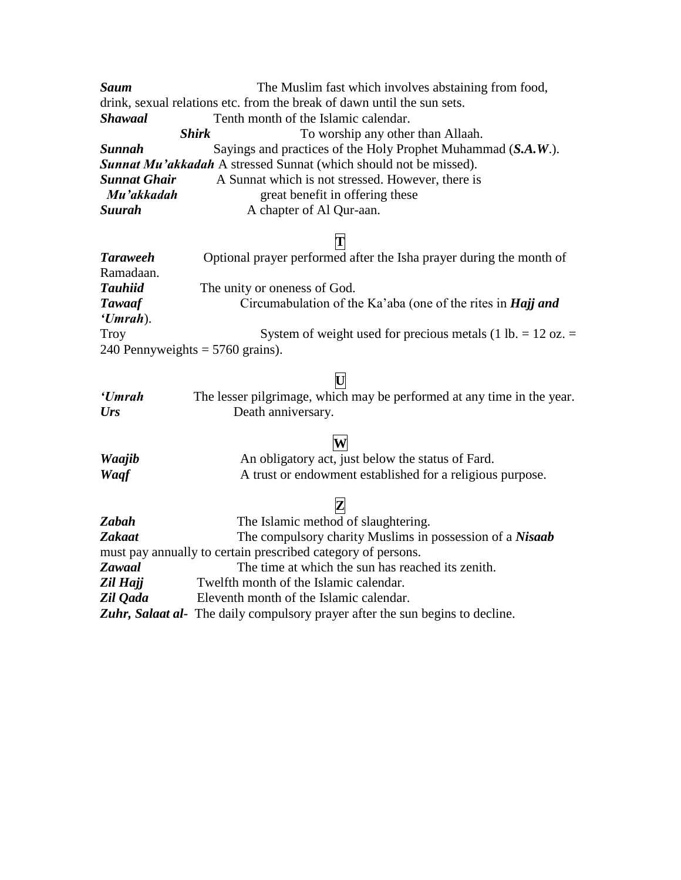***Saum*** The Muslim fast which involves abstaining from food, drink, sexual relations etc. from the break of dawn until the sun sets.

***Shawaal*** Tenth month of the Islamic calendar.

***Shirk*** To worship any other than Allaah.

***Sunnah*** Sayings and practices of the Holy Prophet Muhammad (***S.A.W***.).

***Sunnat Mu'akkadah*** A stressed Sunnat (which should not be missed).

***Sunnat Ghair Mu'akkadah*** A Sunnat which is not stressed. However, there is great benefit in offering these

***Suurah*** A chapter of Al Qur-aan.

## T

***Taraweeh*** Optional prayer performed after the Isha prayer during the month of Ramadaan.

***Tauhiid*** The unity or oneness of God.

***Tawaaf*** Circumabulation of the Ka'aba (one of the rites in ***Hajj and 'Umrah***).

Troy System of weight used for precious metals (1 lb. = 12 oz. = 240 Pennyweights = 5760 grains).

## U

***'Umrah*** The lesser pilgrimage, which may be performed at any time in the year.

***Urs*** Death anniversary.

## W

***Waajib*** An obligatory act, just below the status of Fard.

***Waqf*** A trust or endowment established for a religious purpose.

## Z

***Zabah*** The Islamic method of slaughtering.

***Zakaat*** The compulsory charity Muslims in possession of a ***Nisaab*** must pay annually to certain prescribed category of persons.

***Zawaal*** The time at which the sun has reached its zenith.

***Zil Hajj*** Twelfth month of the Islamic calendar.

***Zil Qada*** Eleventh month of the Islamic calendar.

***Zuhr, Salaat al-*** The daily compulsory prayer after the sun begins to decline.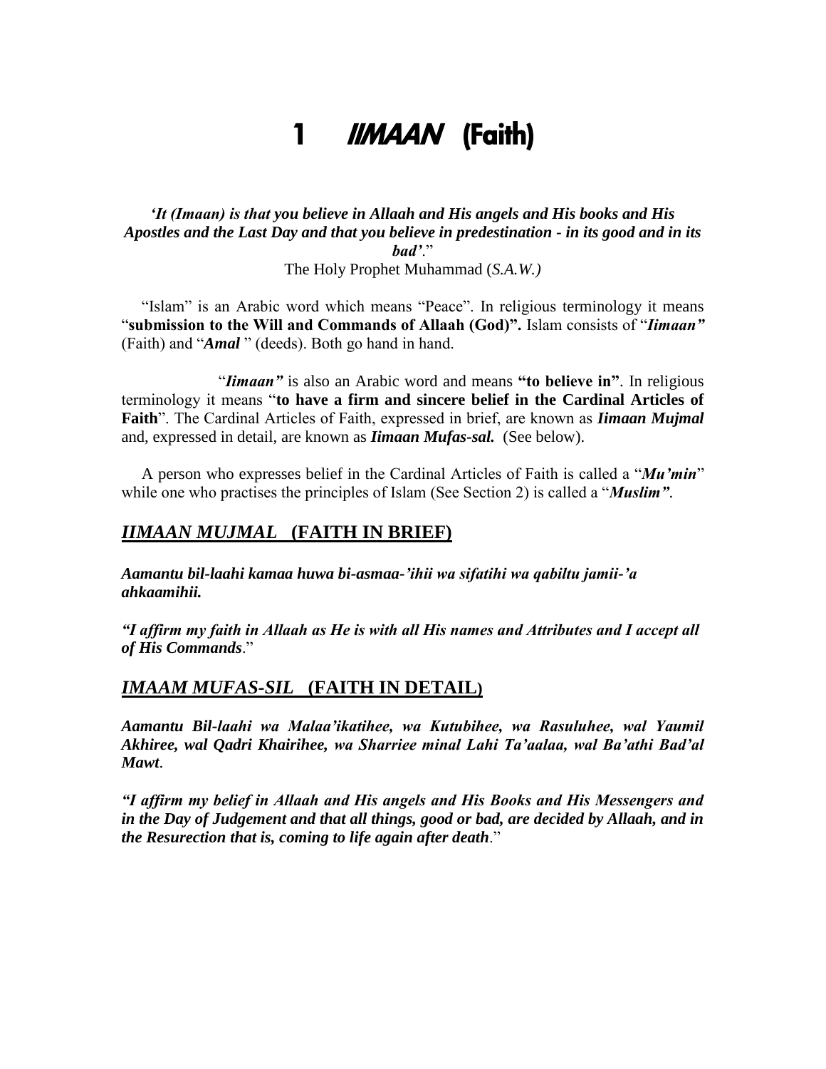# 1 *IIMAAN* (Faith)

***'It (Imaan) is that you believe in Allaah and His angels and His books and His Apostles and the Last Day and that you believe in predestination - in its good and in its bad'*.**"
The Holy Prophet Muhammad (*S.A.W.)*

"Islam" is an Arabic word which means "Peace". In religious terminology it means "**submission to the Will and Commands of Allaah (God)".** Islam consists of "***Iimaan"*** (Faith) and "***Amal*** " (deeds). Both go hand in hand.

"***Iimaan"*** is also an Arabic word and means **"to believe in"**. In religious terminology it means "**to have a firm and sincere belief in the Cardinal Articles of Faith**". The Cardinal Articles of Faith, expressed in brief, are known as ***Iimaan Mujmal*** and, expressed in detail, are known as ***Iimaan Mufas-sal.*** (See below).

A person who expresses belief in the Cardinal Articles of Faith is called a "***Mu'min***" while one who practises the principles of Islam (See Section 2) is called a "***Muslim".***

## *IIMAAN MUJMAL* (FAITH IN BRIEF)

***Aamantu bil-laahi kamaa huwa bi-asmaa-'ihii wa sifatihi wa qabiltu jamii-'a ahkaamihii.***

***"I affirm my faith in Allaah as He is with all His names and Attributes and I accept all of His Commands*."**

## *IMAAM MUFAS-SIL* (FAITH IN DETAIL)

***Aamantu Bil-laahi wa Malaa'ikatihee, wa Kutubihee, wa Rasuluhee, wal Yaumil Akhiree, wal Qadri Khairihee, wa Sharriee minal Lahi Ta'aalaa, wal Ba'athi Bad'al Mawt*.**

***"I affirm my belief in Allaah and His angels and His Books and His Messengers and in the Day of Judgement and that all things, good or bad, are decided by Allaah, and in the Resurection that is, coming to life again after death*."**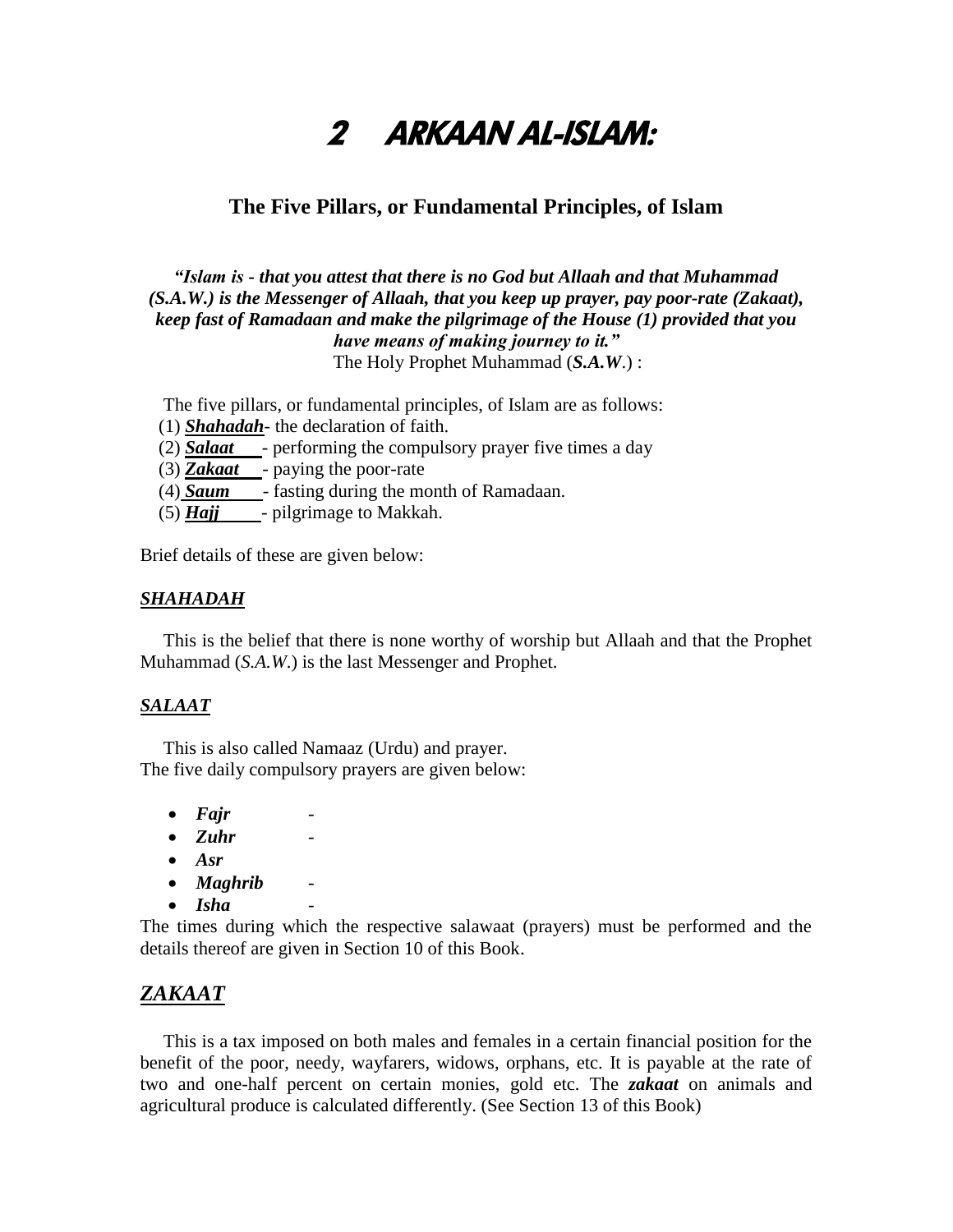# 2 ARKAAN AL-ISLAM:

## The Five Pillars, or Fundamental Principles, of Islam

***"Islam is - that you attest that there is no God but Allaah and that Muhammad (S.A.W.) is the Messenger of Allaah, that you keep up prayer, pay poor-rate (Zakaat), keep fast of Ramadaan and make the pilgrimage of the House (1) provided that you have means of making journey to it."***
The Holy Prophet Muhammad (***S.A.W***.) :

The five pillars, or fundamental principles, of Islam are as follows:

(1) ***Shahadah***- the declaration of faith.
(2) ***Salaat*** - performing the compulsory prayer five times a day
(3) ***Zakaat*** - paying the poor-rate
(4) ***Saum*** - fasting during the month of Ramadaan.
(5) ***Hajj*** - pilgrimage to Makkah.

Brief details of these are given below:

### *SHAHADAH*

This is the belief that there is none worthy of worship but Allaah and that the Prophet Muhammad (*S.A.W*.) is the last Messenger and Prophet.

### *SALAAT*

This is also called Namaaz (Urdu) and prayer.
The five daily compulsory prayers are given below:

- ***Fajr*** -
- ***Zuhr*** -
- ***Asr***
- ***Maghrib*** -
- ***Isha*** -

The times during which the respective salawaat (prayers) must be performed and the details thereof are given in Section 10 of this Book.

## *ZAKAAT*

This is a tax imposed on both males and females in a certain financial position for the benefit of the poor, needy, wayfarers, widows, orphans, etc. It is payable at the rate of two and one-half percent on certain monies, gold etc. The ***zakaat*** on animals and agricultural produce is calculated differently. (See Section 13 of this Book)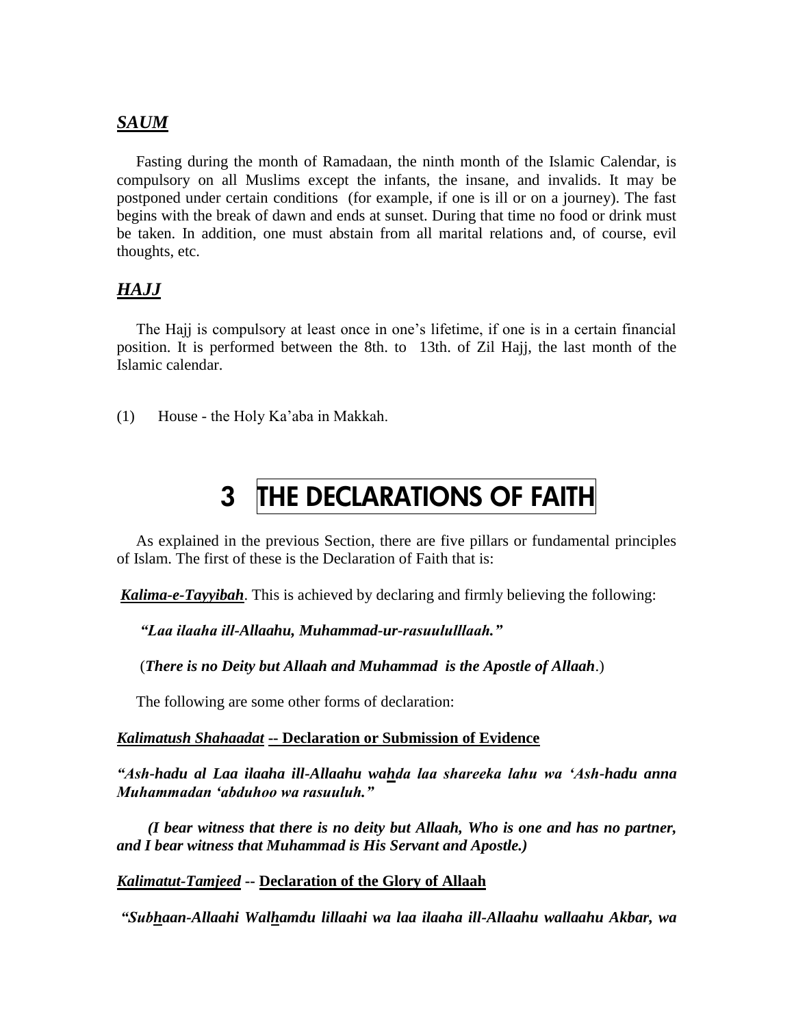### ***SAUM***

Fasting during the month of Ramadaan, the ninth month of the Islamic Calendar, is compulsory on all Muslims except the infants, the insane, and invalids. It may be postponed under certain conditions (for example, if one is ill or on a journey). The fast begins with the break of dawn and ends at sunset. During that time no food or drink must be taken. In addition, one must abstain from all marital relations and, of course, evil thoughts, etc.

### ***HAJJ***

The Hajj is compulsory at least once in one's lifetime, if one is in a certain financial position. It is performed between the 8th. to 13th. of Zil Hajj, the last month of the Islamic calendar.

(1) House - the Holy Ka'aba in Makkah.

# 3 THE DECLARATIONS OF FAITH

As explained in the previous Section, there are five pillars or fundamental principles of Islam. The first of these is the Declaration of Faith that is:

***Kalima-e-Tayyibah***. This is achieved by declaring and firmly believing the following:

*"Laa ilaaha ill-Allaahu, Muhammad-ur-rasuululllaah."*

(***There is no Deity but Allaah and Muhammad is the Apostle of Allaah***.)

The following are some other forms of declaration:

***Kalimatush Shahaadat* -- Declaration or Submission of Evidence**

***"Ash-hadu al Laa ilaaha ill-Allaahu wahda laa shareeka lahu wa 'Ash-hadu anna Muhammadan 'abduhoo wa rasuuluh."***

***(I bear witness that there is no deity but Allaah, Who is one and has no partner, and I bear witness that Muhammad is His Servant and Apostle.)***

***Kalimatut-Tamjeed* -- Declaration of the Glory of Allaah**

***"Subhaan-Allaahi Walhamdu lillaahi wa laa ilaaha ill-Allaahu wallaahu Akbar, wa***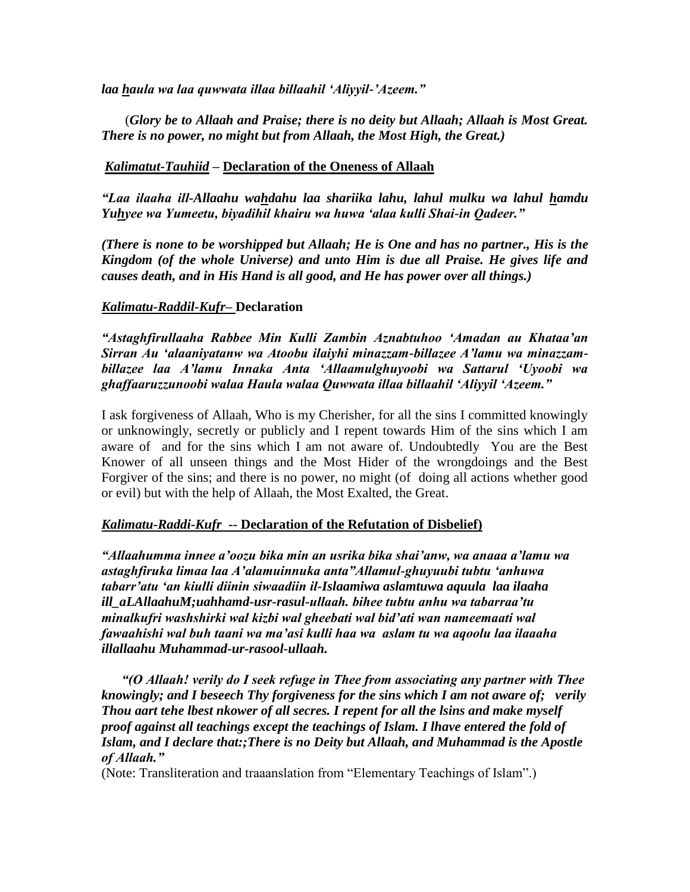*laa haula wa laa quwwata illaa billaahil 'Aliyyil-'Azeem."*

(***Glory be to Allaah and Praise; there is no deity but Allaah; Allaah is Most Great. There is no power, no might but from Allaah, the Most High, the Great.)***

***Kalimatut-Tauhiid*** – **Declaration of the Oneness of Allaah**

***"Laa ilaaha ill-Allaahu wahdahu laa shariika lahu, lahul mulku wa lahul hamdu Yuhyee wa Yumeetu, biyadihil khairu wa huwa 'alaa kulli Shai-in Qadeer."***

***(There is none to be worshipped but Allaah; He is One and has no partner., His is the Kingdom (of the whole Universe) and unto Him is due all Praise. He gives life and causes death, and in His Hand is all good, and He has power over all things.)***

***Kalimatu-Raddil-Kufr–*** **Declaration**

***"Astaghfirullaaha Rabbee Min Kulli Zambin Aznabtuhoo 'Amadan au Khataa'an Sirran Au 'alaaniyatanw wa Atoobu ilaiyhi minazzam-billazee A'lamu wa minazzam-billazee laa A'lamu Innaka Anta 'Allaamulghuyoobi wa Sattarul 'Uyoobi wa ghaffaaruzzunoobi walaa Haula walaa Quwwata illaa billaahil 'Aliyyil 'Azeem."***

I ask forgiveness of Allaah, Who is my Cherisher, for all the sins I committed knowingly or unknowingly, secretly or publicly and I repent towards Him of the sins which I am aware of and for the sins which I am not aware of. Undoubtedly You are the Best Knower of all unseen things and the Most Hider of the wrongdoings and the Best Forgiver of the sins; and there is no power, no might (of doing all actions whether good or evil) but with the help of Allaah, the Most Exalted, the Great.

***Kalimatu-Raddi-Kufr*** **-- Declaration of the Refutation of Disbelief)**

***"Allaahumma innee a'oozu bika min an usrika bika shai'anw, wa anaaa a'lamu wa astaghfiruka limaa laa A'alamuinnuka anta"Allamul-ghuyuubi tubtu 'anhuwa tabarr'atu 'an kiulli diinin siwaadiin il-Islaamiwa aslamtuwa aquula laa ilaaha ill_aLAllaahuM;uahhamd-usr-rasul-ullaah. bihee tubtu anhu wa tabarraa'tu minalkufri washshirki wal kizbi wal gheebati wal bid'ati wan nameemaati wal fawaahishi wal buh taani wa ma'asi kulli haa wa aslam tu wa aqoolu laa ilaaaha illallaahu Muhammad-ur-rasool-ullaah.***

***"(O Allaah! verily do I seek refuge in Thee from associating any partner with Thee knowingly; and I beseech Thy forgiveness for the sins which I am not aware of; verily Thou aart tehe lbest nkower of all secres. I repent for all the lsins and make myself proof against all teachings except the teachings of Islam. I lhave entered the fold of Islam, and I declare that:;There is no Deity but Allaah, and Muhammad is the Apostle of Allaah."***

(Note: Transliteration and traaanslation from "Elementary Teachings of Islam".)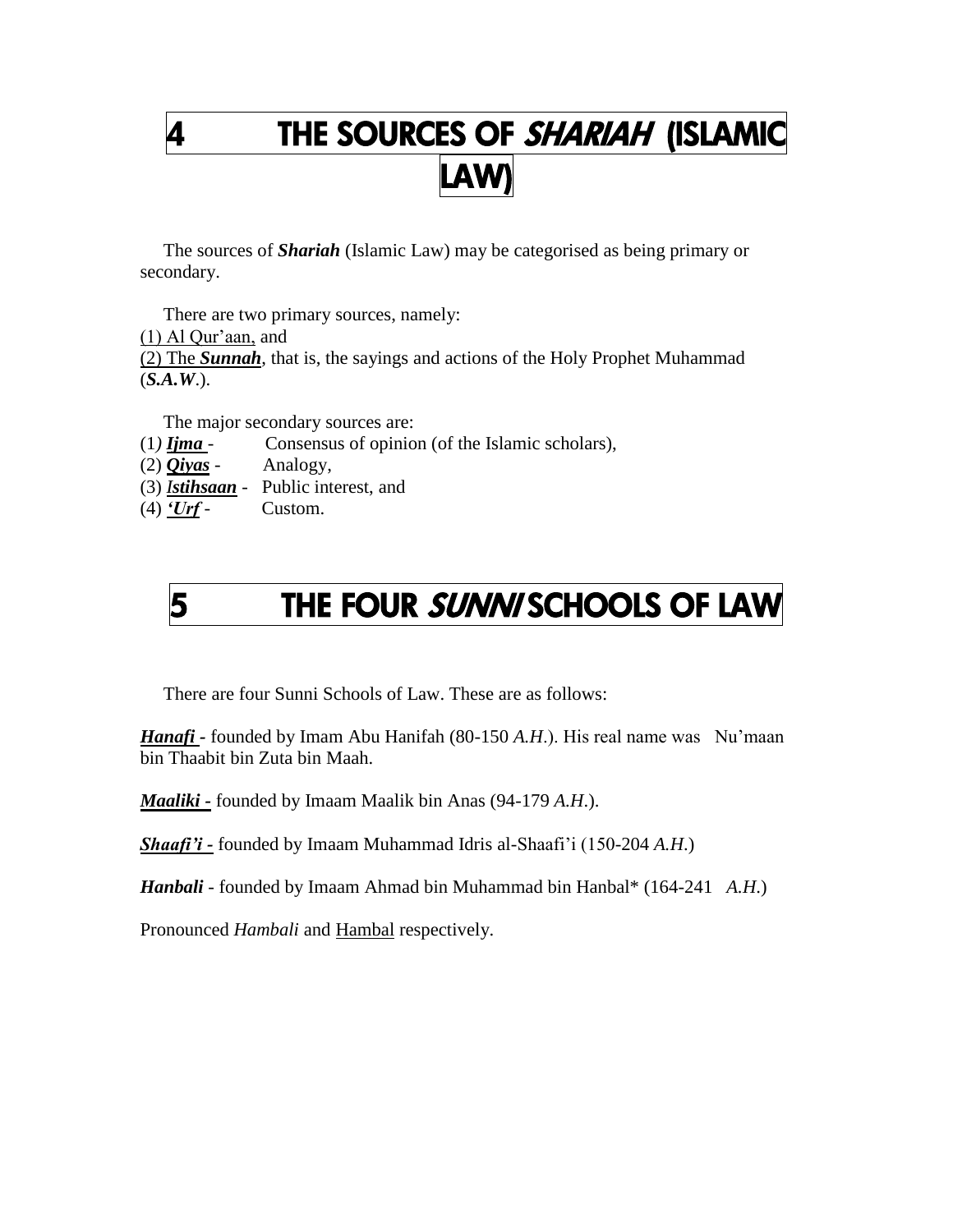# 4 THE SOURCES OF *SHARIAH* (ISLAMIC LAW)

The sources of ***Shariah*** (Islamic Law) may be categorised as being primary or secondary.

There are two primary sources, namely:

(1) Al Qur'aan, and

(2) The ***Sunnah***, that is, the sayings and actions of the Holy Prophet Muhammad (***S.A.W***.).

The major secondary sources are:

(1) ***Ijma*** - Consensus of opinion (of the Islamic scholars),

(2) ***Qiyas*** - Analogy,

(3) ***Istihsaan*** - Public interest, and

(4) ***'Urf*** - Custom.

# 5 THE FOUR *SUNNI* SCHOOLS OF LAW

There are four Sunni Schools of Law. These are as follows:

***Hanafi*** - founded by Imam Abu Hanifah (80-150 *A.H*.). His real name was Nu'maan bin Thaabit bin Zuta bin Maah.

***Maaliki*** - founded by Imaam Maalik bin Anas (94-179 *A.H*.).

***Shaafi'i*** - founded by Imaam Muhammad Idris al-Shaafi'i (150-204 *A.H*.)

***Hanbali*** - founded by Imaam Ahmad bin Muhammad bin Hanbal* (164-241 *A.H*.)

Pronounced *Hambali* and Hambal respectively.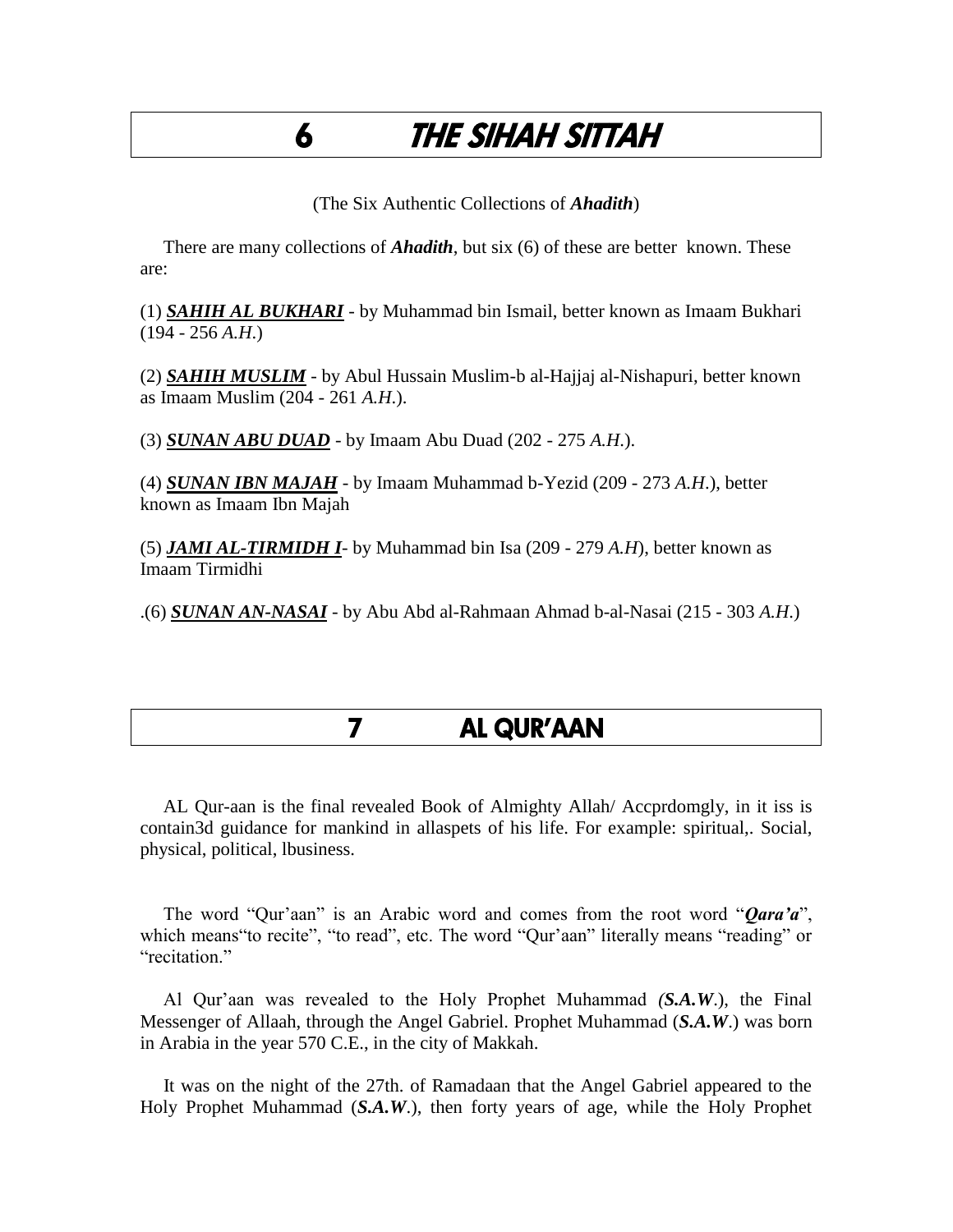# 6 THE SIHAH SITTAH

(The Six Authentic Collections of ***Ahadith***)

There are many collections of ***Ahadith***, but six (6) of these are better known. These are:

(1) ***SAHIH AL BUKHARI*** - by Muhammad bin Ismail, better known as Imaam Bukhari (194 - 256 *A.H.*)

(2) ***SAHIH MUSLIM*** - by Abul Hussain Muslim-b al-Hajjaj al-Nishapuri, better known as Imaam Muslim (204 - 261 *A.H.*).

(3) ***SUNAN ABU DUAD*** - by Imaam Abu Duad (202 - 275 *A.H.*).

(4) ***SUNAN IBN MAJAH*** - by Imaam Muhammad b-Yezid (209 - 273 *A.H.*), better known as Imaam Ibn Majah

(5) ***JAMI AL-TIRMIDH I***- by Muhammad bin Isa (209 - 279 *A.H*), better known as Imaam Tirmidhi

.(6) ***SUNAN AN-NASAI*** - by Abu Abd al-Rahmaan Ahmad b-al-Nasai (215 - 303 *A.H.*)

# 7 AL QUR'AAN

AL Qur-aan is the final revealed Book of Almighty Allah/ Accprdomgly, in it iss is contain3d guidance for mankind in allaspets of his life. For example: spiritual,. Social, physical, political, lbusiness.

The word "Qur'aan" is an Arabic word and comes from the root word "***Qara'a***", which means"to recite", "to read", etc. The word "Qur'aan" literally means "reading" or "recitation."

Al Qur'aan was revealed to the Holy Prophet Muhammad *(**S.A.W**.)*, the Final Messenger of Allaah, through the Angel Gabriel. Prophet Muhammad (***S.A.W***.) was born in Arabia in the year 570 C.E., in the city of Makkah.

It was on the night of the 27th. of Ramadaan that the Angel Gabriel appeared to the Holy Prophet Muhammad (***S.A.W***.), then forty years of age, while the Holy Prophet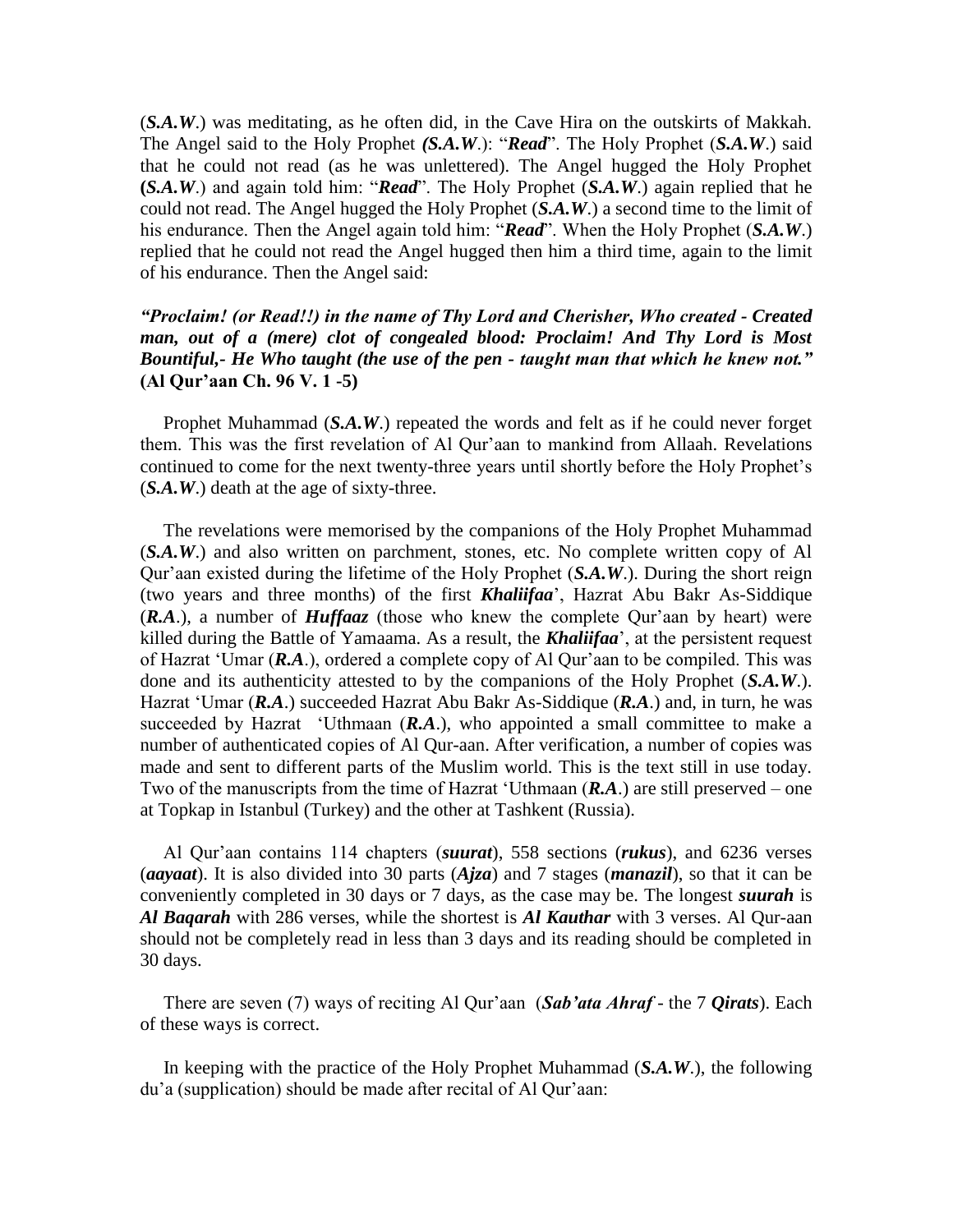(***S.A.W***.) was meditating, as he often did, in the Cave Hira on the outskirts of Makkah. The Angel said to the Holy Prophet ***(S.A.W***.): "***Read***". The Holy Prophet (***S.A.W***.) said that he could not read (as he was unlettered). The Angel hugged the Holy Prophet **(*S.A.W***.) and again told him: "***Read***". The Holy Prophet (***S.A.W***.) again replied that he could not read. The Angel hugged the Holy Prophet (***S.A.W***.) a second time to the limit of his endurance. Then the Angel again told him: "***Read***". When the Holy Prophet (***S.A.W***.) replied that he could not read the Angel hugged then him a third time, again to the limit of his endurance. Then the Angel said:

***"Proclaim! (or Read!!) in the name of Thy Lord and Cherisher, Who created - Created man, out of a (mere) clot of congealed blood: Proclaim! And Thy Lord is Most Bountiful,- He Who taught (the use of the pen - taught man that which he knew not."*** **(Al Qur'aan Ch. 96 V. 1 -5)**

Prophet Muhammad (***S.A.W***.) repeated the words and felt as if he could never forget them. This was the first revelation of Al Qur'aan to mankind from Allaah. Revelations continued to come for the next twenty-three years until shortly before the Holy Prophet's (***S.A.W***.) death at the age of sixty-three.

The revelations were memorised by the companions of the Holy Prophet Muhammad (***S.A.W***.) and also written on parchment, stones, etc. No complete written copy of Al Qur'aan existed during the lifetime of the Holy Prophet (***S.A.W***.). During the short reign (two years and three months) of the first ***Khaliifaa***', Hazrat Abu Bakr As-Siddique (***R.A***.), a number of ***Huffaaz*** (those who knew the complete Qur'aan by heart) were killed during the Battle of Yamaama. As a result, the ***Khaliifaa***', at the persistent request of Hazrat 'Umar (***R.A***.), ordered a complete copy of Al Qur'aan to be compiled. This was done and its authenticity attested to by the companions of the Holy Prophet (***S.A.W***.). Hazrat 'Umar (***R.A***.) succeeded Hazrat Abu Bakr As-Siddique (***R.A***.) and, in turn, he was succeeded by Hazrat 'Uthmaan (***R.A***.), who appointed a small committee to make a number of authenticated copies of Al Qur-aan. After verification, a number of copies was made and sent to different parts of the Muslim world. This is the text still in use today. Two of the manuscripts from the time of Hazrat 'Uthmaan (***R.A***.) are still preserved – one at Topkap in Istanbul (Turkey) and the other at Tashkent (Russia).

Al Qur'aan contains 114 chapters (***suurat***), 558 sections (***rukus***), and 6236 verses (***aayaat***). It is also divided into 30 parts (***Ajza***) and 7 stages (***manazil***), so that it can be conveniently completed in 30 days or 7 days, as the case may be. The longest ***suurah*** is ***Al Baqarah*** with 286 verses, while the shortest is ***Al Kauthar*** with 3 verses. Al Qur-aan should not be completely read in less than 3 days and its reading should be completed in 30 days.

There are seven (7) ways of reciting Al Qur'aan (***Sab'ata Ahraf*** - the 7 ***Qirats***). Each of these ways is correct.

In keeping with the practice of the Holy Prophet Muhammad (***S.A.W***.), the following du'a (supplication) should be made after recital of Al Qur'aan: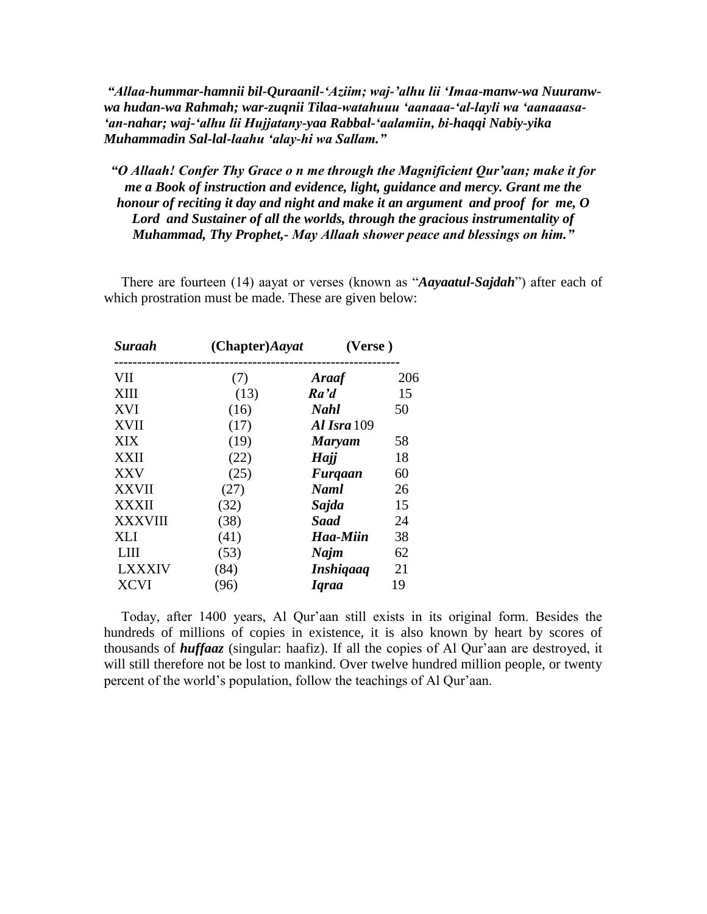***"Allaa-hummar-hamnii bil-Quraanil-'Aziim; waj-'alhu lii 'Imaa-manw-wa Nuuranw-wa hudan-wa Rahmah; war-zuqnii Tilaa-watahuuu 'aanaaa-'al-layli wa 'aanaaasa-'an-nahar; waj-'alhu lii Hujjatany-yaa Rabbal-'aalamiin, bi-haqqi Nabiy-yika Muhammadin Sal-lal-laahu 'alay-hi wa Sallam."***

***"O Allaah! Confer Thy Grace o n me through the Magnificient Qur'aan; make it for me a Book of instruction and evidence, light, guidance and mercy. Grant me the honour of reciting it day and night and make it an argument and proof for me, O Lord and Sustainer of all the worlds, through the gracious instrumentality of Muhammad, Thy Prophet,- May Allaah shower peace and blessings on him."***

There are fourteen (14) aayat or verses (known as "***Aayaatul-Sajdah***") after each of which prostration must be made. These are given below:

| ***Suraah*** | **(Chapter)** | ***Aayat*** | **(Verse )** |
|---|---|---|---|
| VII | (7) | ***Araaf*** | 206 |
| XIII | (13) | ***Ra'd*** | 15 |
| XVI | (16) | ***Nahl*** | 50 |
| XVII | (17) | ***Al Isra*** | 109 |
| XIX | (19) | ***Maryam*** | 58 |
| XXII | (22) | ***Hajj*** | 18 |
| XXV | (25) | ***Furqaan*** | 60 |
| XXVII | (27) | ***Naml*** | 26 |
| XXXII | (32) | ***Sajda*** | 15 |
| XXXVIII | (38) | ***Saad*** | 24 |
| XLI | (41) | ***Haa-Miin*** | 38 |
| LIII | (53) | ***Najm*** | 62 |
| LXXXIV | (84) | ***Inshiqaaq*** | 21 |
| XCVI | (96) | ***Iqraa*** | 19 |

Today, after 1400 years, Al Qur'aan still exists in its original form. Besides the hundreds of millions of copies in existence, it is also known by heart by scores of thousands of ***huffaaz*** (singular: haafiz). If all the copies of Al Qur'aan are destroyed, it will still therefore not be lost to mankind. Over twelve hundred million people, or twenty percent of the world's population, follow the teachings of Al Qur'aan.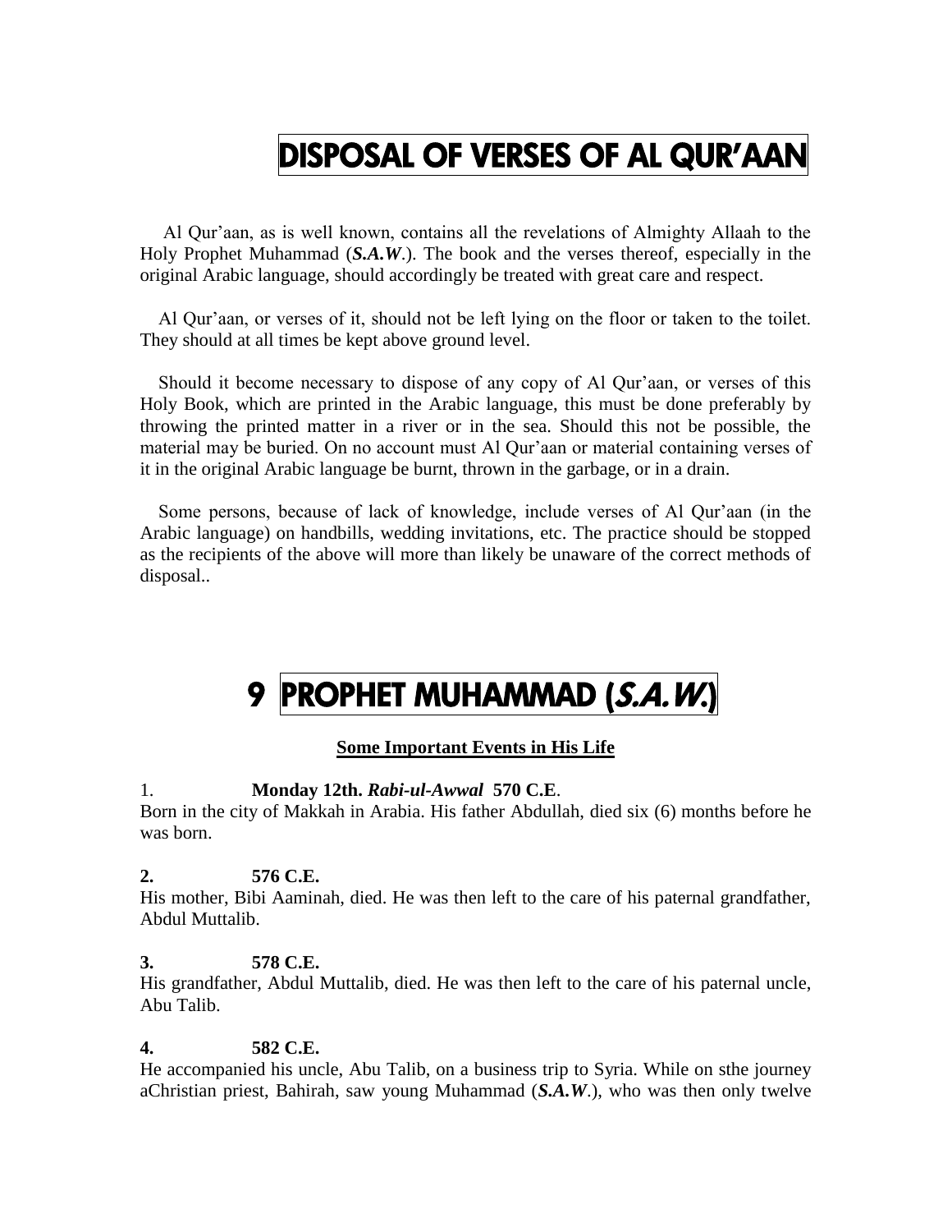# DISPOSAL OF VERSES OF AL QUR'AAN

Al Qur'aan, as is well known, contains all the revelations of Almighty Allaah to the Holy Prophet Muhammad (***S.A.W***.). The book and the verses thereof, especially in the original Arabic language, should accordingly be treated with great care and respect.

Al Qur'aan, or verses of it, should not be left lying on the floor or taken to the toilet. They should at all times be kept above ground level.

Should it become necessary to dispose of any copy of Al Qur'aan, or verses of this Holy Book, which are printed in the Arabic language, this must be done preferably by throwing the printed matter in a river or in the sea. Should this not be possible, the material may be buried. On no account must Al Qur'aan or material containing verses of it in the original Arabic language be burnt, thrown in the garbage, or in a drain.

Some persons, because of lack of knowledge, include verses of Al Qur'aan (in the Arabic language) on handbills, wedding invitations, etc. The practice should be stopped as the recipients of the above will more than likely be unaware of the correct methods of disposal..

# 9 PROPHET MUHAMMAD (*S.A.W.*)

**Some Important Events in His Life**

1. **Monday 12th. *Rabi-ul-Awwal* 570 C.E**.

Born in the city of Makkah in Arabia. His father Abdullah, died six (6) months before he was born.

**2. 576 C.E.**

His mother, Bibi Aaminah, died. He was then left to the care of his paternal grandfather, Abdul Muttalib.

**3. 578 C.E.**

His grandfather, Abdul Muttalib, died. He was then left to the care of his paternal uncle, Abu Talib.

**4. 582 C.E.**

He accompanied his uncle, Abu Talib, on a business trip to Syria. While on sthe journey aChristian priest, Bahirah, saw young Muhammad (***S.A.W***.), who was then only twelve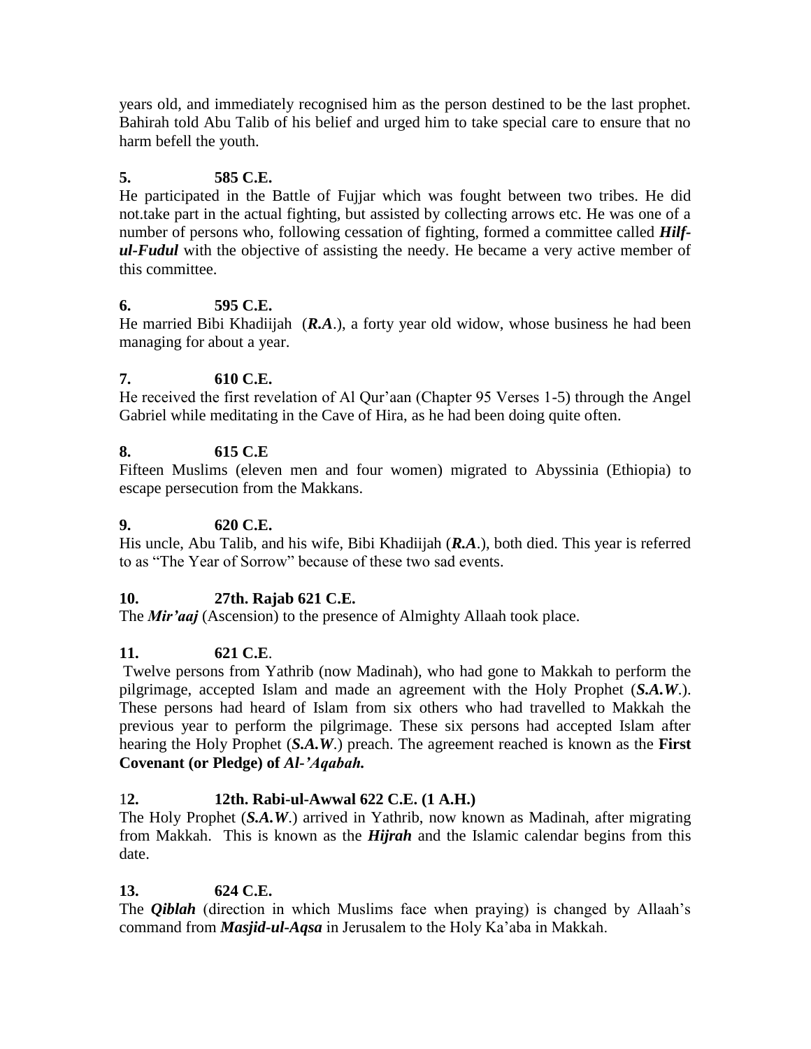years old, and immediately recognised him as the person destined to be the last prophet. Bahirah told Abu Talib of his belief and urged him to take special care to ensure that no harm befell the youth.

**5. 585 C.E.**
He participated in the Battle of Fujjar which was fought between two tribes. He did not.take part in the actual fighting, but assisted by collecting arrows etc. He was one of a number of persons who, following cessation of fighting, formed a committee called ***Hilf-ul-Fudul*** with the objective of assisting the needy. He became a very active member of this committee.

**6. 595 C.E.**
He married Bibi Khadiijah (***R.A***.), a forty year old widow, whose business he had been managing for about a year.

**7. 610 C.E.**
He received the first revelation of Al Qur'aan (Chapter 95 Verses 1-5) through the Angel Gabriel while meditating in the Cave of Hira, as he had been doing quite often.

**8. 615 C.E**
Fifteen Muslims (eleven men and four women) migrated to Abyssinia (Ethiopia) to escape persecution from the Makkans.

**9. 620 C.E.**
His uncle, Abu Talib, and his wife, Bibi Khadiijah (***R.A***.), both died. This year is referred to as "The Year of Sorrow" because of these two sad events.

**10. 27th. Rajab 621 C.E.**
The ***Mir'aaj*** (Ascension) to the presence of Almighty Allaah took place.

**11. 621 C.E**.
Twelve persons from Yathrib (now Madinah), who had gone to Makkah to perform the pilgrimage, accepted Islam and made an agreement with the Holy Prophet (***S.A.W***.). These persons had heard of Islam from six others who had travelled to Makkah the previous year to perform the pilgrimage. These six persons had accepted Islam after hearing the Holy Prophet (***S.A.W***.) preach. The agreement reached is known as the **First Covenant (or Pledge) of *Al-'Aqabah.***

**12. 12th. Rabi-ul-Awwal 622 C.E. (1 A.H.)**
The Holy Prophet (***S.A.W***.) arrived in Yathrib, now known as Madinah, after migrating from Makkah. This is known as the ***Hijrah*** and the Islamic calendar begins from this date.

**13. 624 C.E.**
The ***Qiblah*** (direction in which Muslims face when praying) is changed by Allaah's command from ***Masjid-ul-Aqsa*** in Jerusalem to the Holy Ka'aba in Makkah.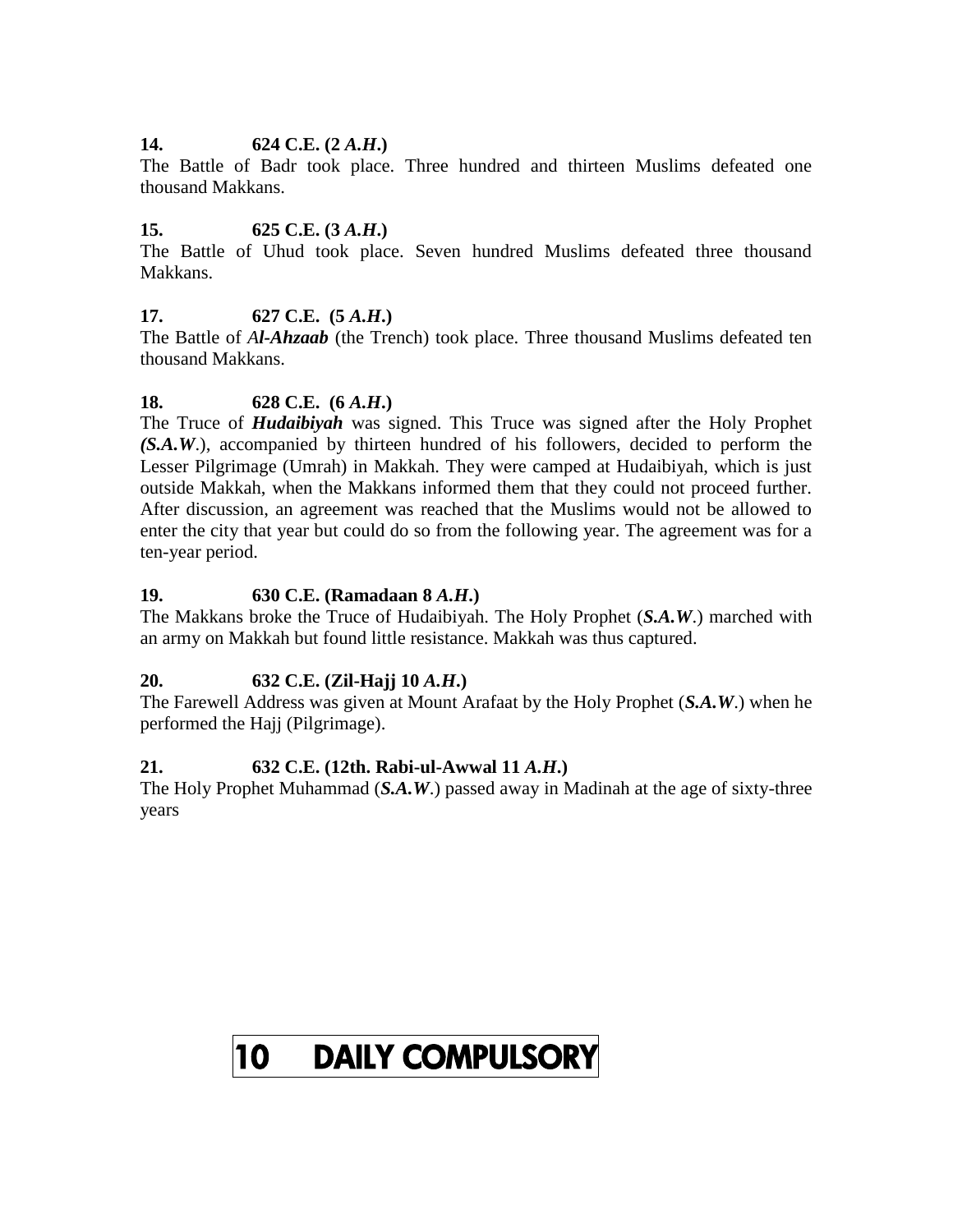**14. 624 C.E. (2 *A.H*.)**

The Battle of Badr took place. Three hundred and thirteen Muslims defeated one thousand Makkans.

**15. 625 C.E. (3 *A.H*.)**

The Battle of Uhud took place. Seven hundred Muslims defeated three thousand Makkans.

**17. 627 C.E. (5 *A.H*.)**

The Battle of ***Al-Ahzaab*** (the Trench) took place. Three thousand Muslims defeated ten thousand Makkans.

**18. 628 C.E. (6 *A.H*.)**

The Truce of ***Hudaibiyah*** was signed. This Truce was signed after the Holy Prophet ***(S.A.W***.), accompanied by thirteen hundred of his followers, decided to perform the Lesser Pilgrimage (Umrah) in Makkah. They were camped at Hudaibiyah, which is just outside Makkah, when the Makkans informed them that they could not proceed further. After discussion, an agreement was reached that the Muslims would not be allowed to enter the city that year but could do so from the following year. The agreement was for a ten-year period.

**19. 630 C.E. (Ramadaan 8 *A.H*.)**

The Makkans broke the Truce of Hudaibiyah. The Holy Prophet (***S.A.W***.) marched with an army on Makkah but found little resistance. Makkah was thus captured.

**20. 632 C.E. (Zil-Hajj 10 *A.H*.)**

The Farewell Address was given at Mount Arafaat by the Holy Prophet (***S.A.W***.) when he performed the Hajj (Pilgrimage).

**21. 632 C.E. (12th. Rabi-ul-Awwal 11 *A.H*.)**

The Holy Prophet Muhammad (***S.A.W***.) passed away in Madinah at the age of sixty-three years

# 10 DAILY COMPULSORY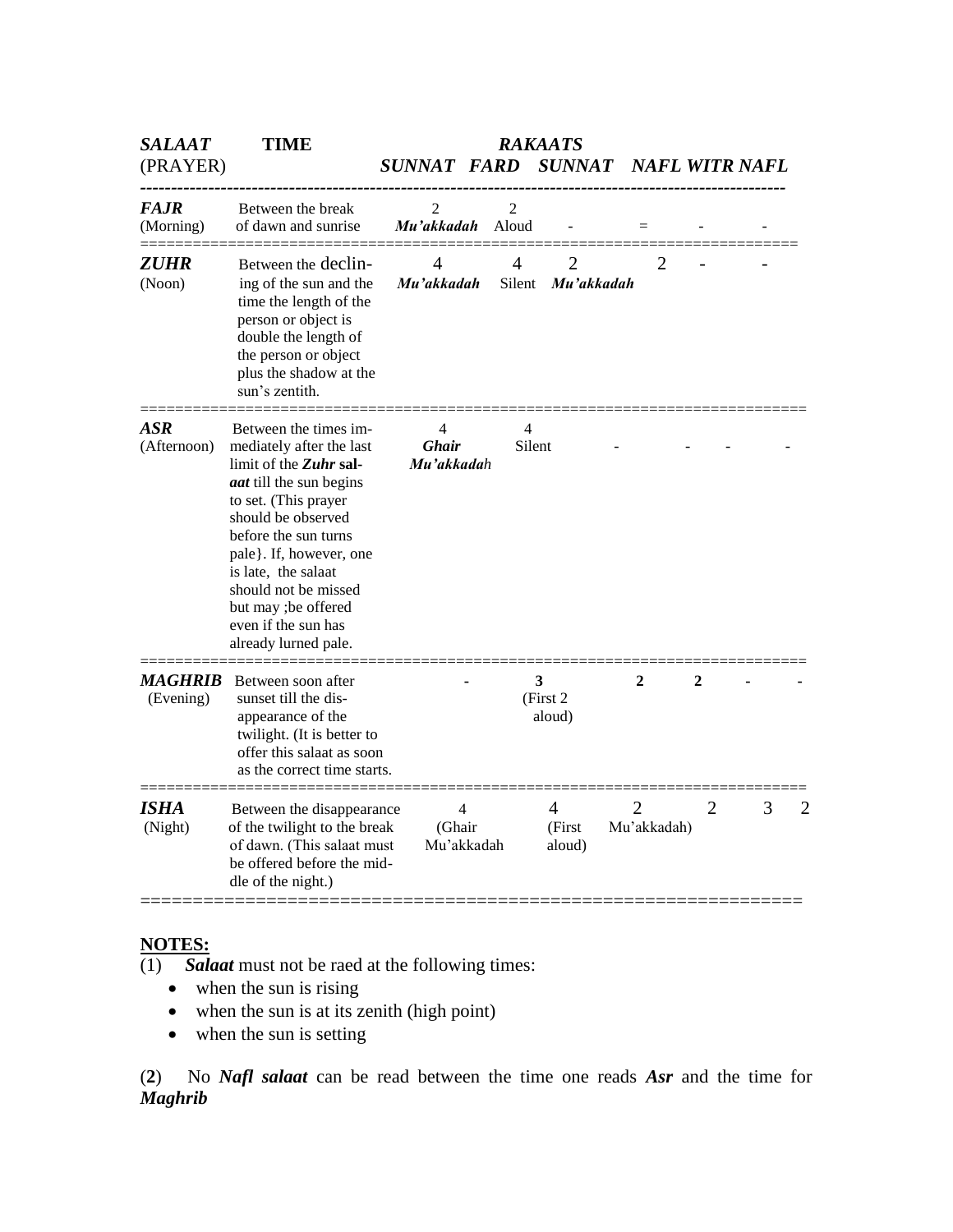| *SALAAT* (PRAYER) | **TIME** | *RAKAATS* | | | | | |
|---|---|---|---|---|---|---|---|
| | | *SUNNAT* | *FARD* | *SUNNAT* | *NAFL* | *WITR* | *NAFL* |
| ***FAJR*** (Morning) | Between the break of dawn and sunrise | 2 ***Mu'akkadah*** | 2 Aloud | - | = | - | - |
| ***ZUHR*** (Noon) | Between the declin-ing of the sun and the time the length of the person or object is double the length of the person or object plus the shadow at the sun's zentith. | 4 ***Mu'akkadah*** | 4 Silent | 2 ***Mu'akkadah*** | 2 | - | - |
| ***ASR*** (Afternoon) | Between the times im-mediately after the last limit of the ***Zuhr sal-aat*** till the sun begins to set. (This prayer should be observed before the sun turns pale}. If, however, one is late, the salaat should not be missed but may ;be offered even if the sun has already lurned pale. | 4 ***Ghair Mu'akkadah*** | 4 Silent | - | - | - | - |
| ***MAGHRIB*** (Evening) | Between soon after sunset till the dis-appearance of the twilight. (It is better to offer this salaat as soon as the correct time starts. | - | **3** (First 2 aloud) | **2** | **2** | - | - |
| ***ISHA*** (Night) | Between the disappearance of the twilight to the break of dawn. (This salaat must be offered before the mid-dle of the night.) | 4 (Ghair Mu'akkadah | 4 (First aloud) | 2 Mu'akkadah) | 2 | 3 | 2 |

**NOTES:**

(1) ***Salaat*** must not be raed at the following times:

- when the sun is rising
- when the sun is at its zenith (high point)
- when the sun is setting

(**2**) No ***Nafl salaat*** can be read between the time one reads ***Asr*** and the time for ***Maghrib***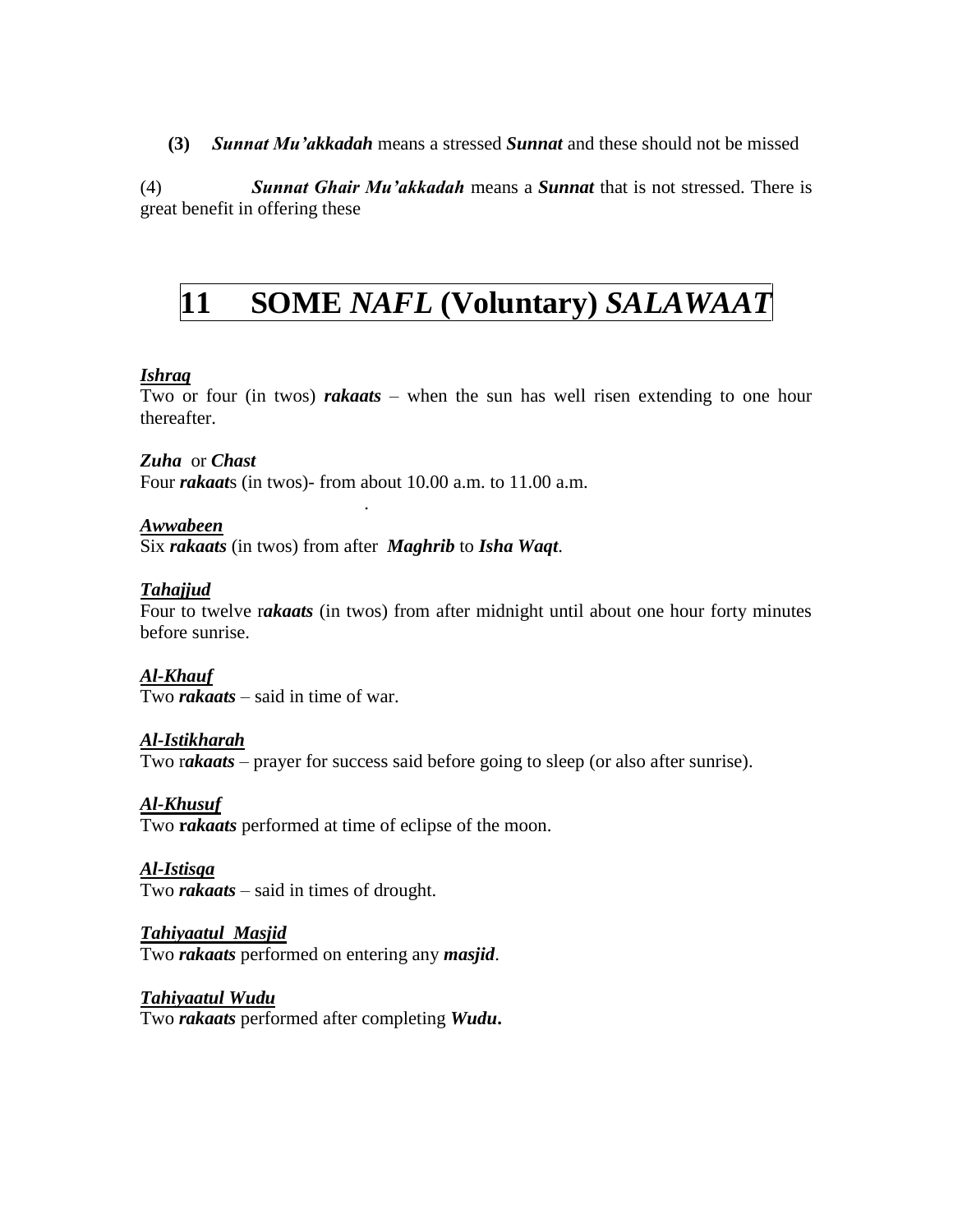**(3)** ***Sunnat Mu'akkadah*** means a stressed ***Sunnat*** and these should not be missed

(4) ***Sunnat Ghair Mu'akkadah*** means a ***Sunnat*** that is not stressed. There is great benefit in offering these

# 11 SOME *NAFL* (Voluntary) *SALAWAAT*

***Ishraq***
Two or four (in twos) ***rakaats*** – when the sun has well risen extending to one hour thereafter.

***Zuha*** or ***Chast***
Four ***rakaat***s (in twos)- from about 10.00 a.m. to 11.00 a.m.

***Awwabeen***
Six ***rakaats*** (in twos) from after ***Maghrib*** to ***Isha Waqt***.

***Tahajjud***
Four to twelve r***akaats*** (in twos) from after midnight until about one hour forty minutes before sunrise.

***Al-Khauf***
Two ***rakaats*** – said in time of war.

***Al-Istikharah***
Two r***akaats*** – prayer for success said before going to sleep (or also after sunrise).

***Al-Khusuf***
Two ***rakaats*** performed at time of eclipse of the moon.

***Al-Istisqa***
Two ***rakaats*** – said in times of drought.

***Tahiyaatul Masjid***
Two ***rakaats*** performed on entering any ***masjid***.

***Tahiyaatul Wudu***
Two ***rakaats*** performed after completing ***Wudu***.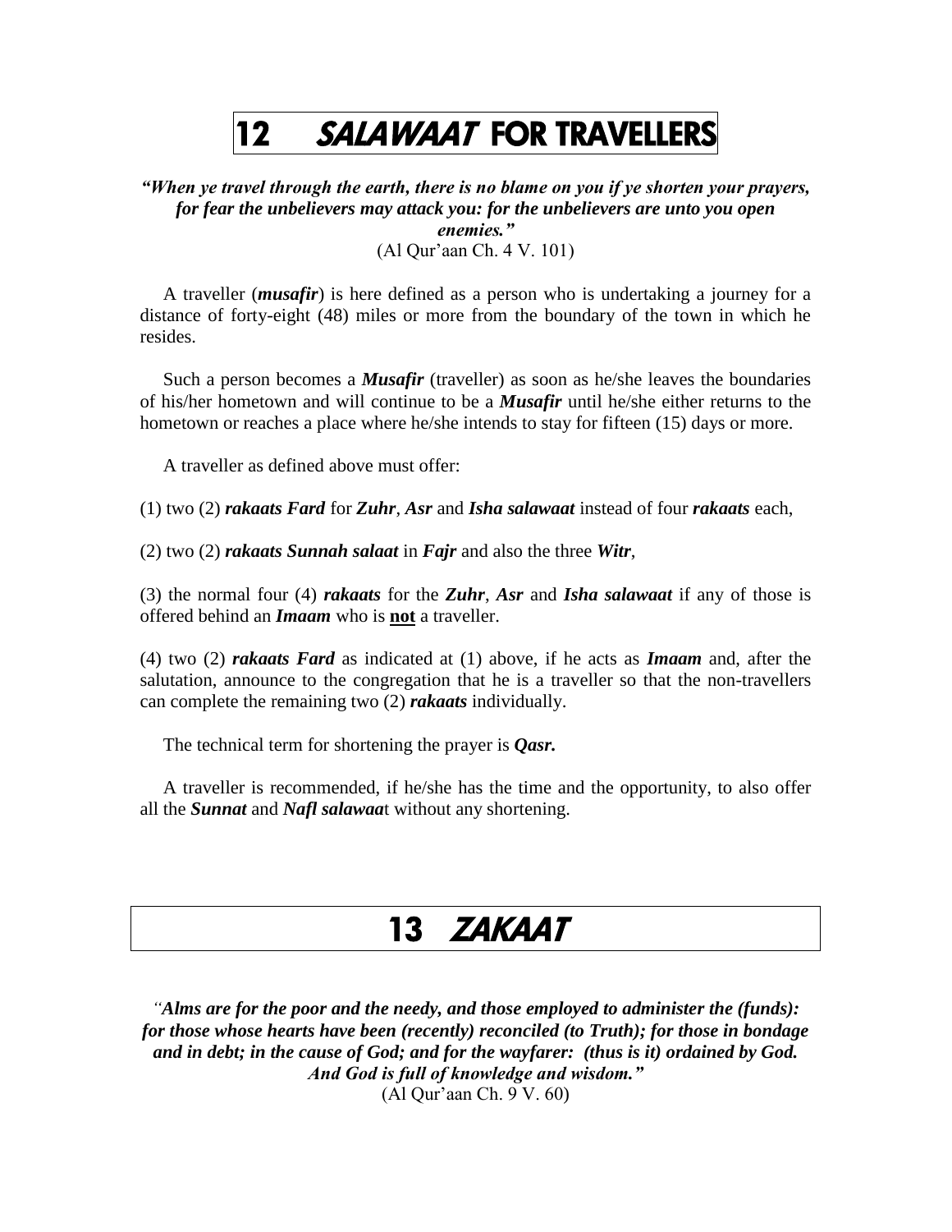# 12 *SALAWAAT* FOR TRAVELLERS

***"When ye travel through the earth, there is no blame on you if ye shorten your prayers, for fear the unbelievers may attack you: for the unbelievers are unto you open enemies."***
(Al Qur'aan Ch. 4 V. 101)

A traveller (***musafir***) is here defined as a person who is undertaking a journey for a distance of forty-eight (48) miles or more from the boundary of the town in which he resides.

Such a person becomes a ***Musafir*** (traveller) as soon as he/she leaves the boundaries of his/her hometown and will continue to be a ***Musafir*** until he/she either returns to the hometown or reaches a place where he/she intends to stay for fifteen (15) days or more.

A traveller as defined above must offer:

(1) two (2) ***rakaats Fard*** for ***Zuhr***, ***Asr*** and ***Isha salawaat*** instead of four ***rakaats*** each,

(2) two (2) ***rakaats Sunnah salaat*** in ***Fajr*** and also the three ***Witr***,

(3) the normal four (4) ***rakaats*** for the ***Zuhr***, ***Asr*** and ***Isha salawaat*** if any of those is offered behind an ***Imaam*** who is **not** a traveller.

(4) two (2) ***rakaats Fard*** as indicated at (1) above, if he acts as ***Imaam*** and, after the salutation, announce to the congregation that he is a traveller so that the non-travellers can complete the remaining two (2) ***rakaats*** individually.

The technical term for shortening the prayer is ***Qasr.***

A traveller is recommended, if he/she has the time and the opportunity, to also offer all the ***Sunnat*** and ***Nafl salawaa***t without any shortening.

# 13 *ZAKAAT*

***"Alms are for the poor and the needy, and those employed to administer the (funds): for those whose hearts have been (recently) reconciled (to Truth); for those in bondage and in debt; in the cause of God; and for the wayfarer: (thus is it) ordained by God. And God is full of knowledge and wisdom."***
(Al Qur'aan Ch. 9 V. 60)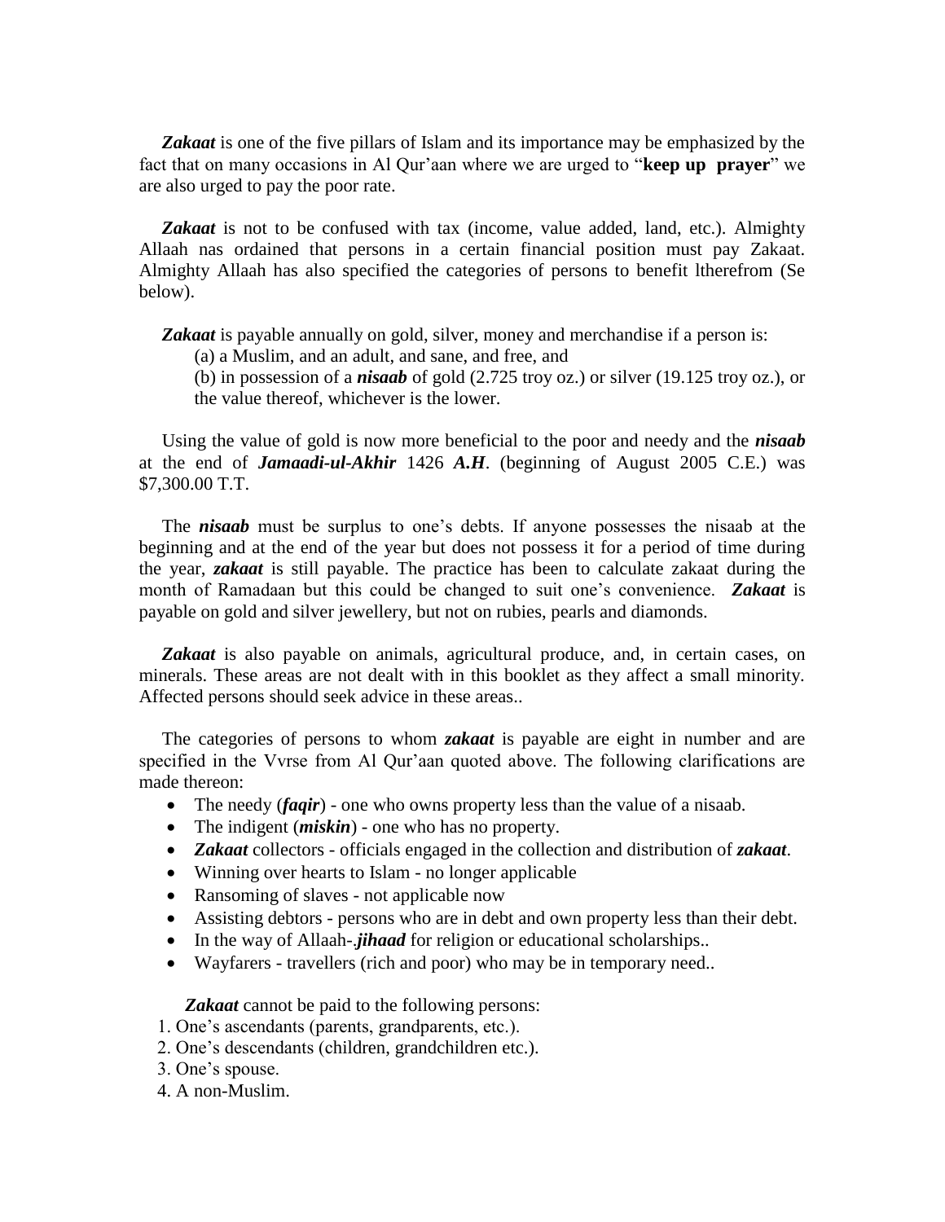***Zakaat*** is one of the five pillars of Islam and its importance may be emphasized by the fact that on many occasions in Al Qur'aan where we are urged to "**keep up prayer**" we are also urged to pay the poor rate.

***Zakaat*** is not to be confused with tax (income, value added, land, etc.). Almighty Allaah nas ordained that persons in a certain financial position must pay Zakaat. Almighty Allaah has also specified the categories of persons to benefit ltherefrom (Se below).

***Zakaat*** is payable annually on gold, silver, money and merchandise if a person is:

(a) a Muslim, and an adult, and sane, and free, and

(b) in possession of a ***nisaab*** of gold (2.725 troy oz.) or silver (19.125 troy oz.), or the value thereof, whichever is the lower.

Using the value of gold is now more beneficial to the poor and needy and the ***nisaab*** at the end of ***Jamaadi-ul-Akhir*** 1426 ***A.H***. (beginning of August 2005 C.E.) was $7,300.00 T.T.

The ***nisaab*** must be surplus to one's debts. If anyone possesses the nisaab at the beginning and at the end of the year but does not possess it for a period of time during the year, ***zakaat*** is still payable. The practice has been to calculate zakaat during the month of Ramadaan but this could be changed to suit one's convenience. ***Zakaat*** is payable on gold and silver jewellery, but not on rubies, pearls and diamonds.

***Zakaat*** is also payable on animals, agricultural produce, and, in certain cases, on minerals. These areas are not dealt with in this booklet as they affect a small minority. Affected persons should seek advice in these areas..

The categories of persons to whom ***zakaat*** is payable are eight in number and are specified in the Vvrse from Al Qur'aan quoted above. The following clarifications are made thereon:

- The needy (***faqir***) - one who owns property less than the value of a nisaab.
- The indigent (***miskin***) - one who has no property.
- ***Zakaat*** collectors - officials engaged in the collection and distribution of ***zakaat***.
- Winning over hearts to Islam - no longer applicable
- Ransoming of slaves - not applicable now
- Assisting debtors - persons who are in debt and own property less than their debt.
- In the way of Allaah-.***jihaad*** for religion or educational scholarships..
- Wayfarers - travellers (rich and poor) who may be in temporary need..

***Zakaat*** cannot be paid to the following persons:

1. One's ascendants (parents, grandparents, etc.).
2. One's descendants (children, grandchildren etc.).
3. One's spouse.
4. A non-Muslim.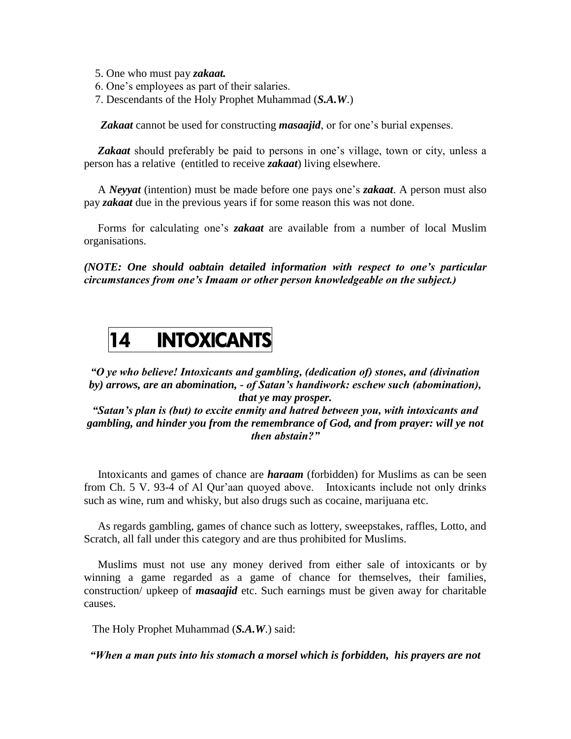5. One who must pay ***zakaat.***
6. One's employees as part of their salaries.
7. Descendants of the Holy Prophet Muhammad (***S.A.W***.)

***Zakaat*** cannot be used for constructing ***masaajid***, or for one's burial expenses.

***Zakaat*** should preferably be paid to persons in one's village, town or city, unless a person has a relative (entitled to receive ***zakaat***) living elsewhere.

A ***Neyyat*** (intention) must be made before one pays one's ***zakaat***. A person must also pay ***zakaat*** due in the previous years if for some reason this was not done.

Forms for calculating one's ***zakaat*** are available from a number of local Muslim organisations.

***(NOTE: One should oabtain detailed information with respect to one's particular circumstances from one's Imaam or other person knowledgeable on the subject.)***

# 14 INTOXICANTS

***"O ye who believe! Intoxicants and gambling, (dedication of) stones, and (divination by) arrows, are an abomination, - of Satan's handiwork: eschew such (abomination), that ye may prosper.***
***"Satan's plan is (but) to excite enmity and hatred between you, with intoxicants and gambling, and hinder you from the remembrance of God, and from prayer: will ye not then abstain?"***

Intoxicants and games of chance are ***haraam*** (forbidden) for Muslims as can be seen from Ch. 5 V. 93-4 of Al Qur'aan quoyed above. Intoxicants include not only drinks such as wine, rum and whisky, but also drugs such as cocaine, marijuana etc.

As regards gambling, games of chance such as lottery, sweepstakes, raffles, Lotto, and Scratch, all fall under this category and are thus prohibited for Muslims.

Muslims must not use any money derived from either sale of intoxicants or by winning a game regarded as a game of chance for themselves, their families, construction/ upkeep of ***masaajid*** etc. Such earnings must be given away for charitable causes.

The Holy Prophet Muhammad (***S.A.W***.) said:

***"When a man puts into his stomach a morsel which is forbidden, his prayers are not***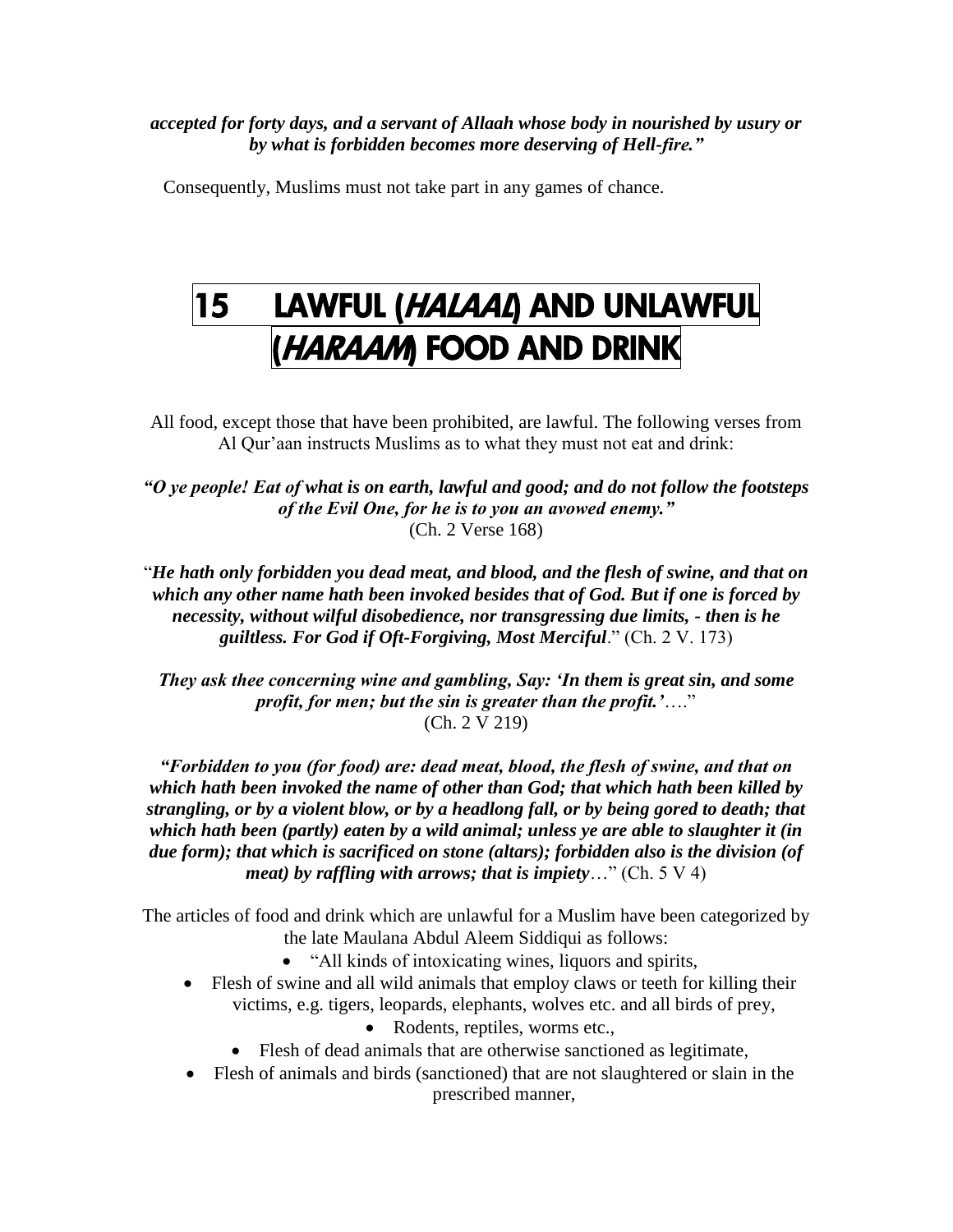***accepted for forty days, and a servant of Allaah whose body in nourished by usury or by what is forbidden becomes more deserving of Hell-fire."***

Consequently, Muslims must not take part in any games of chance.

# 15 LAWFUL (*HALAAL*) AND UNLAWFUL (*HARAAM*) FOOD AND DRINK

All food, except those that have been prohibited, are lawful. The following verses from Al Qur'aan instructs Muslims as to what they must not eat and drink:

***"O ye people! Eat of what is on earth, lawful and good; and do not follow the footsteps of the Evil One, for he is to you an avowed enemy."*** (Ch. 2 Verse 168)

"***He hath only forbidden you dead meat, and blood, and the flesh of swine, and that on which any other name hath been invoked besides that of God. But if one is forced by necessity, without wilful disobedience, nor transgressing due limits, - then is he guiltless. For God if Oft-Forgiving, Most Merciful***." (Ch. 2 V. 173)

***They ask thee concerning wine and gambling, Say: 'In them is great sin, and some profit, for men; but the sin is greater than the profit.'***…." (Ch. 2 V 219)

***"Forbidden to you (for food) are: dead meat, blood, the flesh of swine, and that on which hath been invoked the name of other than God; that which hath been killed by strangling, or by a violent blow, or by a headlong fall, or by being gored to death; that which hath been (partly) eaten by a wild animal; unless ye are able to slaughter it (in due form); that which is sacrificed on stone (altars); forbidden also is the division (of meat) by raffling with arrows; that is impiety***…" (Ch. 5 V 4)

The articles of food and drink which are unlawful for a Muslim have been categorized by the late Maulana Abdul Aleem Siddiqui as follows:

- "All kinds of intoxicating wines, liquors and spirits,
- Flesh of swine and all wild animals that employ claws or teeth for killing their victims, e.g. tigers, leopards, elephants, wolves etc. and all birds of prey,
- Rodents, reptiles, worms etc.,
- Flesh of dead animals that are otherwise sanctioned as legitimate,
- Flesh of animals and birds (sanctioned) that are not slaughtered or slain in the prescribed manner,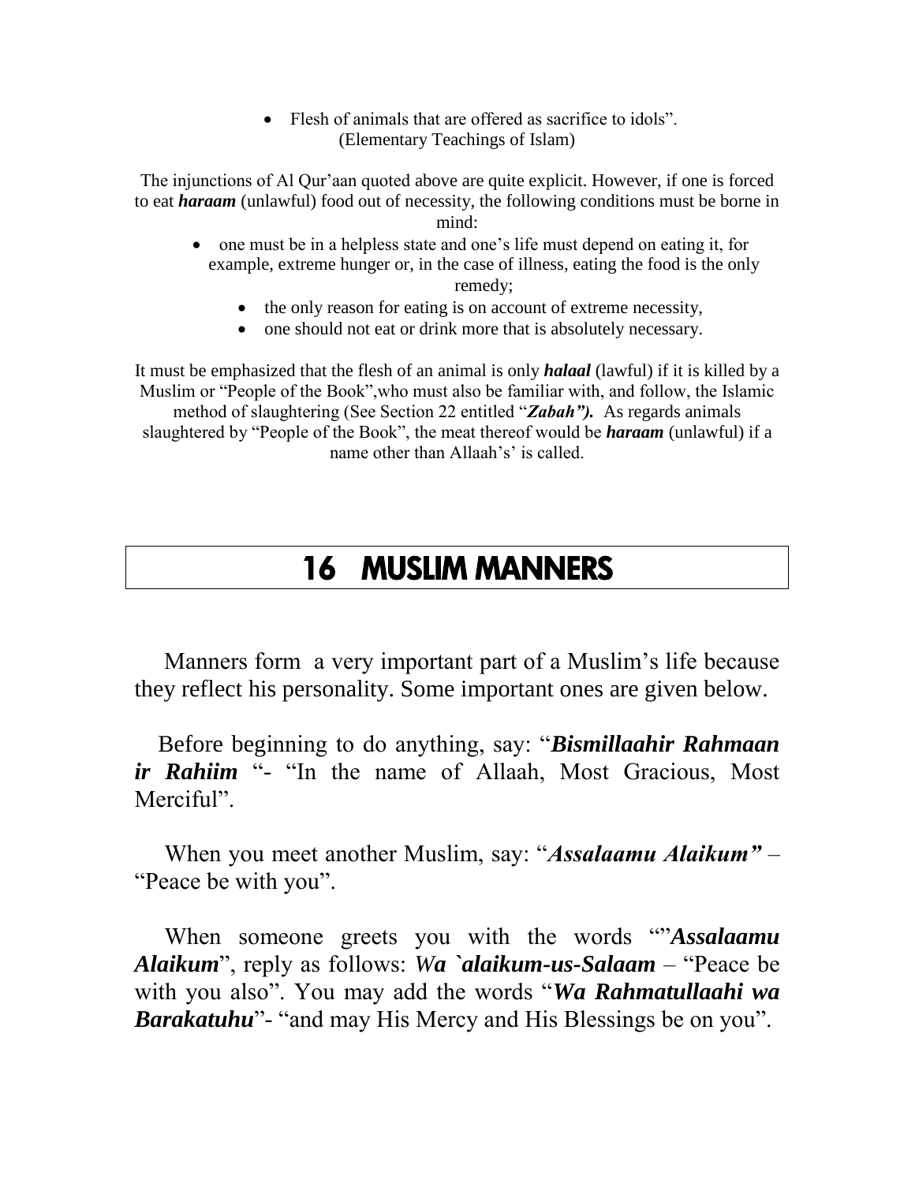- Flesh of animals that are offered as sacrifice to idols".

(Elementary Teachings of Islam)

The injunctions of Al Qur'aan quoted above are quite explicit. However, if one is forced to eat ***haraam*** (unlawful) food out of necessity, the following conditions must be borne in mind:

- one must be in a helpless state and one's life must depend on eating it, for example, extreme hunger or, in the case of illness, eating the food is the only remedy;
- the only reason for eating is on account of extreme necessity,
- one should not eat or drink more that is absolutely necessary.

It must be emphasized that the flesh of an animal is only ***halaal*** (lawful) if it is killed by a Muslim or "People of the Book",who must also be familiar with, and follow, the Islamic method of slaughtering (See Section 22 entitled "***Zabah").*** As regards animals slaughtered by "People of the Book", the meat thereof would be ***haraam*** (unlawful) if a name other than Allaah's' is called.

# 16 MUSLIM MANNERS

Manners form a very important part of a Muslim's life because they reflect his personality. Some important ones are given below.

Before beginning to do anything, say: "***Bismillaahir Rahmaan ir Rahiim*** "- "In the name of Allaah, Most Gracious, Most Merciful".

When you meet another Muslim, say: "***Assalaamu Alaikum"*** – "Peace be with you".

When someone greets you with the words ""'***Assalaamu Alaikum***", reply as follows: ***Wa `alaikum-us-Salaam*** – "Peace be with you also". You may add the words "***Wa Rahmatullaahi wa Barakatuhu***"- "and may His Mercy and His Blessings be on you".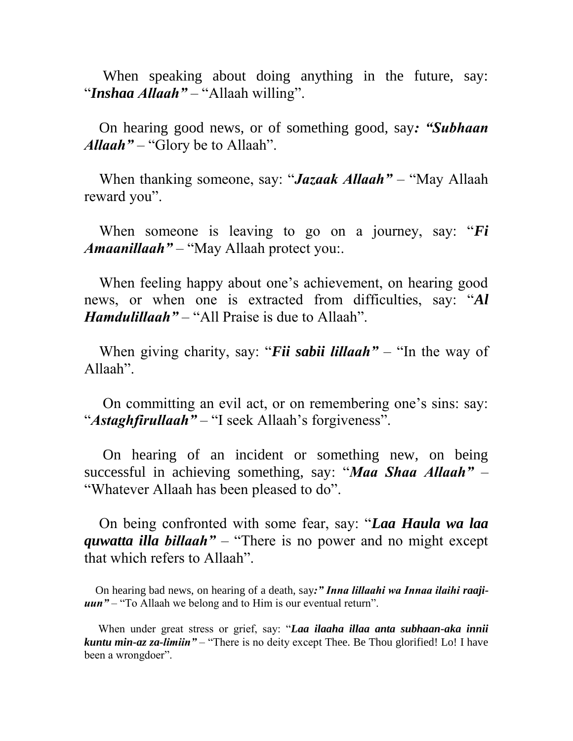When speaking about doing anything in the future, say: “***Inshaa Allaah”*** – “Allaah willing”.

On hearing good news, or of something good, say***: “Subhaan Allaah”*** – “Glory be to Allaah”.

When thanking someone, say: “***Jazaak Allaah”*** – “May Allaah reward you”.

When someone is leaving to go on a journey, say: “***Fi Amaanillaah”*** – “May Allaah protect you:.

When feeling happy about one’s achievement, on hearing good news, or when one is extracted from difficulties, say: “***Al Hamdulillaah”*** – “All Praise is due to Allaah”.

When giving charity, say: “***Fii sabii lillaah”*** – “In the way of Allaah”.

On committing an evil act, or on remembering one’s sins: say: “***Astaghfirullaah”*** – “I seek Allaah’s forgiveness”.

On hearing of an incident or something new, on being successful in achieving something, say: “***Maa Shaa Allaah”*** – “Whatever Allaah has been pleased to do”.

On being confronted with some fear, say: “***Laa Haula wa laa quwatta illa billaah”*** – “There is no power and no might except that which refers to Allaah”.

On hearing bad news, on hearing of a death, say***:” Inna lillaahi wa Innaa ilaihi raaji-uun”*** – “To Allaah we belong and to Him is our eventual return”.

When under great stress or grief, say: “***Laa ilaaha illaa anta subhaan-aka innii kuntu min-az za-limiin”*** – “There is no deity except Thee. Be Thou glorified! Lo! I have been a wrongdoer”.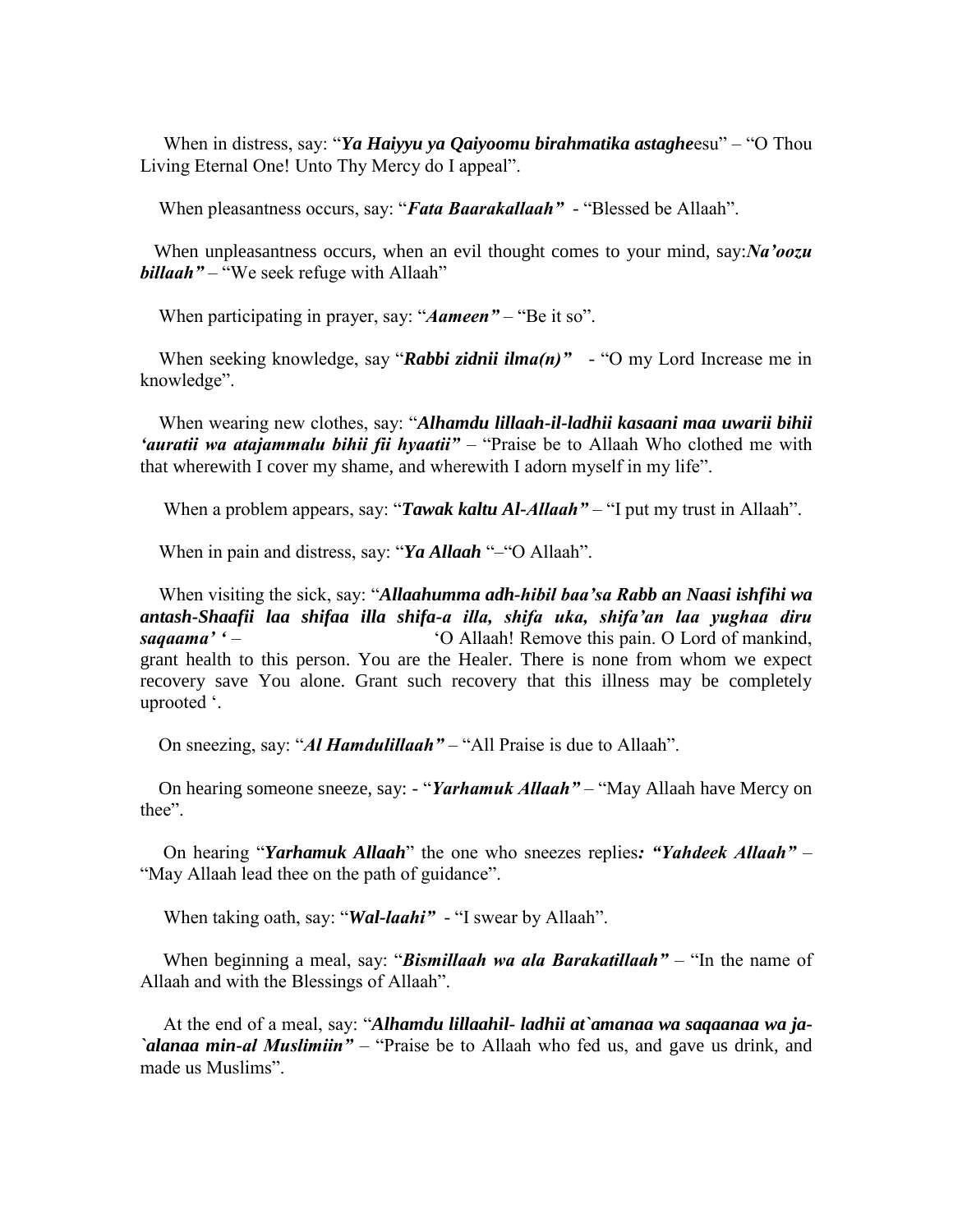When in distress, say: "***Ya Haiyyu ya Qaiyoomu birahmatika astaghe***esu" – "O Thou Living Eternal One! Unto Thy Mercy do I appeal".

When pleasantness occurs, say: "***Fata Baarakallaah"*** - "Blessed be Allaah".

When unpleasantness occurs, when an evil thought comes to your mind, say:***Na'oozu billaah"*** – "We seek refuge with Allaah"

When participating in prayer, say: "***Aameen"*** – "Be it so".

When seeking knowledge, say "***Rabbi zidnii ilma(n)"*** - "O my Lord Increase me in knowledge".

When wearing new clothes, say: "***Alhamdu lillaah-il-ladhii kasaani maa uwarii bihii 'auratii wa atajammalu bihii fii hyaatii"*** – "Praise be to Allaah Who clothed me with that wherewith I cover my shame, and wherewith I adorn myself in my life".

When a problem appears, say: "***Tawak kaltu Al-Allaah"*** – "I put my trust in Allaah".

When in pain and distress, say: "***Ya Allaah*** "–"O Allaah".

When visiting the sick, say: "***Allaahumma adh-hibil baa'sa Rabb an Naasi ishfihi wa antash-Shaafii laa shifaa illa shifa-a illa, shifa uka, shifa'an laa yughaa diru saqaama' '*** – 'O Allaah! Remove this pain. O Lord of mankind, grant health to this person. You are the Healer. There is none from whom we expect recovery save You alone. Grant such recovery that this illness may be completely uprooted '.

On sneezing, say: "***Al Hamdulillaah"*** – "All Praise is due to Allaah".

On hearing someone sneeze, say: - "***Yarhamuk Allaah"*** – "May Allaah have Mercy on thee".

On hearing "***Yarhamuk Allaah***" the one who sneezes replies***: "Yahdeek Allaah"*** – "May Allaah lead thee on the path of guidance".

When taking oath, say: "***Wal-laahi"*** - "I swear by Allaah".

When beginning a meal, say: "***Bismillaah wa ala Barakatillaah"*** – "In the name of Allaah and with the Blessings of Allaah".

At the end of a meal, say: "***Alhamdu lillaahil- ladhii at`amanaa wa saqaanaa wa ja-`alanaa min-al Muslimiin"*** – "Praise be to Allaah who fed us, and gave us drink, and made us Muslims".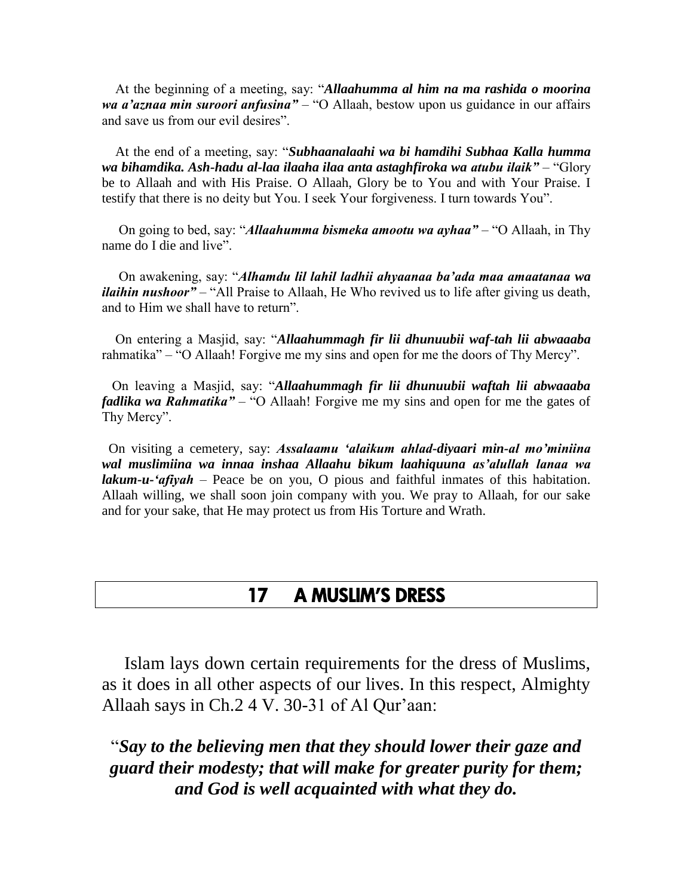At the beginning of a meeting, say: "***Allaahumma al him na ma rashida o moorina wa a'aznaa min suroori anfusina"*** – "O Allaah, bestow upon us guidance in our affairs and save us from our evil desires".

At the end of a meeting, say: "***Subhaanalaahi wa bi hamdihi Subhaa Kalla humma wa bihamdika. Ash-hadu al-laa ilaaha ilaa anta astaghfiroka wa atubu ilaik"*** – "Glory be to Allaah and with His Praise. O Allaah, Glory be to You and with Your Praise. I testify that there is no deity but You. I seek Your forgiveness. I turn towards You".

On going to bed, say: "***Allaahumma bismeka amootu wa ayhaa"*** – "O Allaah, in Thy name do I die and live".

On awakening, say: "***Alhamdu lil lahil ladhii ahyaanaa ba'ada maa amaatanaa wa ilaihin nushoor"*** – "All Praise to Allaah, He Who revived us to life after giving us death, and to Him we shall have to return".

On entering a Masjid, say: "***Allaahummagh fir lii dhunuubii waf-tah lii abwaaaba*** rahmatika" – "O Allaah! Forgive me my sins and open for me the doors of Thy Mercy".

On leaving a Masjid, say: "***Allaahummagh fir lii dhunuubii waftah lii abwaaaba fadlika wa Rahmatika"*** – "O Allaah! Forgive me my sins and open for me the gates of Thy Mercy".

On visiting a cemetery, say: ***Assalaamu 'alaikum ahlad-diyaari min-al mo'miniina wal muslimiina wa innaa inshaa Allaahu bikum laahiquuna as'alullah lanaa wa lakum-u-'afiyah*** – Peace be on you, O pious and faithful inmates of this habitation. Allaah willing, we shall soon join company with you. We pray to Allaah, for our sake and for your sake, that He may protect us from His Torture and Wrath.

## 17 A MUSLIM'S DRESS

Islam lays down certain requirements for the dress of Muslims, as it does in all other aspects of our lives. In this respect, Almighty Allaah says in Ch.2 4 V. 30-31 of Al Qur'aan:

"***Say to the believing men that they should lower their gaze and guard their modesty; that will make for greater purity for them; and God is well acquainted with what they do.***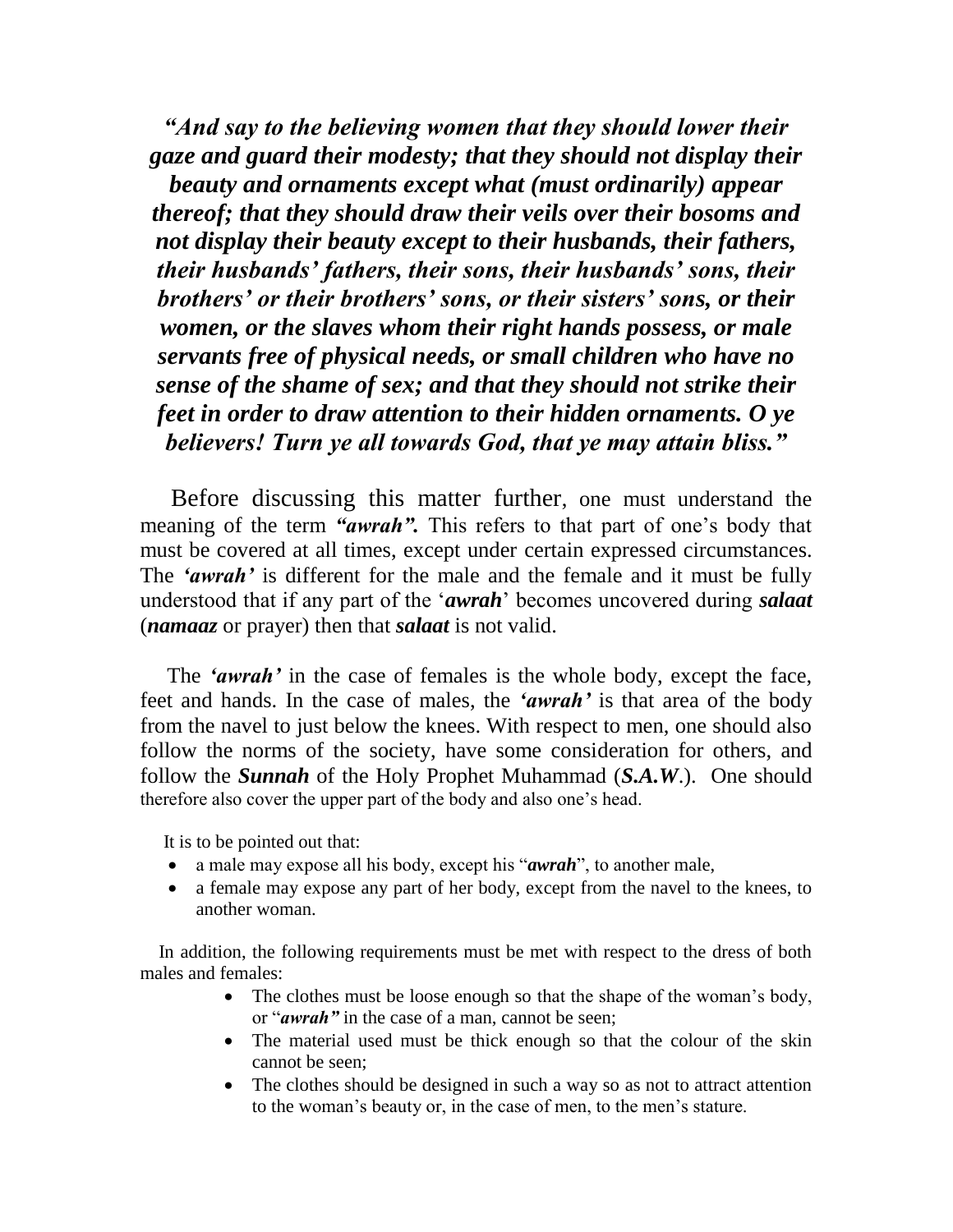***"And say to the believing women that they should lower their gaze and guard their modesty; that they should not display their beauty and ornaments except what (must ordinarily) appear thereof; that they should draw their veils over their bosoms and not display their beauty except to their husbands, their fathers, their husbands' fathers, their sons, their husbands' sons, their brothers' or their brothers' sons, or their sisters' sons, or their women, or the slaves whom their right hands possess, or male servants free of physical needs, or small children who have no sense of the shame of sex; and that they should not strike their feet in order to draw attention to their hidden ornaments. O ye believers! Turn ye all towards God, that ye may attain bliss."***

Before discussing this matter further, one must understand the meaning of the term ***"awrah".*** This refers to that part of one's body that must be covered at all times, except under certain expressed circumstances. The ***'awrah'*** is different for the male and the female and it must be fully understood that if any part of the '***awrah***' becomes uncovered during ***salaat*** (***namaaz*** or prayer) then that ***salaat*** is not valid.

The ***'awrah'*** in the case of females is the whole body, except the face, feet and hands. In the case of males, the ***'awrah'*** is that area of the body from the navel to just below the knees. With respect to men, one should also follow the norms of the society, have some consideration for others, and follow the ***Sunnah*** of the Holy Prophet Muhammad (***S.A.W***.). One should therefore also cover the upper part of the body and also one's head.

It is to be pointed out that:

- a male may expose all his body, except his "***awrah***", to another male,
- a female may expose any part of her body, except from the navel to the knees, to another woman.

In addition, the following requirements must be met with respect to the dress of both males and females:

- The clothes must be loose enough so that the shape of the woman's body, or "***awrah"*** in the case of a man, cannot be seen;
- The material used must be thick enough so that the colour of the skin cannot be seen;
- The clothes should be designed in such a way so as not to attract attention to the woman's beauty or, in the case of men, to the men's stature.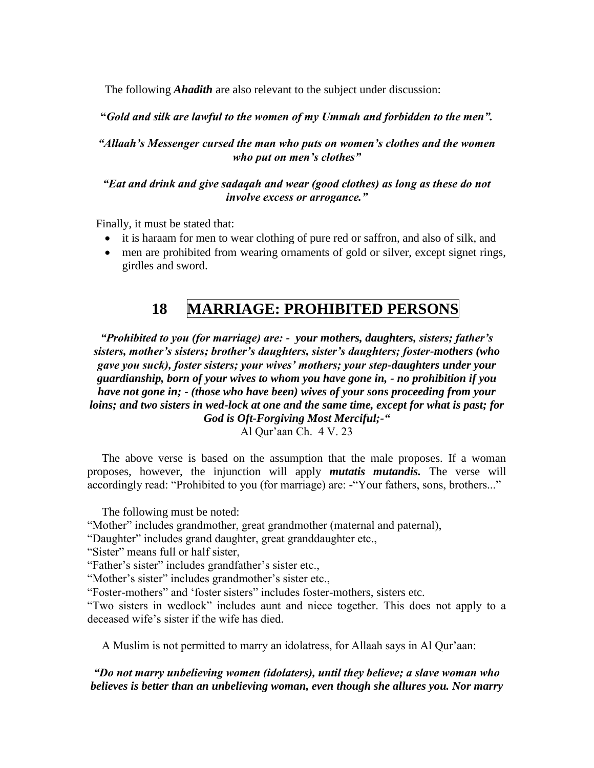The following ***Ahadith*** are also relevant to the subject under discussion:

**"*Gold and silk are lawful to the women of my Ummah and forbidden to the men".***

***"Allaah's Messenger cursed the man who puts on women's clothes and the women who put on men's clothes"***

***"Eat and drink and give sadaqah and wear (good clothes) as long as these do not involve excess or arrogance."***

Finally, it must be stated that:

- it is haraam for men to wear clothing of pure red or saffron, and also of silk, and
- men are prohibited from wearing ornaments of gold or silver, except signet rings, girdles and sword.

## 18 MARRIAGE: PROHIBITED PERSONS

***"Prohibited to you (for marriage) are: - your mothers, daughters, sisters; father's sisters, mother's sisters; brother's daughters, sister's daughters; foster-mothers (who gave you suck), foster sisters; your wives' mothers; your step-daughters under your guardianship, born of your wives to whom you have gone in, - no prohibition if you have not gone in; - (those who have been) wives of your sons proceeding from your loins; and two sisters in wed-lock at one and the same time, except for what is past; for God is Oft-Forgiving Most Merciful;-"***
Al Qur'aan Ch. 4 V. 23

The above verse is based on the assumption that the male proposes. If a woman proposes, however, the injunction will apply ***mutatis mutandis.*** The verse will accordingly read: "Prohibited to you (for marriage) are: -"Your fathers, sons, brothers..."

The following must be noted:
"Mother" includes grandmother, great grandmother (maternal and paternal),
"Daughter" includes grand daughter, great granddaughter etc.,
"Sister" means full or half sister,
"Father's sister" includes grandfather's sister etc.,
"Mother's sister" includes grandmother's sister etc.,
"Foster-mothers" and 'foster sisters" includes foster-mothers, sisters etc.
"Two sisters in wedlock" includes aunt and niece together. This does not apply to a deceased wife's sister if the wife has died.

A Muslim is not permitted to marry an idolatress, for Allaah says in Al Qur'aan:

***"Do not marry unbelieving women (idolaters), until they believe; a slave woman who believes is better than an unbelieving woman, even though she allures you. Nor marry***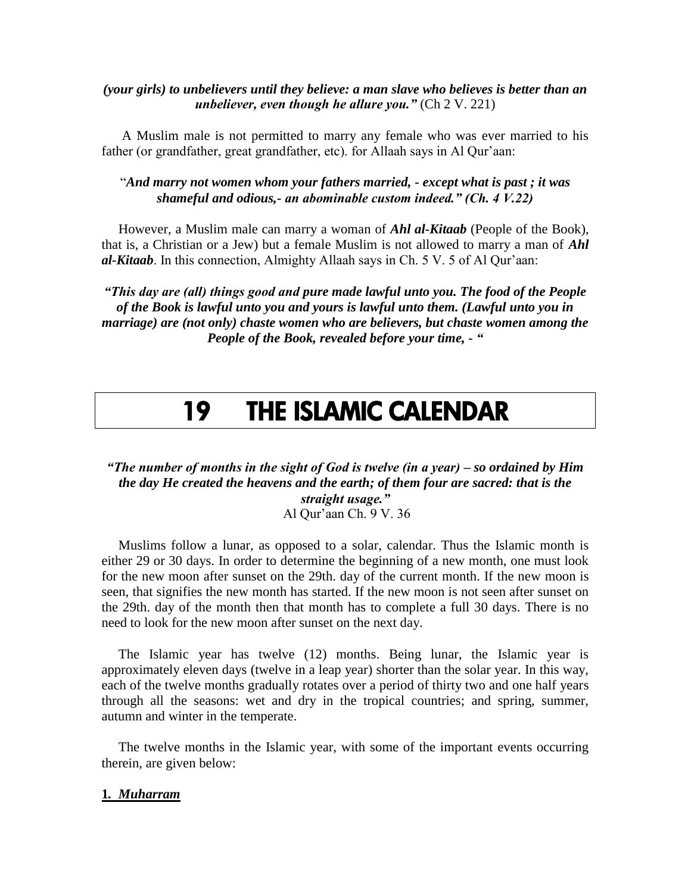***(your girls) to unbelievers until they believe: a man slave who believes is better than an unbeliever, even though he allure you."*** (Ch 2 V. 221)

A Muslim male is not permitted to marry any female who was ever married to his father (or grandfather, great grandfather, etc). for Allaah says in Al Qur'aan:

"***And marry not women whom your fathers married, - except what is past ; it was shameful and odious,- an abominable custom indeed." (Ch. 4 V.22)***

However, a Muslim male can marry a woman of ***Ahl al-Kitaab*** (People of the Book), that is, a Christian or a Jew) but a female Muslim is not allowed to marry a man of ***Ahl al-Kitaab***. In this connection, Almighty Allaah says in Ch. 5 V. 5 of Al Qur'aan:

***"This day are (all) things good and pure made lawful unto you. The food of the People of the Book is lawful unto you and yours is lawful unto them. (Lawful unto you in marriage) are (not only) chaste women who are believers, but chaste women among the People of the Book, revealed before your time, - "***

# 19 THE ISLAMIC CALENDAR

***"The number of months in the sight of God is twelve (in a year) – so ordained by Him the day He created the heavens and the earth; of them four are sacred: that is the straight usage."***
Al Qur'aan Ch. 9 V. 36

Muslims follow a lunar, as opposed to a solar, calendar. Thus the Islamic month is either 29 or 30 days. In order to determine the beginning of a new month, one must look for the new moon after sunset on the 29th. day of the current month. If the new moon is seen, that signifies the new month has started. If the new moon is not seen after sunset on the 29th. day of the month then that month has to complete a full 30 days. There is no need to look for the new moon after sunset on the next day.

The Islamic year has twelve (12) months. Being lunar, the Islamic year is approximately eleven days (twelve in a leap year) shorter than the solar year. In this way, each of the twelve months gradually rotates over a period of thirty two and one half years through all the seasons: wet and dry in the tropical countries; and spring, summer, autumn and winter in the temperate.

The twelve months in the Islamic year, with some of the important events occurring therein, are given below:

**1. *Muharram***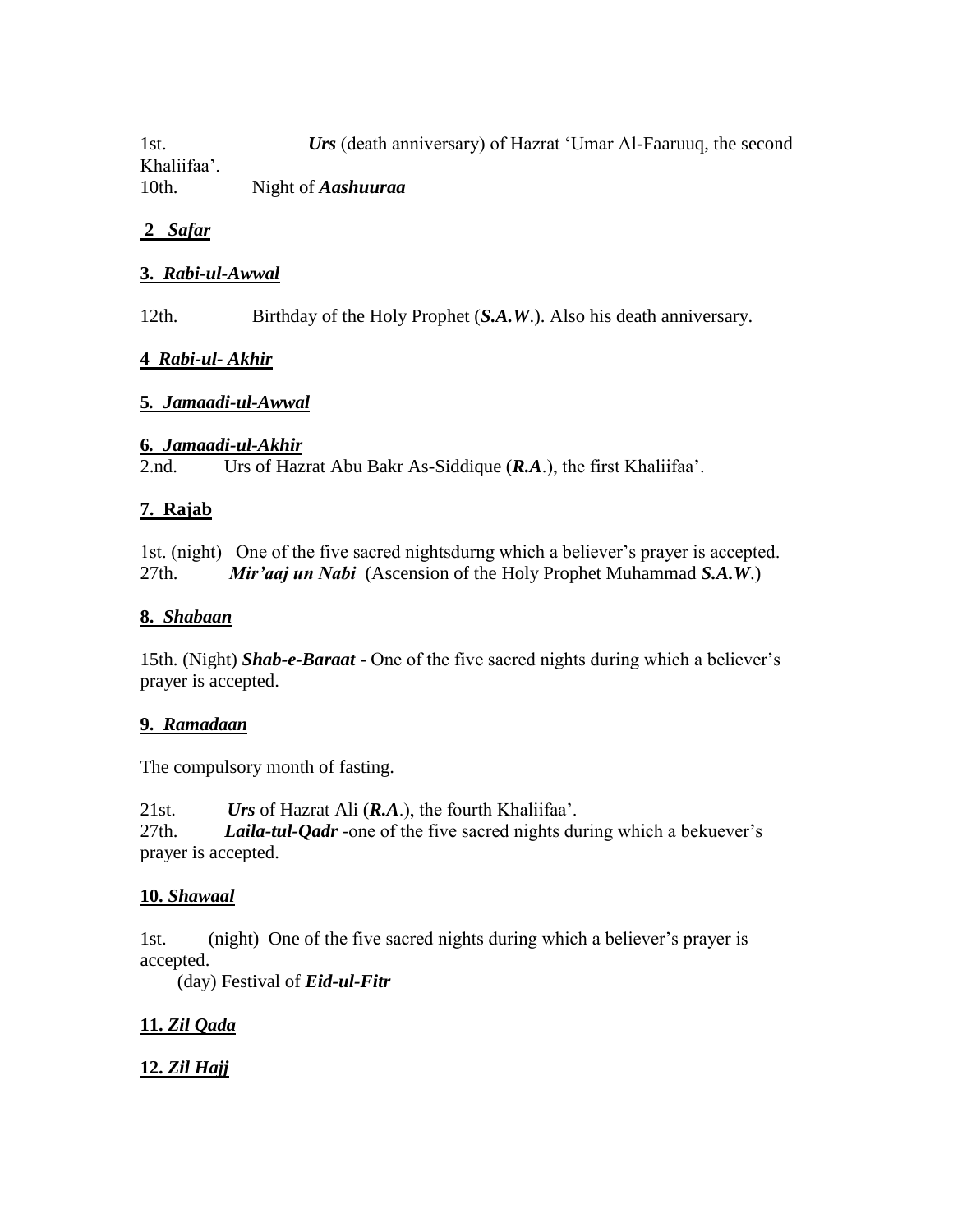1st. *Urs* (death anniversary) of Hazrat 'Umar Al-Faaruuq, the second Khaliifaa'.
10th. Night of ***Aashuuraa***

**2 *Safar***

**3. *Rabi-ul-Awwal***

12th. Birthday of the Holy Prophet (***S.A.W***.). Also his death anniversary.

**4 *Rabi-ul- Akhir***

**5. *Jamaadi-ul-Awwal***

**6. *Jamaadi-ul-Akhir***
2.nd. Urs of Hazrat Abu Bakr As-Siddique (***R.A***.), the first Khaliifaa'.

**7. Rajab**

1st. (night) One of the five sacred nightsdurng which a believer's prayer is accepted.
27th. ***Mir'aaj un Nabi*** (Ascension of the Holy Prophet Muhammad ***S.A.W***.)

**8. *Shabaan***

15th. (Night) ***Shab-e-Baraat*** - One of the five sacred nights during which a believer's prayer is accepted.

**9. *Ramadaan***

The compulsory month of fasting.

21st. ***Urs*** of Hazrat Ali (***R.A***.), the fourth Khaliifaa'.
27th. ***Laila-tul-Qadr*** -one of the five sacred nights during which a bekuever's prayer is accepted.

**10. *Shawaal***

1st. (night) One of the five sacred nights during which a believer's prayer is accepted.
(day) Festival of ***Eid-ul-Fitr***

**11. *Zil Qada***

**12. *Zil Hajj***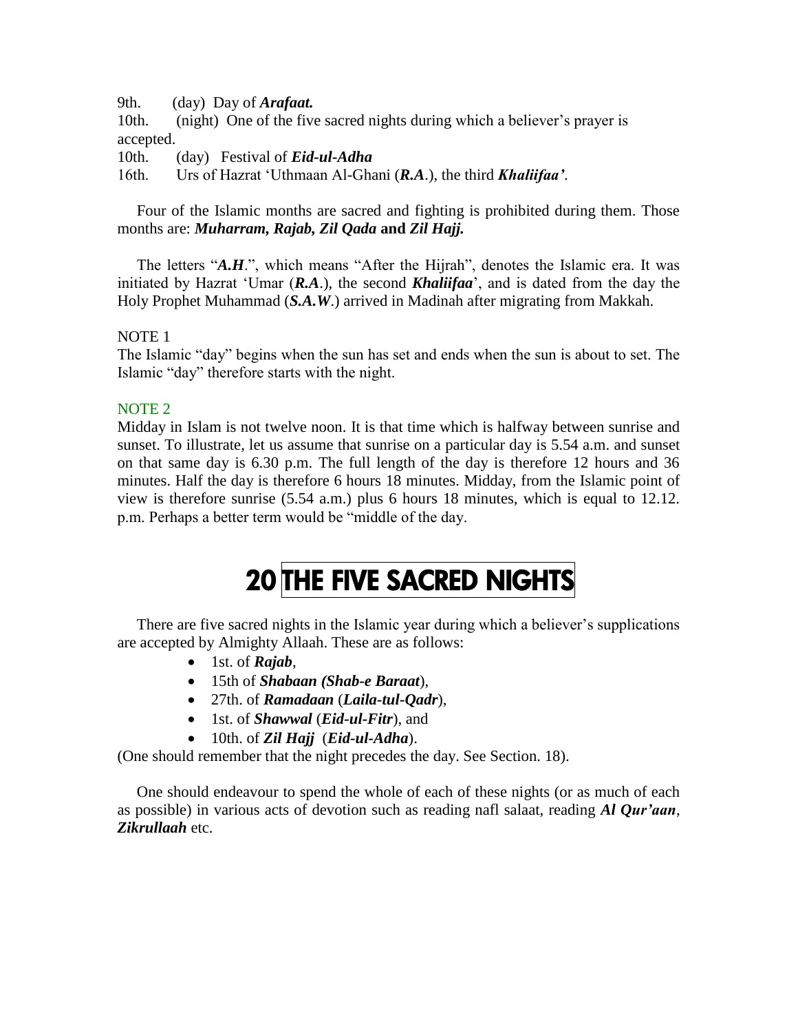9th. (day) Day of ***Arafaat.***

10th. (night) One of the five sacred nights during which a believer's prayer is accepted.

10th. (day) Festival of ***Eid-ul-Adha***

16th. Urs of Hazrat 'Uthmaan Al-Ghani (***R.A***.), the third ***Khaliifaa'***.

Four of the Islamic months are sacred and fighting is prohibited during them. Those months are: ***Muharram, Rajab, Zil Qada* and *Zil Hajj.***

The letters "***A.H***.", which means "After the Hijrah", denotes the Islamic era. It was initiated by Hazrat 'Umar (***R.A***.), the second ***Khaliifaa***', and is dated from the day the Holy Prophet Muhammad (***S.A.W***.) arrived in Madinah after migrating from Makkah.

NOTE 1

The Islamic "day" begins when the sun has set and ends when the sun is about to set. The Islamic "day" therefore starts with the night.

NOTE 2

Midday in Islam is not twelve noon. It is that time which is halfway between sunrise and sunset. To illustrate, let us assume that sunrise on a particular day is 5.54 a.m. and sunset on that same day is 6.30 p.m. The full length of the day is therefore 12 hours and 36 minutes. Half the day is therefore 6 hours 18 minutes. Midday, from the Islamic point of view is therefore sunrise (5.54 a.m.) plus 6 hours 18 minutes, which is equal to 12.12. p.m. Perhaps a better term would be "middle of the day.

# 20 THE FIVE SACRED NIGHTS

There are five sacred nights in the Islamic year during which a believer's supplications are accepted by Almighty Allaah. These are as follows:

- 1st. of ***Rajab***,
- 15th of ***Shabaan (Shab-e Baraat***),
- 27th. of ***Ramadaan*** (***Laila-tul-Qadr***),
- 1st. of ***Shawwal*** (***Eid-ul-Fitr***), and
- 10th. of ***Zil Hajj*** (***Eid-ul-Adha***).

(One should remember that the night precedes the day. See Section. 18).

One should endeavour to spend the whole of each of these nights (or as much of each as possible) in various acts of devotion such as reading nafl salaat, reading ***Al Qur'aan***, ***Zikrullaah*** etc.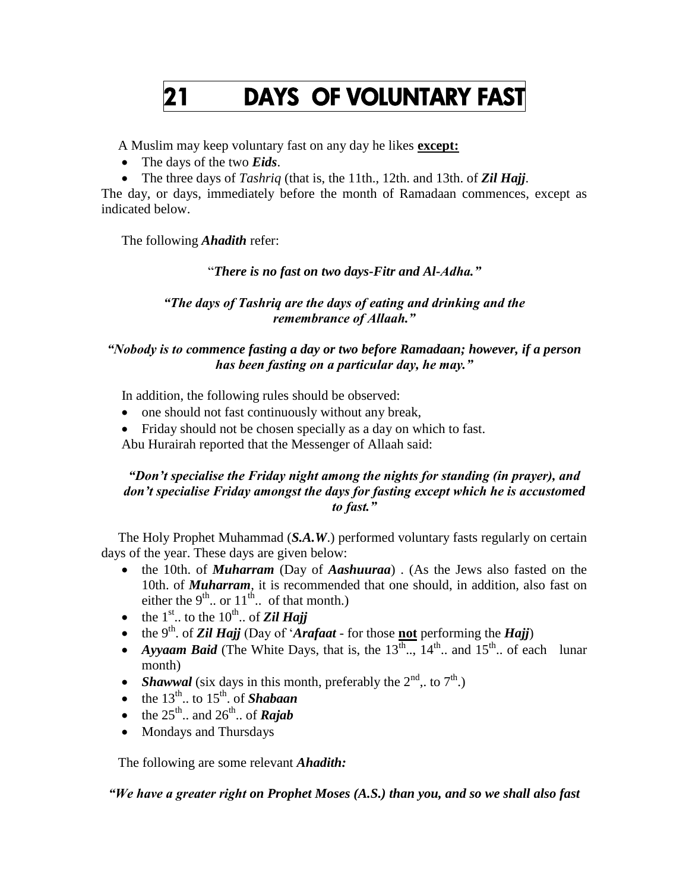# 21 DAYS OF VOLUNTARY FAST

A Muslim may keep voluntary fast on any day he likes **except:**

- The days of the two ***Eids***.
- The three days of *Tashriq* (that is, the 11th., 12th. and 13th. of ***Zil Hajj***.

The day, or days, immediately before the month of Ramadaan commences, except as indicated below.

The following ***Ahadith*** refer:

"***There is no fast on two days-Fitr and Al-Adha."***

***"The days of Tashriq are the days of eating and drinking and the remembrance of Allaah."***

***"Nobody is to commence fasting a day or two before Ramadaan; however, if a person has been fasting on a particular day, he may."***

In addition, the following rules should be observed:

- one should not fast continuously without any break,
- Friday should not be chosen specially as a day on which to fast.

Abu Hurairah reported that the Messenger of Allaah said:

***"Don't specialise the Friday night among the nights for standing (in prayer), and don't specialise Friday amongst the days for fasting except which he is accustomed to fast."***

The Holy Prophet Muhammad (***S.A.W***.) performed voluntary fasts regularly on certain days of the year. These days are given below:

- the 10th. of ***Muharram*** (Day of ***Aashuuraa***) . (As the Jews also fasted on the 10th. of ***Muharram***, it is recommended that one should, in addition, also fast on either the 9th.. or 11th.. of that month.)
- the 1st.. to the 10th.. of ***Zil Hajj***
- the 9th. of ***Zil Hajj*** (Day of '***Arafaat*** - for those **not** performing the ***Hajj***)
- ***Ayyaam Baid*** (The White Days, that is, the 13th.., 14th.. and 15th.. of each lunar month)
- ***Shawwal*** (six days in this month, preferably the 2nd,. to 7th.)
- the 13th.. to 15th. of ***Shabaan***
- the 25th.. and 26th.. of ***Rajab***
- Mondays and Thursdays

The following are some relevant ***Ahadith:***

***"We have a greater right on Prophet Moses (A.S.) than you, and so we shall also fast***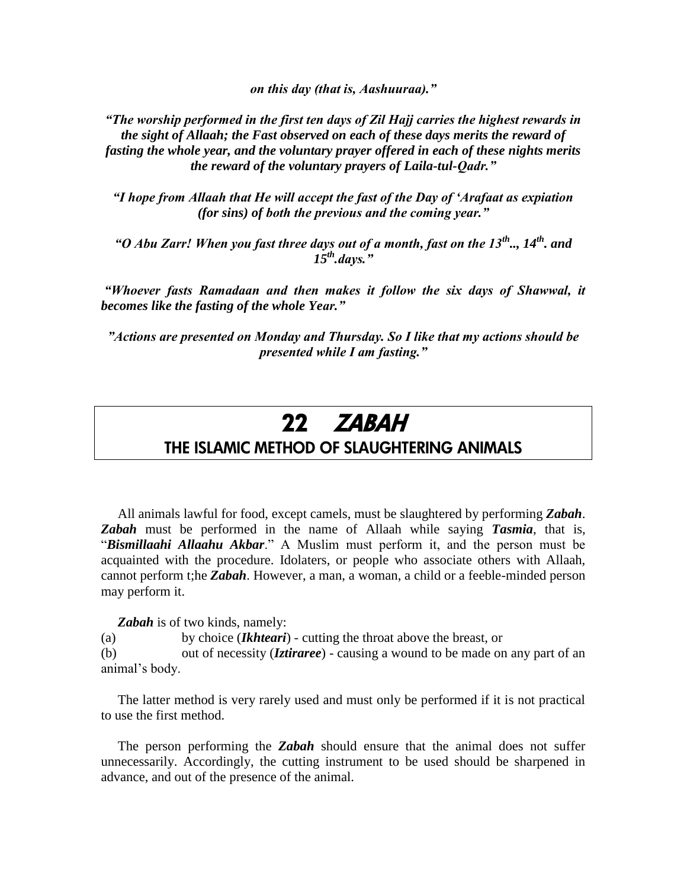***on this day (that is, Aashuuraa).”***

***“The worship performed in the first ten days of Zil Hajj carries the highest rewards in the sight of Allaah; the Fast observed on each of these days merits the reward of fasting the whole year, and the voluntary prayer offered in each of these nights merits the reward of the voluntary prayers of Laila-tul-Qadr.”***

***“I hope from Allaah that He will accept the fast of the Day of ‘Arafaat as expiation (for sins) of both the previous and the coming year.”***

***“O Abu Zarr! When you fast three days out of a month, fast on the 13th.., 14th. and 15th.days.”***

***“Whoever fasts Ramadaan and then makes it follow the six days of Shawwal, it becomes like the fasting of the whole Year.”***

***”Actions are presented on Monday and Thursday. So I like that my actions should be presented while I am fasting.”***

# 22 *ZABAH*

## THE ISLAMIC METHOD OF SLAUGHTERING ANIMALS

All animals lawful for food, except camels, must be slaughtered by performing ***Zabah***. ***Zabah*** must be performed in the name of Allaah while saying ***Tasmia***, that is, “***Bismillaahi Allaahu Akbar***.” A Muslim must perform it, and the person must be acquainted with the procedure. Idolaters, or people who associate others with Allaah, cannot perform t;he ***Zabah***. However, a man, a woman, a child or a feeble-minded person may perform it.

***Zabah*** is of two kinds, namely:

(a) by choice (***Ikhteari***) - cutting the throat above the breast, or

(b) out of necessity (***Iztiraree***) - causing a wound to be made on any part of an animal’s body.

The latter method is very rarely used and must only be performed if it is not practical to use the first method.

The person performing the ***Zabah*** should ensure that the animal does not suffer unnecessarily. Accordingly, the cutting instrument to be used should be sharpened in advance, and out of the presence of the animal.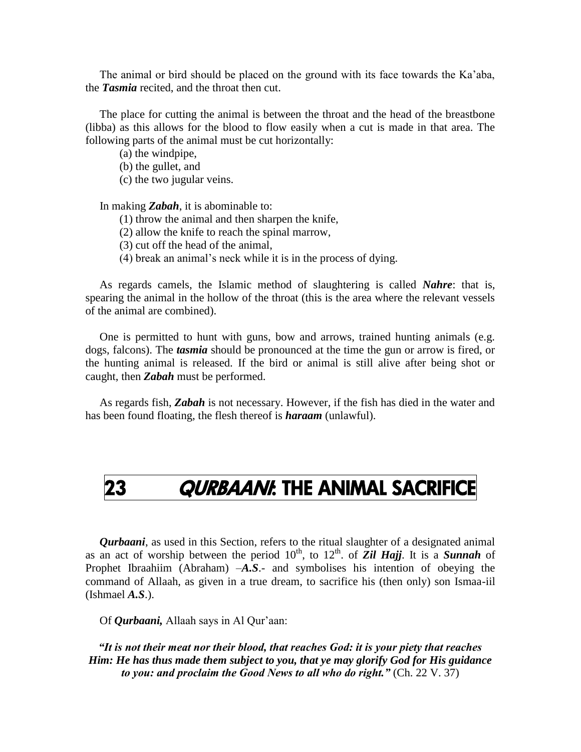The animal or bird should be placed on the ground with its face towards the Ka'aba, the ***Tasmia*** recited, and the throat then cut.

The place for cutting the animal is between the throat and the head of the breastbone (libba) as this allows for the blood to flow easily when a cut is made in that area. The following parts of the animal must be cut horizontally:

(a) the windpipe,
(b) the gullet, and
(c) the two jugular veins.

In making ***Zabah***, it is abominable to:

(1) throw the animal and then sharpen the knife,
(2) allow the knife to reach the spinal marrow,
(3) cut off the head of the animal,
(4) break an animal's neck while it is in the process of dying.

As regards camels, the Islamic method of slaughtering is called ***Nahre***: that is, spearing the animal in the hollow of the throat (this is the area where the relevant vessels of the animal are combined).

One is permitted to hunt with guns, bow and arrows, trained hunting animals (e.g. dogs, falcons). The ***tasmia*** should be pronounced at the time the gun or arrow is fired, or the hunting animal is released. If the bird or animal is still alive after being shot or caught, then ***Zabah*** must be performed.

As regards fish, ***Zabah*** is not necessary. However, if the fish has died in the water and has been found floating, the flesh thereof is ***haraam*** (unlawful).

# 23 *QURBAANI*: THE ANIMAL SACRIFICE

***Qurbaani***, as used in this Section, refers to the ritual slaughter of a designated animal as an act of worship between the period 10th, to 12th. of ***Zil Hajj***. It is a ***Sunnah*** of Prophet Ibraahiim (Abraham) –***A.S***.- and symbolises his intention of obeying the command of Allaah, as given in a true dream, to sacrifice his (then only) son Ismaa-iil (Ishmael ***A.S***.).

Of ***Qurbaani,*** Allaah says in Al Qur'aan:

***"It is not their meat nor their blood, that reaches God: it is your piety that reaches Him: He has thus made them subject to you, that ye may glorify God for His guidance to you: and proclaim the Good News to all who do right."*** (Ch. 22 V. 37)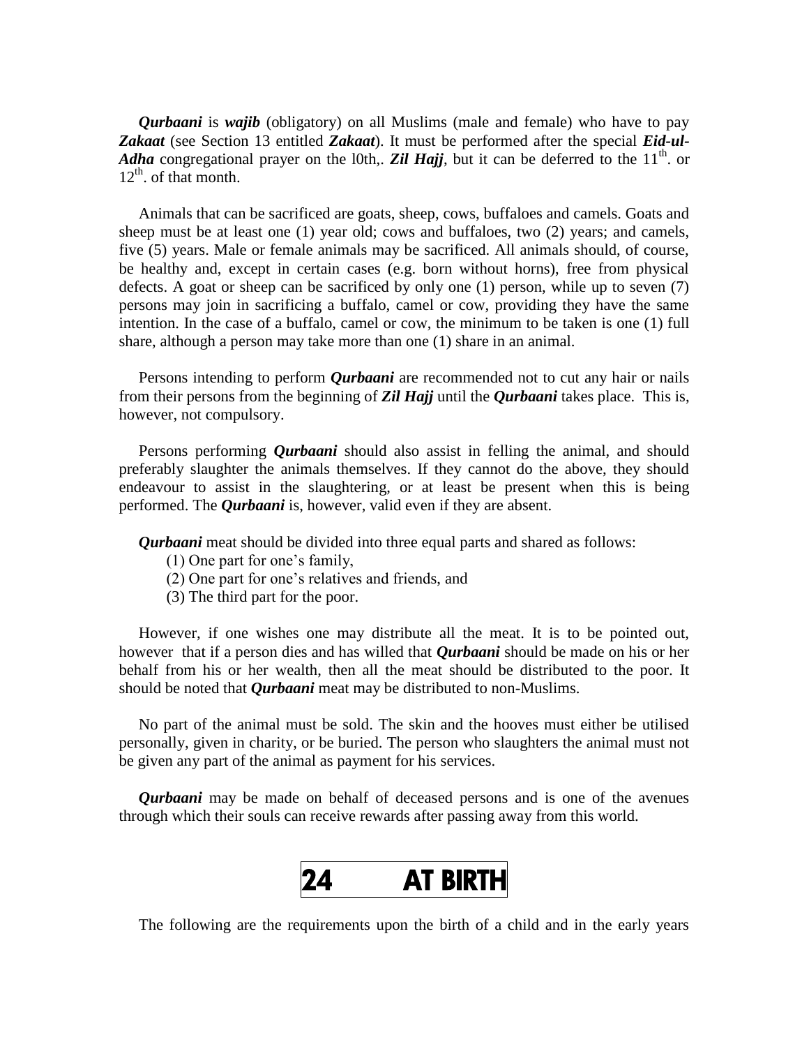***Qurbaani*** is ***wajib*** (obligatory) on all Muslims (male and female) who have to pay ***Zakaat*** (see Section 13 entitled ***Zakaat***). It must be performed after the special ***Eid-ul-Adha*** congregational prayer on the l0th,. ***Zil Hajj***, but it can be deferred to the 11th. or 12th. of that month.

Animals that can be sacrificed are goats, sheep, cows, buffaloes and camels. Goats and sheep must be at least one (1) year old; cows and buffaloes, two (2) years; and camels, five (5) years. Male or female animals may be sacrificed. All animals should, of course, be healthy and, except in certain cases (e.g. born without horns), free from physical defects. A goat or sheep can be sacrificed by only one (1) person, while up to seven (7) persons may join in sacrificing a buffalo, camel or cow, providing they have the same intention. In the case of a buffalo, camel or cow, the minimum to be taken is one (1) full share, although a person may take more than one (1) share in an animal.

Persons intending to perform ***Qurbaani*** are recommended not to cut any hair or nails from their persons from the beginning of ***Zil Hajj*** until the ***Qurbaani*** takes place. This is, however, not compulsory.

Persons performing ***Qurbaani*** should also assist in felling the animal, and should preferably slaughter the animals themselves. If they cannot do the above, they should endeavour to assist in the slaughtering, or at least be present when this is being performed. The ***Qurbaani*** is, however, valid even if they are absent.

***Qurbaani*** meat should be divided into three equal parts and shared as follows:

(1) One part for one's family,
(2) One part for one's relatives and friends, and
(3) The third part for the poor.

However, if one wishes one may distribute all the meat. It is to be pointed out, however that if a person dies and has willed that ***Qurbaani*** should be made on his or her behalf from his or her wealth, then all the meat should be distributed to the poor. It should be noted that ***Qurbaani*** meat may be distributed to non-Muslims.

No part of the animal must be sold. The skin and the hooves must either be utilised personally, given in charity, or be buried. The person who slaughters the animal must not be given any part of the animal as payment for his services.

***Qurbaani*** may be made on behalf of deceased persons and is one of the avenues through which their souls can receive rewards after passing away from this world.

# 24 AT BIRTH

The following are the requirements upon the birth of a child and in the early years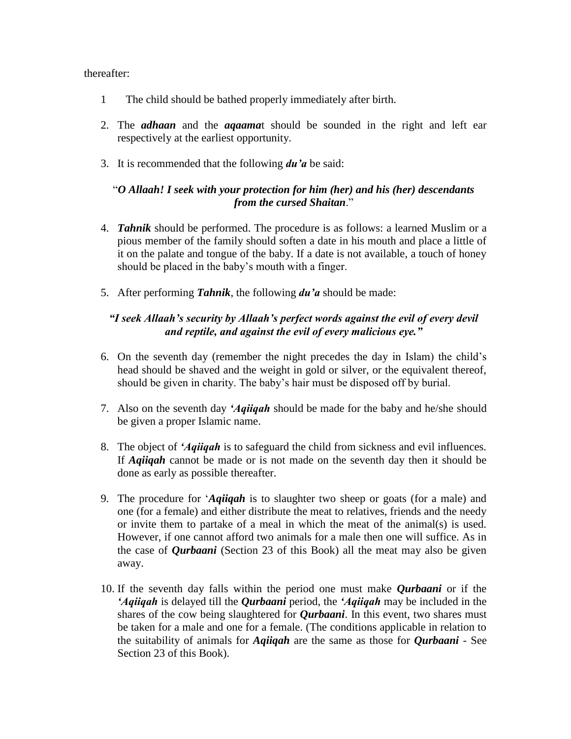thereafter:

1. The child should be bathed properly immediately after birth.

2. The ***adhaan*** and the ***aqaama***t should be sounded in the right and left ear respectively at the earliest opportunity.

3. It is recommended that the following ***du'a*** be said:

   "***O Allaah! I seek with your protection for him (her) and his (her) descendants from the cursed Shaitan***."

4. ***Tahnik*** should be performed. The procedure is as follows: a learned Muslim or a pious member of the family should soften a date in his mouth and place a little of it on the palate and tongue of the baby. If a date is not available, a touch of honey should be placed in the baby's mouth with a finger.

5. After performing ***Tahnik***, the following ***du'a*** should be made:

   ***"I seek Allaah's security by Allaah's perfect words against the evil of every devil and reptile, and against the evil of every malicious eye."***

6. On the seventh day (remember the night precedes the day in Islam) the child's head should be shaved and the weight in gold or silver, or the equivalent thereof, should be given in charity. The baby's hair must be disposed off by burial.

7. Also on the seventh day ***'Aqiiqah*** should be made for the baby and he/she should be given a proper Islamic name.

8. The object of ***'Aqiiqah*** is to safeguard the child from sickness and evil influences. If ***Aqiiqah*** cannot be made or is not made on the seventh day then it should be done as early as possible thereafter.

9. The procedure for '***Aqiiqah*** is to slaughter two sheep or goats (for a male) and one (for a female) and either distribute the meat to relatives, friends and the needy or invite them to partake of a meal in which the meat of the animal(s) is used. However, if one cannot afford two animals for a male then one will suffice. As in the case of ***Qurbaani*** (Section 23 of this Book) all the meat may also be given away.

10. If the seventh day falls within the period one must make ***Qurbaani*** or if the ***'Aqiiqah*** is delayed till the ***Qurbaani*** period, the ***'Aqiiqah*** may be included in the shares of the cow being slaughtered for ***Qurbaani***. In this event, two shares must be taken for a male and one for a female. (The conditions applicable in relation to the suitability of animals for ***Aqiiqah*** are the same as those for ***Qurbaani*** - See Section 23 of this Book).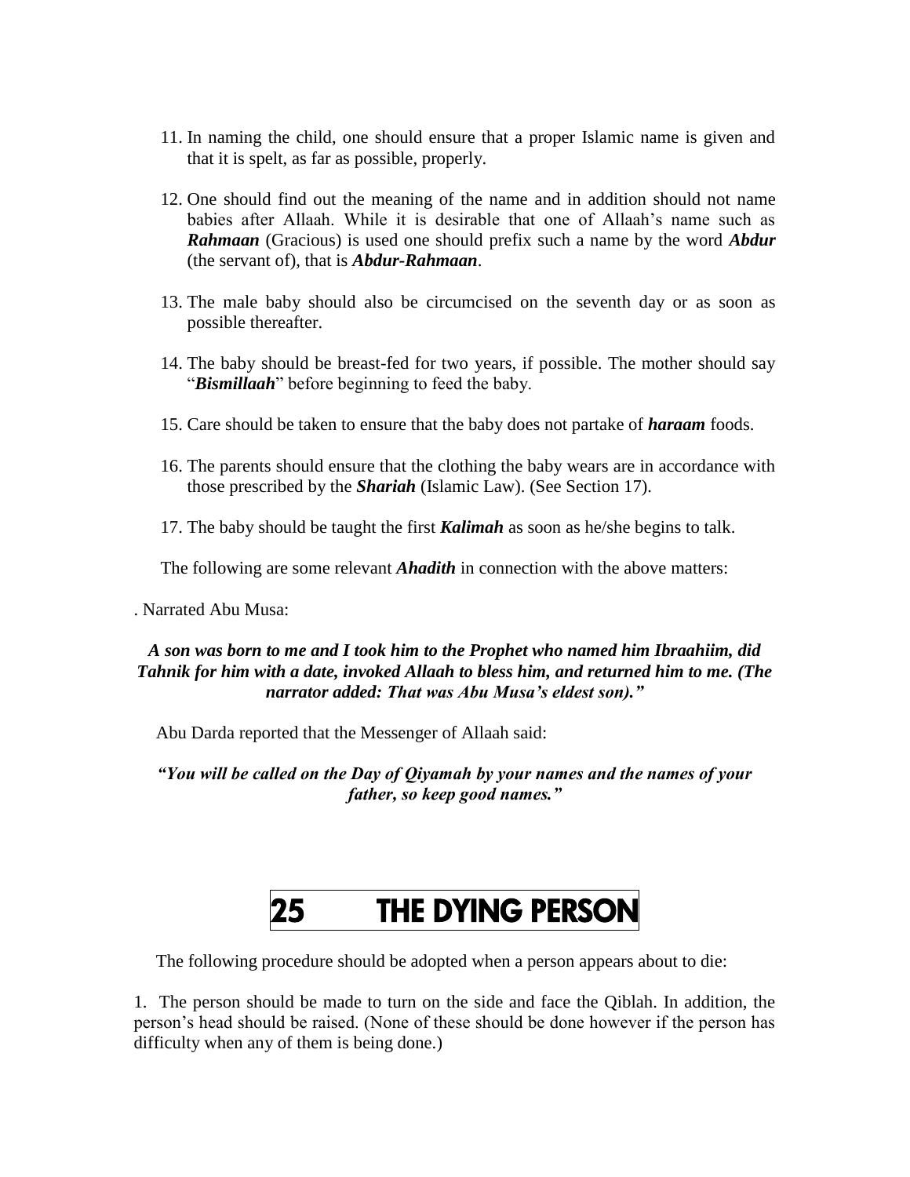11. In naming the child, one should ensure that a proper Islamic name is given and that it is spelt, as far as possible, properly.

12. One should find out the meaning of the name and in addition should not name babies after Allaah. While it is desirable that one of Allaah's name such as ***Rahmaan*** (Gracious) is used one should prefix such a name by the word ***Abdur*** (the servant of), that is ***Abdur-Rahmaan***.

13. The male baby should also be circumcised on the seventh day or as soon as possible thereafter.

14. The baby should be breast-fed for two years, if possible. The mother should say "***Bismillaah***" before beginning to feed the baby.

15. Care should be taken to ensure that the baby does not partake of ***haraam*** foods.

16. The parents should ensure that the clothing the baby wears are in accordance with those prescribed by the ***Shariah*** (Islamic Law). (See Section 17).

17. The baby should be taught the first ***Kalimah*** as soon as he/she begins to talk.

The following are some relevant ***Ahadith*** in connection with the above matters:

. Narrated Abu Musa:

***A son was born to me and I took him to the Prophet who named him Ibraahiim, did Tahnik for him with a date, invoked Allaah to bless him, and returned him to me. (The narrator added: That was Abu Musa's eldest son)."***

Abu Darda reported that the Messenger of Allaah said:

***"You will be called on the Day of Qiyamah by your names and the names of your father, so keep good names."***

# 25 THE DYING PERSON

The following procedure should be adopted when a person appears about to die:

1. The person should be made to turn on the side and face the Qiblah. In addition, the person's head should be raised. (None of these should be done however if the person has difficulty when any of them is being done.)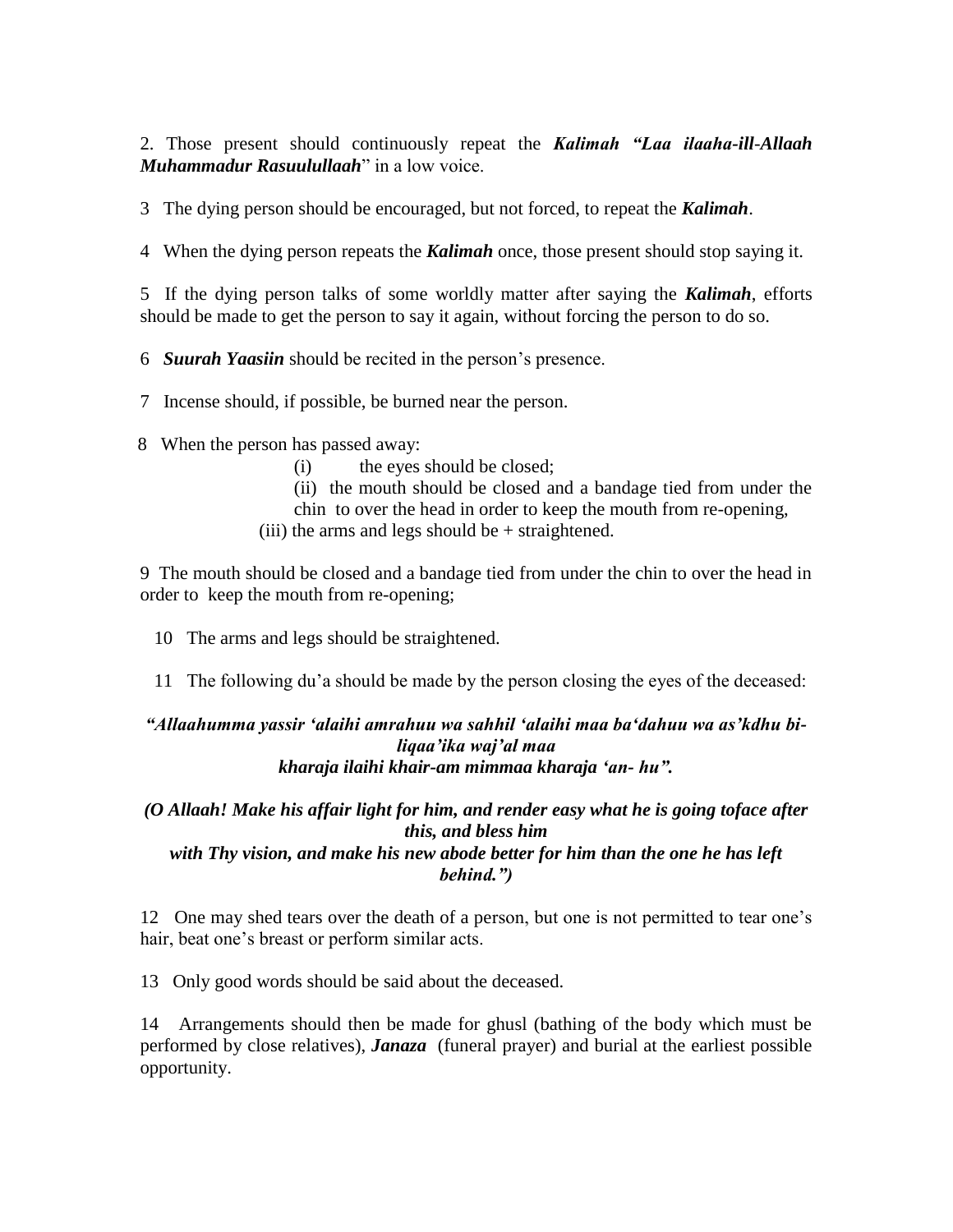2. Those present should continuously repeat the ***Kalimah "Laa ilaaha-ill-Allaah Muhammadur Rasuulullaah***" in a low voice.

3 The dying person should be encouraged, but not forced, to repeat the ***Kalimah***.

4 When the dying person repeats the ***Kalimah*** once, those present should stop saying it.

5 If the dying person talks of some worldly matter after saying the ***Kalimah***, efforts should be made to get the person to say it again, without forcing the person to do so.

6 ***Suurah Yaasiin*** should be recited in the person's presence.

7 Incense should, if possible, be burned near the person.

8 When the person has passed away:

(i) the eyes should be closed;

(ii) the mouth should be closed and a bandage tied from under the chin to over the head in order to keep the mouth from re-opening,

(iii) the arms and legs should be + straightened.

9 The mouth should be closed and a bandage tied from under the chin to over the head in order to keep the mouth from re-opening;

10 The arms and legs should be straightened.

11 The following du'a should be made by the person closing the eyes of the deceased:

***"Allaahumma yassir 'alaihi amrahuu wa sahhil 'alaihi maa ba'dahuu wa as'kdhu bi-liqaa'ika waj'al maa kharaja ilaihi khair-am mimmaa kharaja 'an- hu".***

***(O Allaah! Make his affair light for him, and render easy what he is going toface after this, and bless him with Thy vision, and make his new abode better for him than the one he has left behind.")***

12 One may shed tears over the death of a person, but one is not permitted to tear one's hair, beat one's breast or perform similar acts.

13 Only good words should be said about the deceased.

14 Arrangements should then be made for ghusl (bathing of the body which must be performed by close relatives), ***Janaza*** (funeral prayer) and burial at the earliest possible opportunity.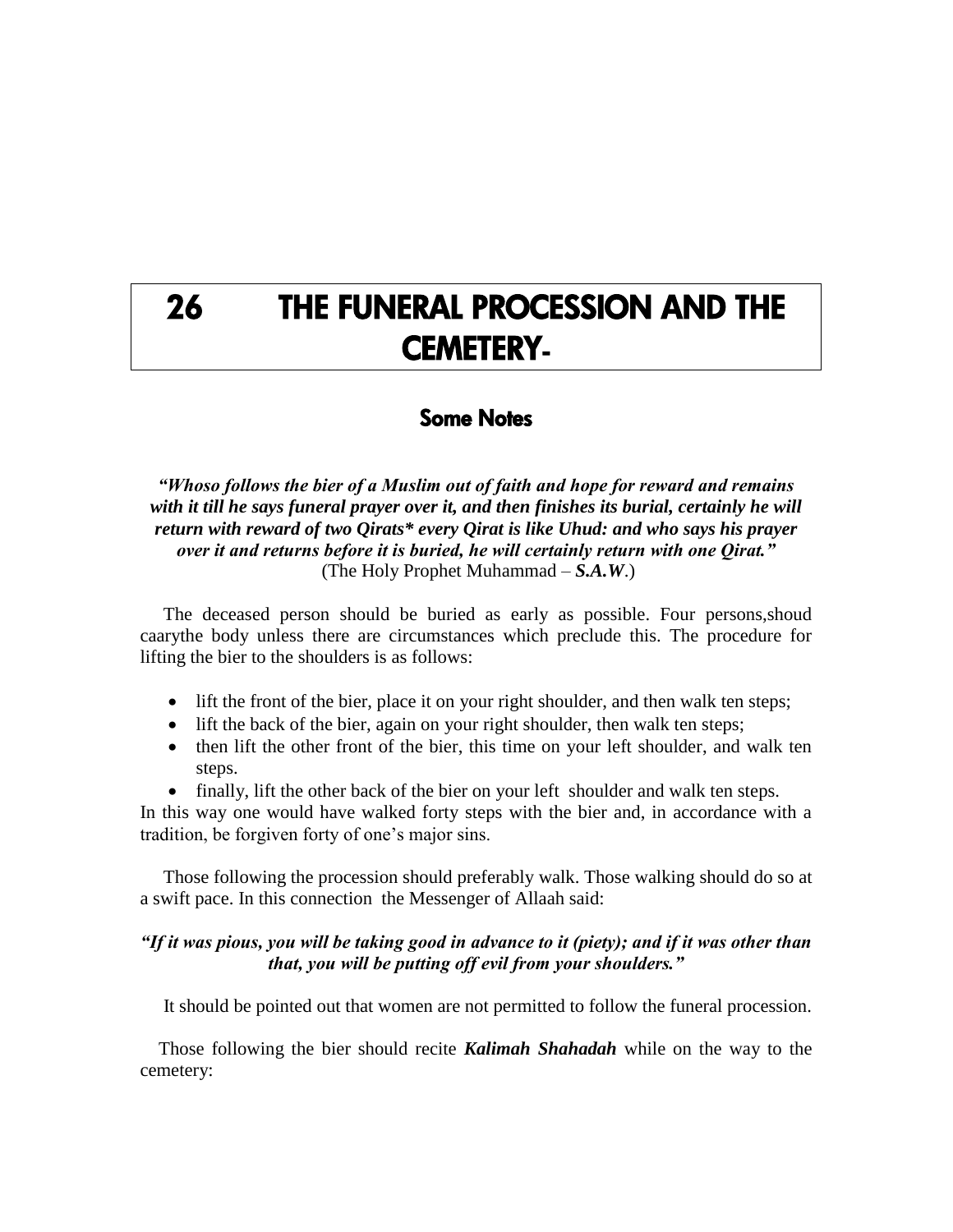# 26 THE FUNERAL PROCESSION AND THE CEMETERY-

## Some Notes

***"Whoso follows the bier of a Muslim out of faith and hope for reward and remains with it till he says funeral prayer over it, and then finishes its burial, certainly he will return with reward of two Qirats* every Qirat is like Uhud: and who says his prayer over it and returns before it is buried, he will certainly return with one Qirat."***
(The Holy Prophet Muhammad – ***S.A.W***.)

The deceased person should be buried as early as possible. Four persons,shoud caarythe body unless there are circumstances which preclude this. The procedure for lifting the bier to the shoulders is as follows:

- lift the front of the bier, place it on your right shoulder, and then walk ten steps;
- lift the back of the bier, again on your right shoulder, then walk ten steps;
- then lift the other front of the bier, this time on your left shoulder, and walk ten steps.
- finally, lift the other back of the bier on your left shoulder and walk ten steps.

In this way one would have walked forty steps with the bier and, in accordance with a tradition, be forgiven forty of one's major sins.

Those following the procession should preferably walk. Those walking should do so at a swift pace. In this connection the Messenger of Allaah said:

***"If it was pious, you will be taking good in advance to it (piety); and if it was other than that, you will be putting off evil from your shoulders."***

It should be pointed out that women are not permitted to follow the funeral procession.

Those following the bier should recite ***Kalimah Shahadah*** while on the way to the cemetery: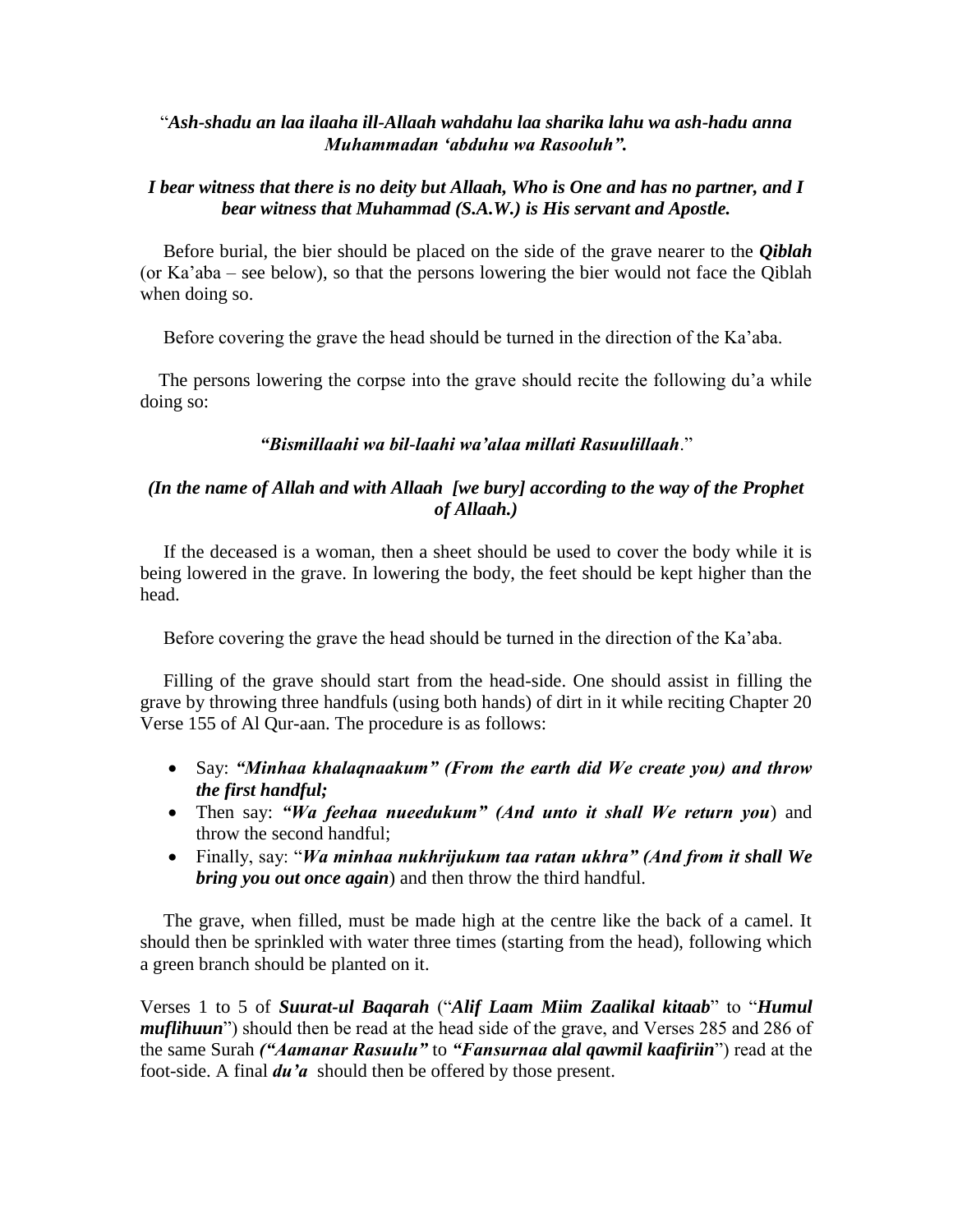"*Ash-shadu an laa ilaaha ill-Allaah wahdahu laa sharika lahu wa ash-hadu anna Muhammadan 'abduhu wa Rasooluh".*

***I bear witness that there is no deity but Allaah, Who is One and has no partner, and I bear witness that Muhammad (S.A.W.) is His servant and Apostle.***

Before burial, the bier should be placed on the side of the grave nearer to the ***Qiblah*** (or Ka'aba – see below), so that the persons lowering the bier would not face the Qiblah when doing so.

Before covering the grave the head should be turned in the direction of the Ka'aba.

The persons lowering the corpse into the grave should recite the following du'a while doing so:

***"Bismillaahi wa bil-laahi wa'alaa millati Rasuulillaah***."

***(In the name of Allah and with Allaah [we bury] according to the way of the Prophet of Allaah.)***

If the deceased is a woman, then a sheet should be used to cover the body while it is being lowered in the grave. In lowering the body, the feet should be kept higher than the head.

Before covering the grave the head should be turned in the direction of the Ka'aba.

Filling of the grave should start from the head-side. One should assist in filling the grave by throwing three handfuls (using both hands) of dirt in it while reciting Chapter 20 Verse 155 of Al Qur-aan. The procedure is as follows:

- Say: ***"Minhaa khalaqnaakum" (From the earth did We create you) and throw the first handful;***
- Then say: ***"Wa feehaa nueedukum" (And unto it shall We return you***) and throw the second handful;
- Finally, say: "***Wa minhaa nukhrijukum taa ratan ukhra" (And from it shall We bring you out once again***) and then throw the third handful.

The grave, when filled, must be made high at the centre like the back of a camel. It should then be sprinkled with water three times (starting from the head), following which a green branch should be planted on it.

Verses 1 to 5 of ***Suurat-ul Baqarah*** ("***Alif Laam Miim Zaalikal kitaab***" to "***Humul muflihuun***") should then be read at the head side of the grave, and Verses 285 and 286 of the same Surah ***("Aamanar Rasuulu"*** to ***"Fansurnaa alal qawmil kaafiriin***") read at the foot-side. A final ***du'a*** should then be offered by those present.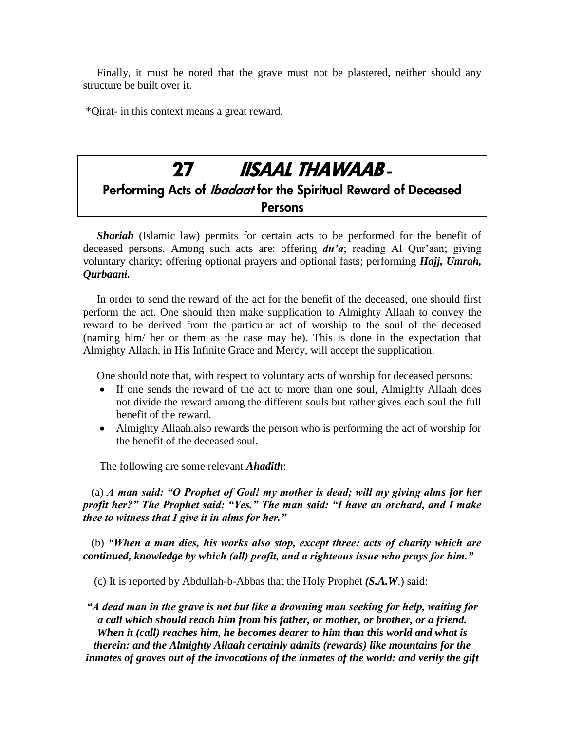Finally, it must be noted that the grave must not be plastered, neither should any structure be built over it.

*Qirat- in this context means a great reward.

## 27 IISAAL THAWAAB - Performing Acts of *Ibadaat* for the Spiritual Reward of Deceased Persons

***Shariah*** (Islamic law) permits for certain acts to be performed for the benefit of deceased persons. Among such acts are: offering ***du'a***; reading Al Qur'aan; giving voluntary charity; offering optional prayers and optional fasts; performing ***Hajj, Umrah, Qurbaani.***

In order to send the reward of the act for the benefit of the deceased, one should first perform the act. One should then make supplication to Almighty Allaah to convey the reward to be derived from the particular act of worship to the soul of the deceased (naming him/ her or them as the case may be). This is done in the expectation that Almighty Allaah, in His Infinite Grace and Mercy, will accept the supplication.

One should note that, with respect to voluntary acts of worship for deceased persons:

- If one sends the reward of the act to more than one soul, Almighty Allaah does not divide the reward among the different souls but rather gives each soul the full benefit of the reward.
- Almighty Allaah.also rewards the person who is performing the act of worship for the benefit of the deceased soul.

The following are some relevant ***Ahadith***:

(a) ***A man said: "O Prophet of God! my mother is dead; will my giving alms for her profit her?" The Prophet said: "Yes." The man said: "I have an orchard, and I make thee to witness that I give it in alms for her."***

(b) ***"When a man dies, his works also stop, except three: acts of charity which are continued, knowledge by which (all) profit, and a righteous issue who prays for him."***

(c) It is reported by Abdullah-b-Abbas that the Holy Prophet ***(S.A.W.)*** said:

***"A dead man in the grave is not but like a drowning man seeking for help, waiting for a call which should reach him from his father, or mother, or brother, or a friend. When it (call) reaches him, he becomes dearer to him than this world and what is therein: and the Almighty Allaah certainly admits (rewards) like mountains for the inmates of graves out of the invocations of the inmates of the world: and verily the gift***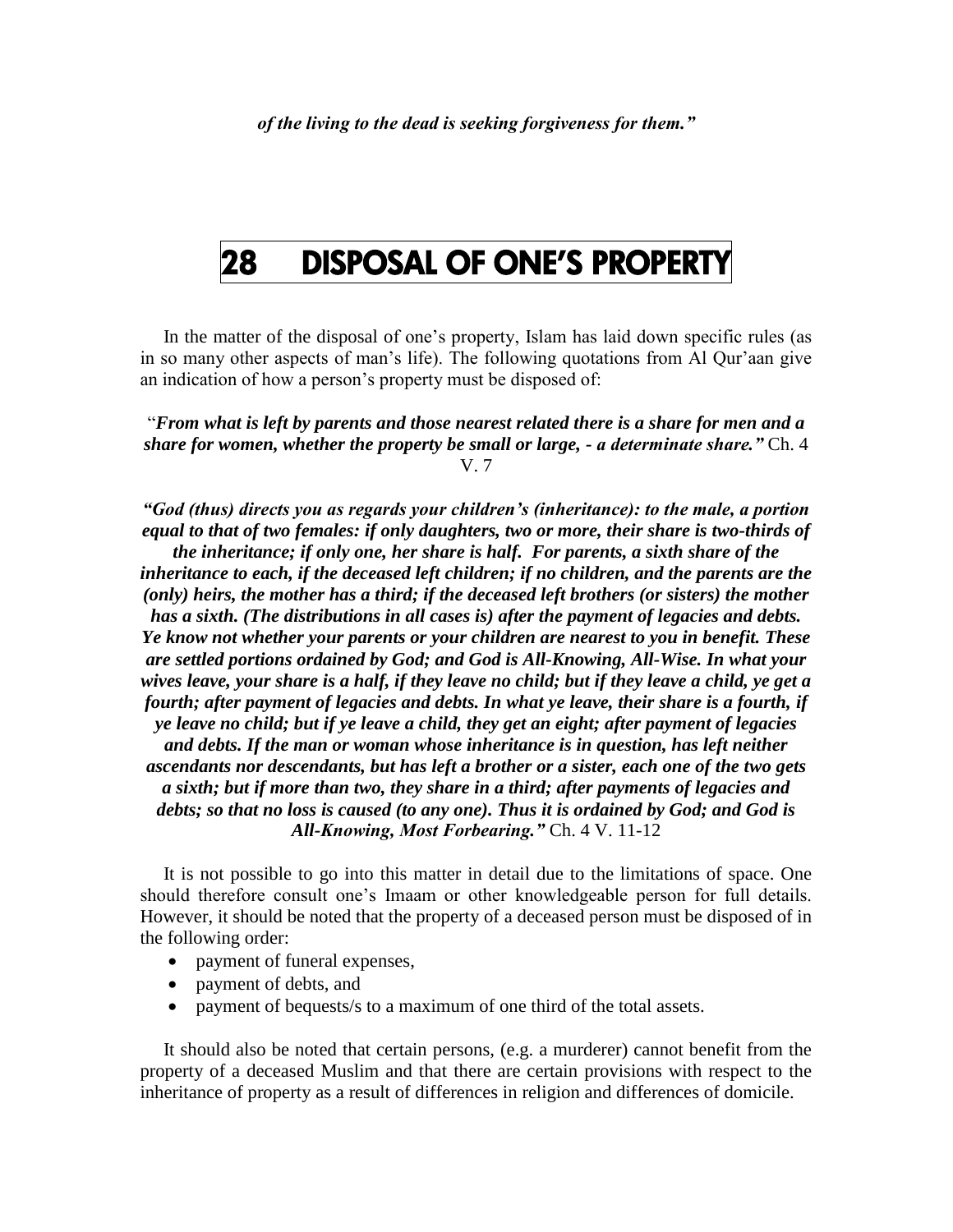***of the living to the dead is seeking forgiveness for them."***

# 28 DISPOSAL OF ONE'S PROPERTY

In the matter of the disposal of one's property, Islam has laid down specific rules (as in so many other aspects of man's life). The following quotations from Al Qur'aan give an indication of how a person's property must be disposed of:

"***From what is left by parents and those nearest related there is a share for men and a share for women, whether the property be small or large, - a determinate share."*** Ch. 4 V. 7

***"God (thus) directs you as regards your children's (inheritance): to the male, a portion equal to that of two females: if only daughters, two or more, their share is two-thirds of the inheritance; if only one, her share is half. For parents, a sixth share of the inheritance to each, if the deceased left children; if no children, and the parents are the (only) heirs, the mother has a third; if the deceased left brothers (or sisters) the mother has a sixth. (The distributions in all cases is) after the payment of legacies and debts. Ye know not whether your parents or your children are nearest to you in benefit. These are settled portions ordained by God; and God is All-Knowing, All-Wise. In what your wives leave, your share is a half, if they leave no child; but if they leave a child, ye get a fourth; after payment of legacies and debts. In what ye leave, their share is a fourth, if ye leave no child; but if ye leave a child, they get an eight; after payment of legacies and debts. If the man or woman whose inheritance is in question, has left neither ascendants nor descendants, but has left a brother or a sister, each one of the two gets a sixth; but if more than two, they share in a third; after payments of legacies and debts; so that no loss is caused (to any one). Thus it is ordained by God; and God is All-Knowing, Most Forbearing."*** Ch. 4 V. 11-12

It is not possible to go into this matter in detail due to the limitations of space. One should therefore consult one's Imaam or other knowledgeable person for full details. However, it should be noted that the property of a deceased person must be disposed of in the following order:

- payment of funeral expenses,
- payment of debts, and
- payment of bequests/s to a maximum of one third of the total assets.

It should also be noted that certain persons, (e.g. a murderer) cannot benefit from the property of a deceased Muslim and that there are certain provisions with respect to the inheritance of property as a result of differences in religion and differences of domicile.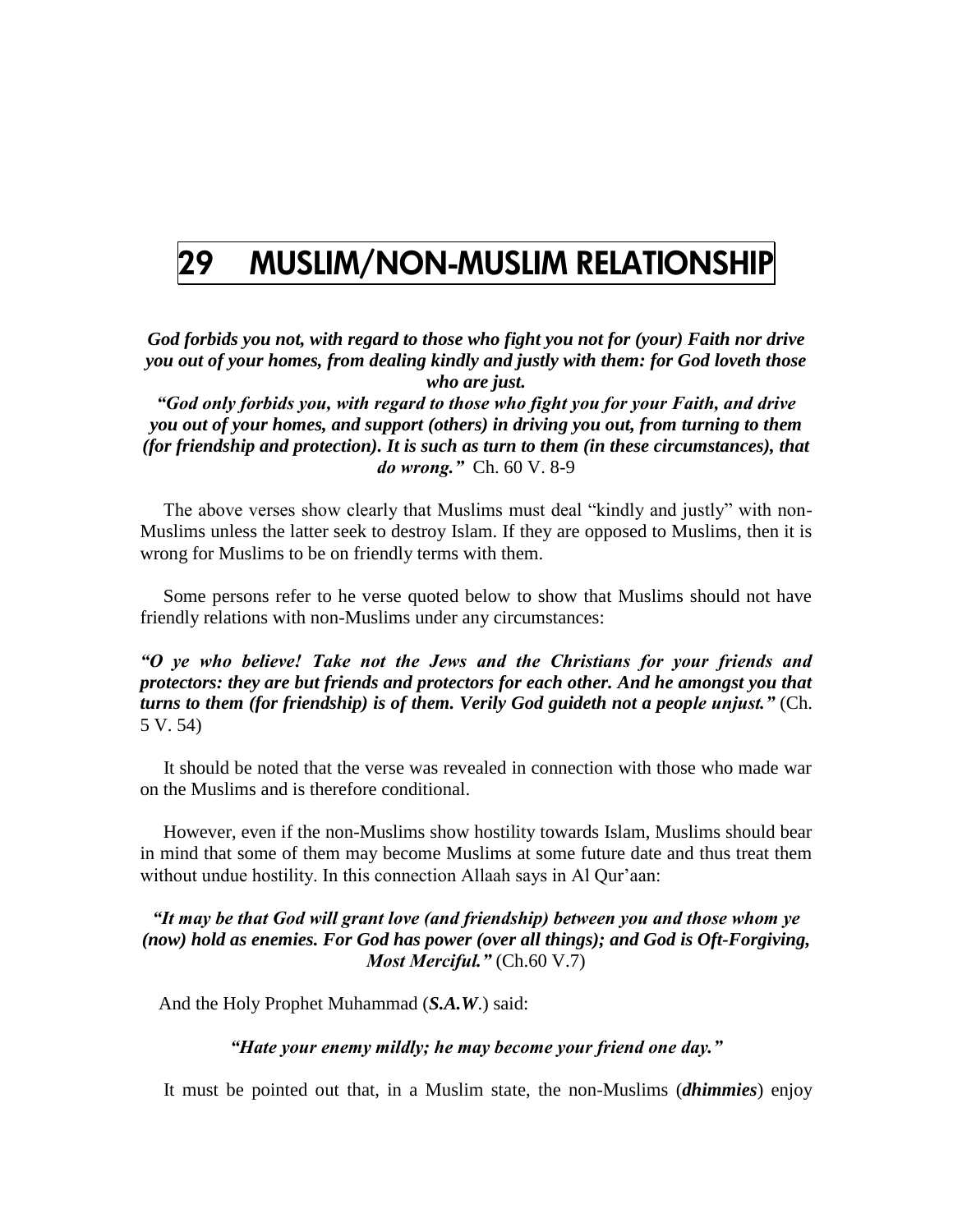# 29 MUSLIM/NON-MUSLIM RELATIONSHIP

***God forbids you not, with regard to those who fight you not for (your) Faith nor drive you out of your homes, from dealing kindly and justly with them: for God loveth those who are just.***
***"God only forbids you, with regard to those who fight you for your Faith, and drive you out of your homes, and support (others) in driving you out, from turning to them (for friendship and protection). It is such as turn to them (in these circumstances), that do wrong."*** Ch. 60 V. 8-9

The above verses show clearly that Muslims must deal "kindly and justly" with non-Muslims unless the latter seek to destroy Islam. If they are opposed to Muslims, then it is wrong for Muslims to be on friendly terms with them.

Some persons refer to he verse quoted below to show that Muslims should not have friendly relations with non-Muslims under any circumstances:

***"O ye who believe! Take not the Jews and the Christians for your friends and protectors: they are but friends and protectors for each other. And he amongst you that turns to them (for friendship) is of them. Verily God guideth not a people unjust."*** (Ch. 5 V. 54)

It should be noted that the verse was revealed in connection with those who made war on the Muslims and is therefore conditional.

However, even if the non-Muslims show hostility towards Islam, Muslims should bear in mind that some of them may become Muslims at some future date and thus treat them without undue hostility. In this connection Allaah says in Al Qur'aan:

***"It may be that God will grant love (and friendship) between you and those whom ye (now) hold as enemies. For God has power (over all things); and God is Oft-Forgiving, Most Merciful."*** (Ch.60 V.7)

And the Holy Prophet Muhammad (***S.A.W***.) said:

***"Hate your enemy mildly; he may become your friend one day."***

It must be pointed out that, in a Muslim state, the non-Muslims (***dhimmies***) enjoy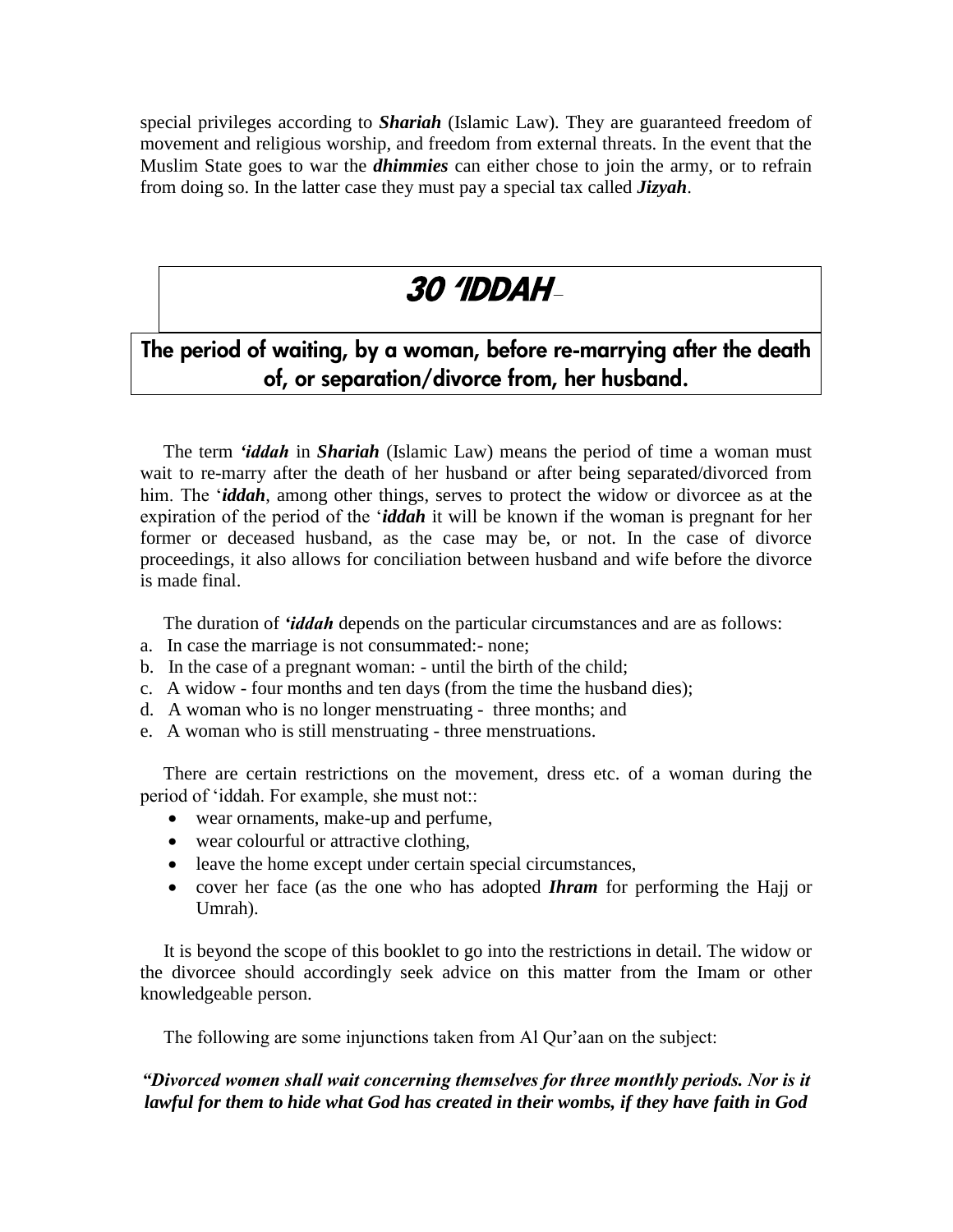special privileges according to ***Shariah*** (Islamic Law). They are guaranteed freedom of movement and religious worship, and freedom from external threats. In the event that the Muslim State goes to war the ***dhimmies*** can either chose to join the army, or to refrain from doing so. In the latter case they must pay a special tax called ***Jizyah***.

# 30 'IDDAH –

## The period of waiting, by a woman, before re-marrying after the death of, or separation/divorce from, her husband.

The term ***'iddah*** in ***Shariah*** (Islamic Law) means the period of time a woman must wait to re-marry after the death of her husband or after being separated/divorced from him. The '***iddah***, among other things, serves to protect the widow or divorcee as at the expiration of the period of the '***iddah*** it will be known if the woman is pregnant for her former or deceased husband, as the case may be, or not. In the case of divorce proceedings, it also allows for conciliation between husband and wife before the divorce is made final.

The duration of ***'iddah*** depends on the particular circumstances and are as follows:

a. In case the marriage is not consummated:- none;
b. In the case of a pregnant woman: - until the birth of the child;
c. A widow - four months and ten days (from the time the husband dies);
d. A woman who is no longer menstruating - three months; and
e. A woman who is still menstruating - three menstruations.

There are certain restrictions on the movement, dress etc. of a woman during the period of 'iddah. For example, she must not::

- wear ornaments, make-up and perfume,
- wear colourful or attractive clothing,
- leave the home except under certain special circumstances,
- cover her face (as the one who has adopted ***Ihram*** for performing the Hajj or Umrah).

It is beyond the scope of this booklet to go into the restrictions in detail. The widow or the divorcee should accordingly seek advice on this matter from the Imam or other knowledgeable person.

The following are some injunctions taken from Al Qur'aan on the subject:

***"Divorced women shall wait concerning themselves for three monthly periods. Nor is it lawful for them to hide what God has created in their wombs, if they have faith in God***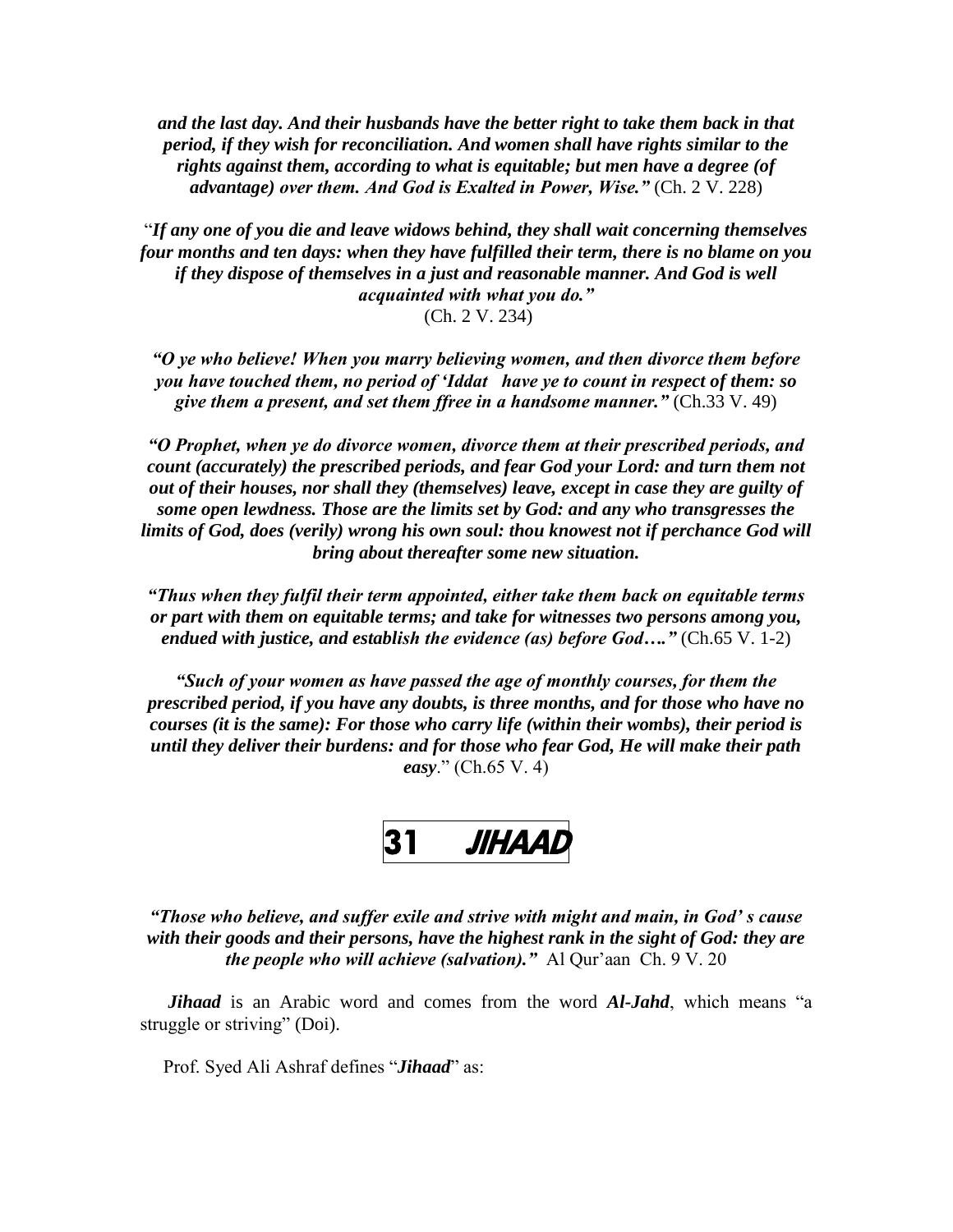***and the last day. And their husbands have the better right to take them back in that period, if they wish for reconciliation. And women shall have rights similar to the rights against them, according to what is equitable; but men have a degree (of advantage) over them. And God is Exalted in Power, Wise."*** (Ch. 2 V. 228)

"***If any one of you die and leave widows behind, they shall wait concerning themselves four months and ten days: when they have fulfilled their term, there is no blame on you if they dispose of themselves in a just and reasonable manner. And God is well acquainted with what you do."***
(Ch. 2 V. 234)

***"O ye who believe! When you marry believing women, and then divorce them before you have touched them, no period of 'Iddat have ye to count in respect of them: so give them a present, and set them ffree in a handsome manner."*** (Ch.33 V. 49)

***"O Prophet, when ye do divorce women, divorce them at their prescribed periods, and count (accurately) the prescribed periods, and fear God your Lord: and turn them not out of their houses, nor shall they (themselves) leave, except in case they are guilty of some open lewdness. Those are the limits set by God: and any who transgresses the limits of God, does (verily) wrong his own soul: thou knowest not if perchance God will bring about thereafter some new situation.***

***"Thus when they fulfil their term appointed, either take them back on equitable terms or part with them on equitable terms; and take for witnesses two persons among you, endued with justice, and establish the evidence (as) before God…."*** (Ch.65 V. 1-2)

***"Such of your women as have passed the age of monthly courses, for them the prescribed period, if you have any doubts, is three months, and for those who have no courses (it is the same): For those who carry life (within their wombs), their period is until they deliver their burdens: and for those who fear God, He will make their path easy***." (Ch.65 V. 4)

# 31 ***JIHAAD***

***"Those who believe, and suffer exile and strive with might and main, in God' s cause with their goods and their persons, have the highest rank in the sight of God: they are the people who will achieve (salvation)."*** Al Qur'aan Ch. 9 V. 20

***Jihaad*** is an Arabic word and comes from the word ***Al-Jahd***, which means "a struggle or striving" (Doi).

Prof. Syed Ali Ashraf defines "***Jihaad***" as: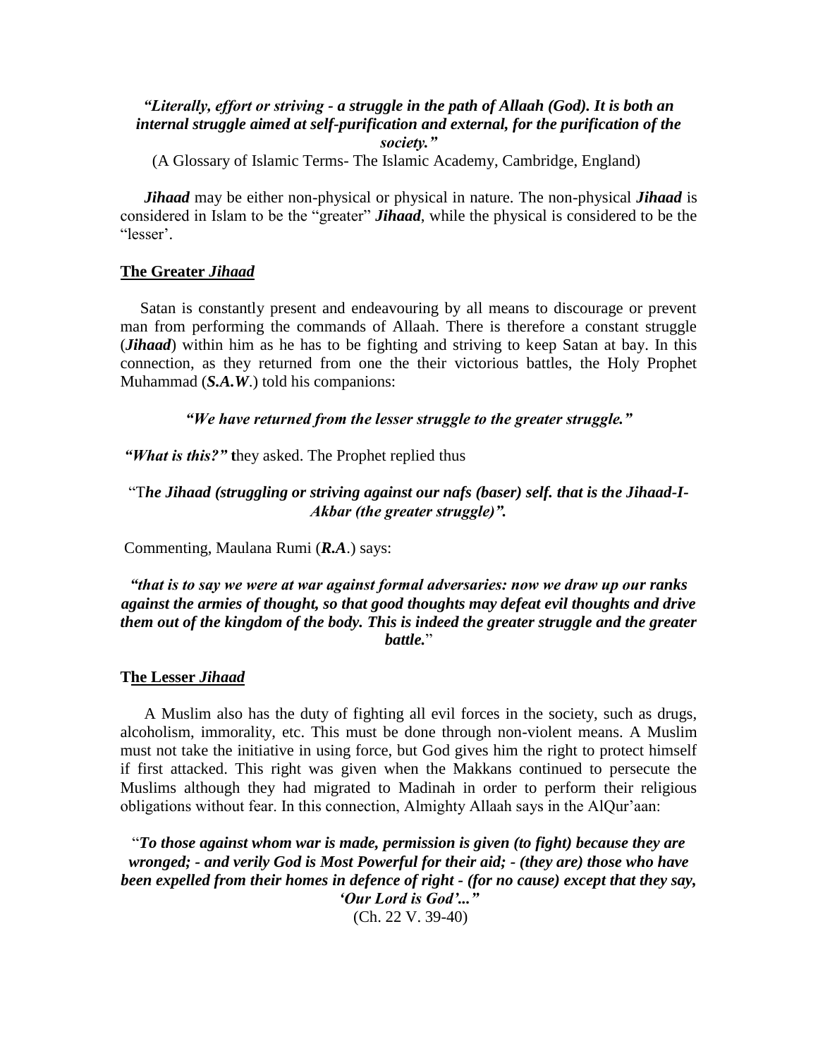***"Literally, effort or striving - a struggle in the path of Allaah (God). It is both an internal struggle aimed at self-purification and external, for the purification of the society."***

(A Glossary of Islamic Terms- The Islamic Academy, Cambridge, England)

***Jihaad*** may be either non-physical or physical in nature. The non-physical ***Jihaad*** is considered in Islam to be the "greater" ***Jihaad***, while the physical is considered to be the "lesser'.

### The Greater *Jihaad*

Satan is constantly present and endeavouring by all means to discourage or prevent man from performing the commands of Allaah. There is therefore a constant struggle (***Jihaad***) within him as he has to be fighting and striving to keep Satan at bay. In this connection, as they returned from one the their victorious battles, the Holy Prophet Muhammad (***S.A.W***.) told his companions:

***"We have returned from the lesser struggle to the greater struggle."***

***"What is this?"*** **t**hey asked. The Prophet replied thus

"T***he Jihaad (struggling or striving against our nafs (baser) self. that is the Jihaad-I-Akbar (the greater struggle)".***

Commenting, Maulana Rumi (***R.A***.) says:

***"that is to say we were at war against formal adversaries: now we draw up our ranks against the armies of thought, so that good thoughts may defeat evil thoughts and drive them out of the kingdom of the body. This is indeed the greater struggle and the greater battle.***"

### The Lesser *Jihaad*

A Muslim also has the duty of fighting all evil forces in the society, such as drugs, alcoholism, immorality, etc. This must be done through non-violent means. A Muslim must not take the initiative in using force, but God gives him the right to protect himself if first attacked. This right was given when the Makkans continued to persecute the Muslims although they had migrated to Madinah in order to perform their religious obligations without fear. In this connection, Almighty Allaah says in the AlQur'aan:

"***To those against whom war is made, permission is given (to fight) because they are wronged; - and verily God is Most Powerful for their aid; - (they are) those who have been expelled from their homes in defence of right - (for no cause) except that they say, 'Our Lord is God'..."***

(Ch. 22 V. 39-40)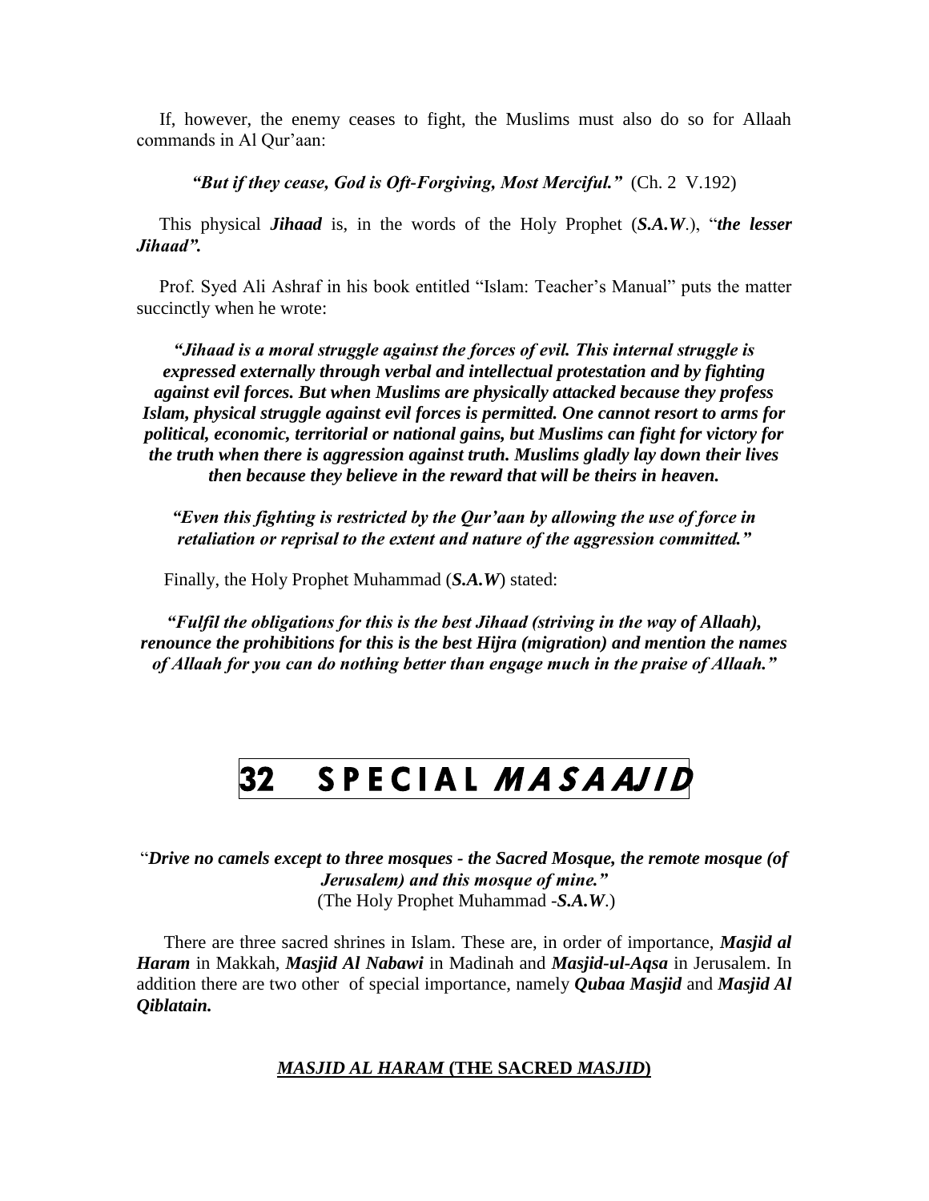If, however, the enemy ceases to fight, the Muslims must also do so for Allaah commands in Al Qur'aan:

***"But if they cease, God is Oft-Forgiving, Most Merciful."*** (Ch. 2 V.192)

This physical ***Jihaad*** is, in the words of the Holy Prophet (***S.A.W***.), "***the lesser Jihaad".***

Prof. Syed Ali Ashraf in his book entitled "Islam: Teacher's Manual" puts the matter succinctly when he wrote:

***"Jihaad is a moral struggle against the forces of evil. This internal struggle is expressed externally through verbal and intellectual protestation and by fighting against evil forces. But when Muslims are physically attacked because they profess Islam, physical struggle against evil forces is permitted. One cannot resort to arms for political, economic, territorial or national gains, but Muslims can fight for victory for the truth when there is aggression against truth. Muslims gladly lay down their lives then because they believe in the reward that will be theirs in heaven.***

***"Even this fighting is restricted by the Qur'aan by allowing the use of force in retaliation or reprisal to the extent and nature of the aggression committed."***

Finally, the Holy Prophet Muhammad (***S.A.W***) stated:

***"Fulfil the obligations for this is the best Jihaad (striving in the way of Allaah), renounce the prohibitions for this is the best Hijra (migration) and mention the names of Allaah for you can do nothing better than engage much in the praise of Allaah."***

# 32 SPECIAL *MASAAJID*

"***Drive no camels except to three mosques - the Sacred Mosque, the remote mosque (of Jerusalem) and this mosque of mine."***
(The Holy Prophet Muhammad -***S.A.W***.)

There are three sacred shrines in Islam. These are, in order of importance, ***Masjid al Haram*** in Makkah, ***Masjid Al Nabawi*** in Madinah and ***Masjid-ul-Aqsa*** in Jerusalem. In addition there are two other of special importance, namely ***Qubaa Masjid*** and ***Masjid Al Qiblatain.***

## *MASJID AL HARAM* (THE SACRED *MASJID*)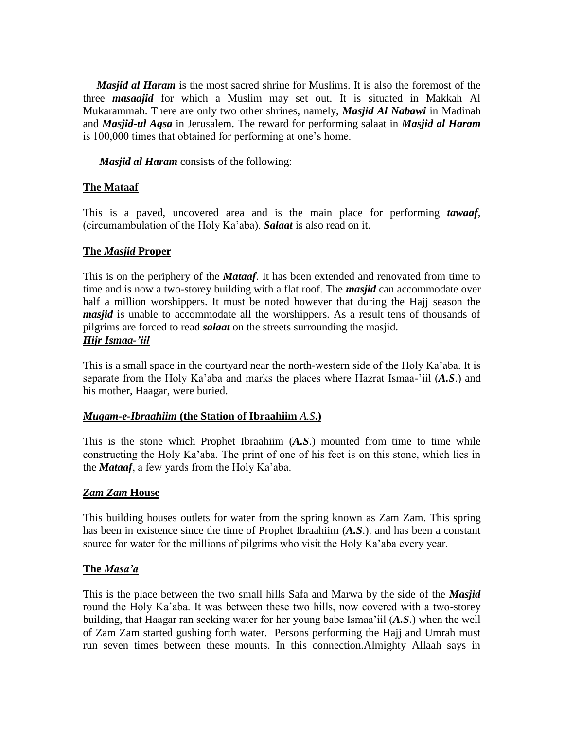***Masjid al Haram*** is the most sacred shrine for Muslims. It is also the foremost of the three ***masaajid*** for which a Muslim may set out. It is situated in Makkah Al Mukarammah. There are only two other shrines, namely, ***Masjid Al Nabawi*** in Madinah and ***Masjid-ul Aqsa*** in Jerusalem. The reward for performing salaat in ***Masjid al Haram*** is 100,000 times that obtained for performing at one's home.

***Masjid al Haram*** consists of the following:

## The Mataaf

This is a paved, uncovered area and is the main place for performing ***tawaaf***, (circumambulation of the Holy Ka'aba). ***Salaat*** is also read on it.

## The *Masjid* Proper

This is on the periphery of the ***Mataaf***. It has been extended and renovated from time to time and is now a two-storey building with a flat roof. The ***masjid*** can accommodate over half a million worshippers. It must be noted however that during the Hajj season the ***masjid*** is unable to accommodate all the worshippers. As a result tens of thousands of pilgrims are forced to read ***salaat*** on the streets surrounding the masjid.

## *Hijr Ismaa-'iil*

This is a small space in the courtyard near the north-western side of the Holy Ka'aba. It is separate from the Holy Ka'aba and marks the places where Hazrat Ismaa-'iil (***A.S***.) and his mother, Haagar, were buried.

## *Muqam-e-Ibraahiim* (the Station of Ibraahiim *A.S*.)

This is the stone which Prophet Ibraahiim (***A.S***.) mounted from time to time while constructing the Holy Ka'aba. The print of one of his feet is on this stone, which lies in the ***Mataaf***, a few yards from the Holy Ka'aba.

## *Zam Zam* House

This building houses outlets for water from the spring known as Zam Zam. This spring has been in existence since the time of Prophet Ibraahiim (***A.S***.). and has been a constant source for water for the millions of pilgrims who visit the Holy Ka'aba every year.

## The *Masa'a*

This is the place between the two small hills Safa and Marwa by the side of the ***Masjid*** round the Holy Ka'aba. It was between these two hills, now covered with a two-storey building, that Haagar ran seeking water for her young babe Ismaa'iil (***A.S***.) when the well of Zam Zam started gushing forth water. Persons performing the Hajj and Umrah must run seven times between these mounts. In this connection.Almighty Allaah says in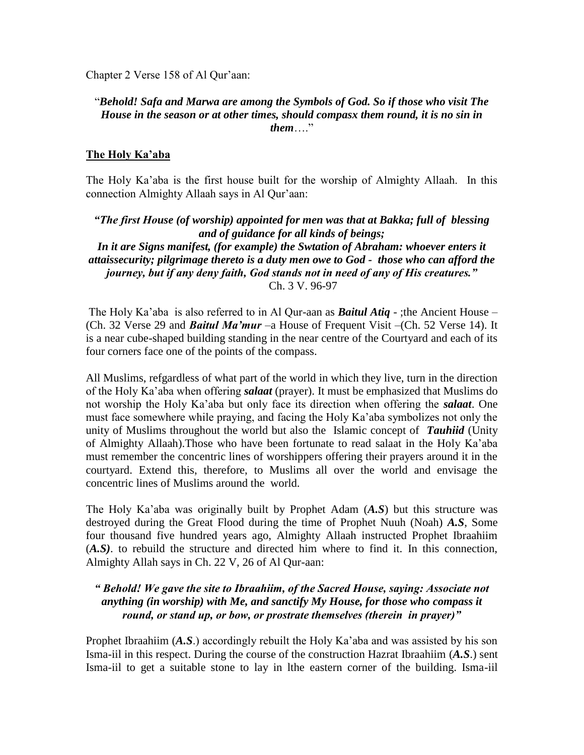Chapter 2 Verse 158 of Al Qur'aan:

"***Behold! Safa and Marwa are among the Symbols of God. So if those who visit The House in the season or at other times, should compasx them round, it is no sin in them***…."

## The Holy Ka'aba

The Holy Ka'aba is the first house built for the worship of Almighty Allaah. In this connection Almighty Allaah says in Al Qur'aan:

***"The first House (of worship) appointed for men was that at Bakka; full of blessing and of guidance for all kinds of beings;***
***In it are Signs manifest, (for example) the Swtation of Abraham: whoever enters it attaissecurity; pilgrimage thereto is a duty men owe to God - those who can afford the journey, but if any deny faith, God stands not in need of any of His creatures."***
Ch. 3 V. 96-97

The Holy Ka'aba is also referred to in Al Qur-aan as ***Baitul Atiq*** - ;the Ancient House – (Ch. 32 Verse 29 and ***Baitul Ma'mur*** –a House of Frequent Visit –(Ch. 52 Verse 14). It is a near cube-shaped building standing in the near centre of the Courtyard and each of its four corners face one of the points of the compass.

All Muslims, refgardless of what part of the world in which they live, turn in the direction of the Holy Ka'aba when offering ***salaat*** (prayer). It must be emphasized that Muslims do not worship the Holy Ka'aba but only face its direction when offering the ***salaat***. One must face somewhere while praying, and facing the Holy Ka'aba symbolizes not only the unity of Muslims throughout the world but also the Islamic concept of ***Tauhiid*** (Unity of Almighty Allaah).Those who have been fortunate to read salaat in the Holy Ka'aba must remember the concentric lines of worshippers offering their prayers around it in the courtyard. Extend this, therefore, to Muslims all over the world and envisage the concentric lines of Muslims around the world.

The Holy Ka'aba was originally built by Prophet Adam (***A.S***) but this structure was destroyed during the Great Flood during the time of Prophet Nuuh (Noah) ***A.S***, Some four thousand five hundred years ago, Almighty Allaah instructed Prophet Ibraahiim (***A.S)***. to rebuild the structure and directed him where to find it. In this connection, Almighty Allah says in Ch. 22 V, 26 of Al Qur-aan:

***" Behold! We gave the site to Ibraahiim, of the Sacred House, saying: Associate not anything (in worship) with Me, and sanctify My House, for those who compass it round, or stand up, or bow, or prostrate themselves (therein in prayer)"***

Prophet Ibraahiim (***A.S***.) accordingly rebuilt the Holy Ka'aba and was assisted by his son Isma-iil in this respect. During the course of the construction Hazrat Ibraahiim (***A.S***.) sent Isma-iil to get a suitable stone to lay in lthe eastern corner of the building. Isma-iil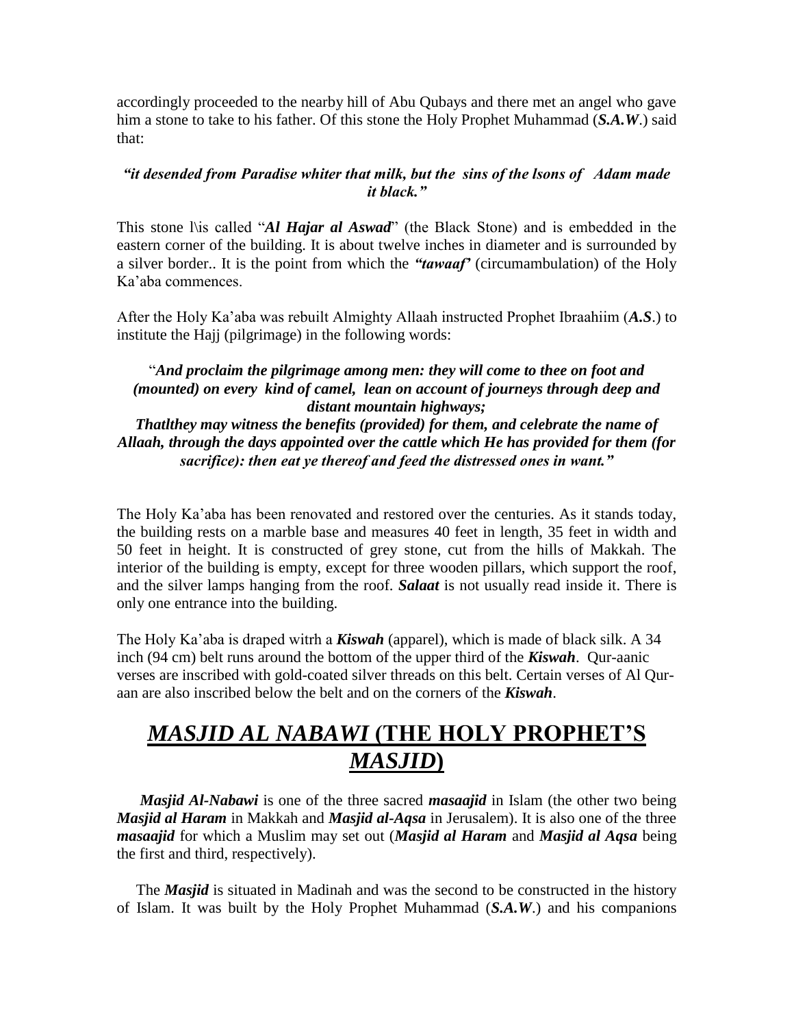accordingly proceeded to the nearby hill of Abu Qubays and there met an angel who gave him a stone to take to his father. Of this stone the Holy Prophet Muhammad (***S.A.W***.) said that:

***"it desended from Paradise whiter that milk, but the sins of the lsons of Adam made it black."***

This stone l\is called "***Al Hajar al Aswad***" (the Black Stone) and is embedded in the eastern corner of the building. It is about twelve inches in diameter and is surrounded by a silver border.. It is the point from which the ***"tawaaf'*** (circumambulation) of the Holy Ka'aba commences.

After the Holy Ka'aba was rebuilt Almighty Allaah instructed Prophet Ibraahiim (***A.S***.) to institute the Hajj (pilgrimage) in the following words:

"***And proclaim the pilgrimage among men: they will come to thee on foot and (mounted) on every kind of camel, lean on account of journeys through deep and distant mountain highways;***
***Thatlthey may witness the benefits (provided) for them, and celebrate the name of Allaah, through the days appointed over the cattle which He has provided for them (for sacrifice): then eat ye thereof and feed the distressed ones in want."***

The Holy Ka'aba has been renovated and restored over the centuries. As it stands today, the building rests on a marble base and measures 40 feet in length, 35 feet in width and 50 feet in height. It is constructed of grey stone, cut from the hills of Makkah. The interior of the building is empty, except for three wooden pillars, which support the roof, and the silver lamps hanging from the roof. ***Salaat*** is not usually read inside it. There is only one entrance into the building.

The Holy Ka'aba is draped witrh a ***Kiswah*** (apparel), which is made of black silk. A 34 inch (94 cm) belt runs around the bottom of the upper third of the ***Kiswah***. Qur-aanic verses are inscribed with gold-coated silver threads on this belt. Certain verses of Al Qur-aan are also inscribed below the belt and on the corners of the ***Kiswah***.

# *MASJID AL NABAWI* (THE HOLY PROPHET'S *MASJID*)

***Masjid Al-Nabawi*** is one of the three sacred ***masaajid*** in Islam (the other two being ***Masjid al Haram*** in Makkah and ***Masjid al-Aqsa*** in Jerusalem). It is also one of the three ***masaajid*** for which a Muslim may set out (***Masjid al Haram*** and ***Masjid al Aqsa*** being the first and third, respectively).

The ***Masjid*** is situated in Madinah and was the second to be constructed in the history of Islam. It was built by the Holy Prophet Muhammad (***S.A.W***.) and his companions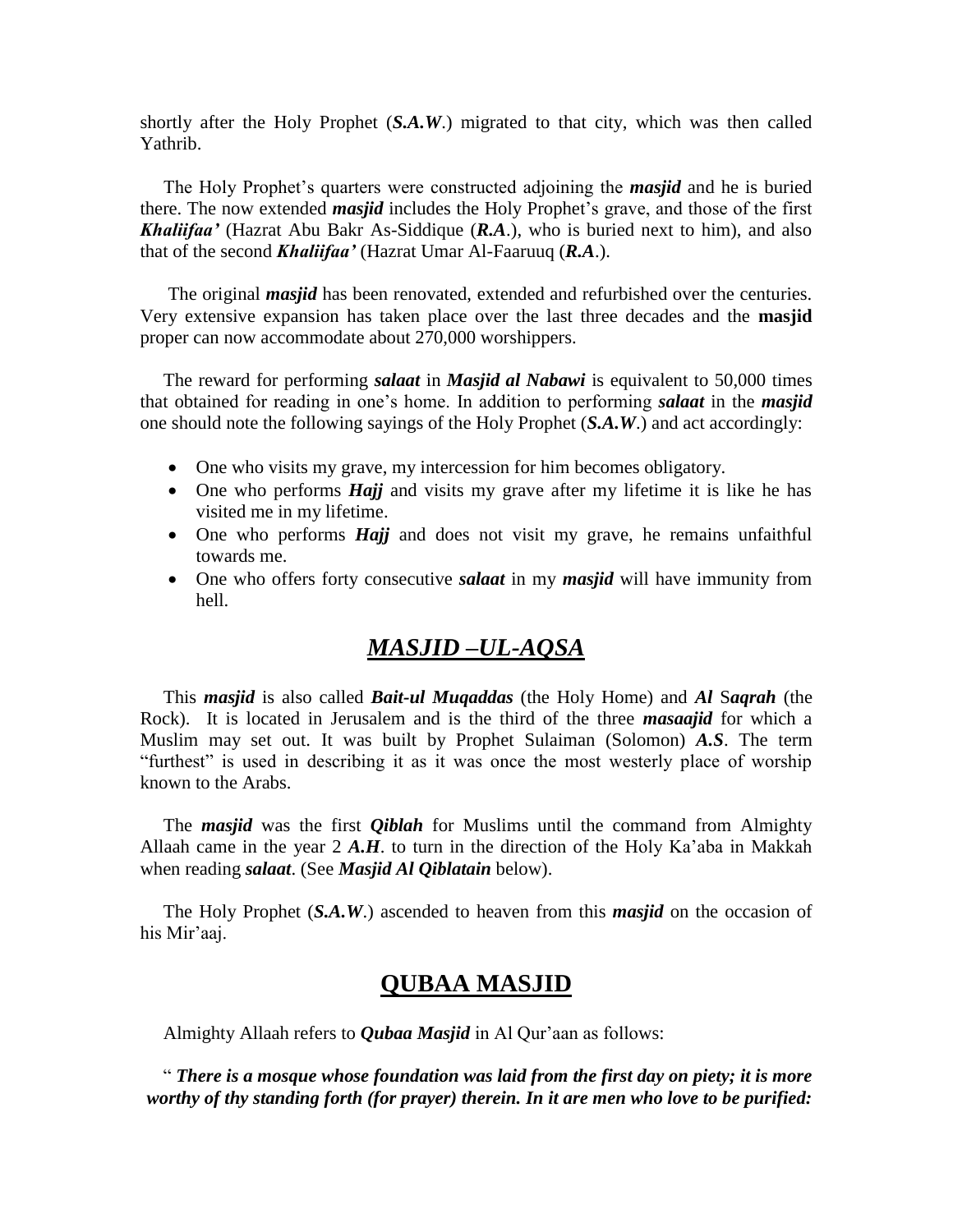shortly after the Holy Prophet (***S.A.W***.) migrated to that city, which was then called Yathrib.

The Holy Prophet's quarters were constructed adjoining the ***masjid*** and he is buried there. The now extended ***masjid*** includes the Holy Prophet's grave, and those of the first ***Khaliifaa'*** (Hazrat Abu Bakr As-Siddique (***R.A***.), who is buried next to him), and also that of the second ***Khaliifaa'*** (Hazrat Umar Al-Faaruuq (***R.A***.).

The original ***masjid*** has been renovated, extended and refurbished over the centuries. Very extensive expansion has taken place over the last three decades and the **masjid** proper can now accommodate about 270,000 worshippers.

The reward for performing ***salaat*** in ***Masjid al Nabawi*** is equivalent to 50,000 times that obtained for reading in one's home. In addition to performing ***salaat*** in the ***masjid*** one should note the following sayings of the Holy Prophet (***S.A.W***.) and act accordingly:

- One who visits my grave, my intercession for him becomes obligatory.
- One who performs ***Hajj*** and visits my grave after my lifetime it is like he has visited me in my lifetime.
- One who performs ***Hajj*** and does not visit my grave, he remains unfaithful towards me.
- One who offers forty consecutive ***salaat*** in my ***masjid*** will have immunity from hell.

## ***MASJID –UL-AQSA***

This ***masjid*** is also called ***Bait-ul Muqaddas*** (the Holy Home) and ***Al*** S***aqrah*** (the Rock). It is located in Jerusalem and is the third of the three ***masaajid*** for which a Muslim may set out. It was built by Prophet Sulaiman (Solomon) ***A.S***. The term "furthest" is used in describing it as it was once the most westerly place of worship known to the Arabs.

The ***masjid*** was the first ***Qiblah*** for Muslims until the command from Almighty Allaah came in the year 2 ***A.H***. to turn in the direction of the Holy Ka'aba in Makkah when reading ***salaat***. (See ***Masjid Al Qiblatain*** below).

The Holy Prophet (***S.A.W***.) ascended to heaven from this ***masjid*** on the occasion of his Mir'aaj.

## **QUBAA MASJID**

Almighty Allaah refers to ***Qubaa Masjid*** in Al Qur'aan as follows:

" ***There is a mosque whose foundation was laid from the first day on piety; it is more worthy of thy standing forth (for prayer) therein. In it are men who love to be purified:***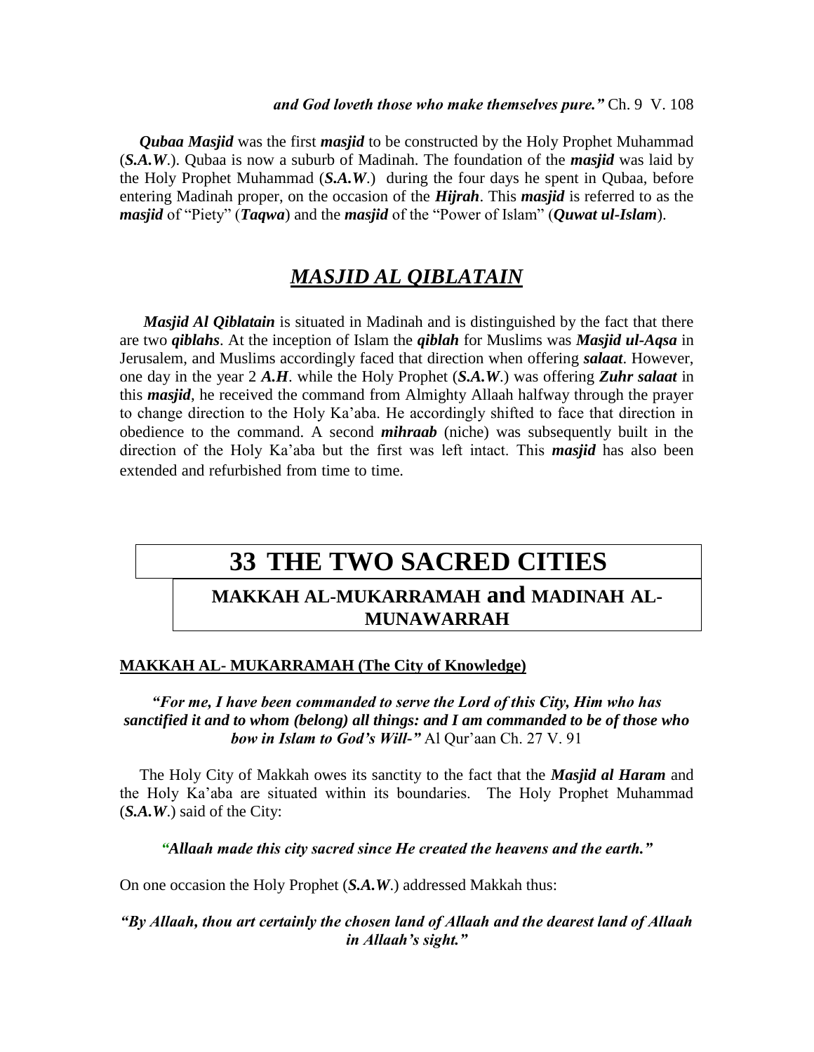*and God loveth those who make themselves pure."* Ch. 9 V. 108

***Qubaa Masjid*** was the first ***masjid*** to be constructed by the Holy Prophet Muhammad (***S.A.W***.). Qubaa is now a suburb of Madinah. The foundation of the ***masjid*** was laid by the Holy Prophet Muhammad (***S.A.W***.) during the four days he spent in Qubaa, before entering Madinah proper, on the occasion of the ***Hijrah***. This ***masjid*** is referred to as the ***masjid*** of "Piety" (***Taqwa***) and the ***masjid*** of the "Power of Islam" (***Quwat ul-Islam***).

## *MASJID AL QIBLATAIN*

***Masjid Al Qiblatain*** is situated in Madinah and is distinguished by the fact that there are two ***qiblahs***. At the inception of Islam the ***qiblah*** for Muslims was ***Masjid ul-Aqsa*** in Jerusalem, and Muslims accordingly faced that direction when offering ***salaat***. However, one day in the year 2 ***A.H***. while the Holy Prophet (***S.A.W***.) was offering ***Zuhr salaat*** in this ***masjid***, he received the command from Almighty Allaah halfway through the prayer to change direction to the Holy Ka'aba. He accordingly shifted to face that direction in obedience to the command. A second ***mihraab*** (niche) was subsequently built in the direction of the Holy Ka'aba but the first was left intact. This ***masjid*** has also been extended and refurbished from time to time.

# 33 THE TWO SACRED CITIES

## MAKKAH AL-MUKARRAMAH and MADINAH AL-MUNAWARRAH

### MAKKAH AL- MUKARRAMAH (The City of Knowledge)

***"For me, I have been commanded to serve the Lord of this City, Him who has sanctified it and to whom (belong) all things: and I am commanded to be of those who bow in Islam to God's Will-"*** Al Qur'aan Ch. 27 V. 91

The Holy City of Makkah owes its sanctity to the fact that the ***Masjid al Haram*** and the Holy Ka'aba are situated within its boundaries. The Holy Prophet Muhammad (***S.A.W***.) said of the City:

***"Allaah made this city sacred since He created the heavens and the earth."***

On one occasion the Holy Prophet (***S.A.W***.) addressed Makkah thus:

***"By Allaah, thou art certainly the chosen land of Allaah and the dearest land of Allaah in Allaah's sight."***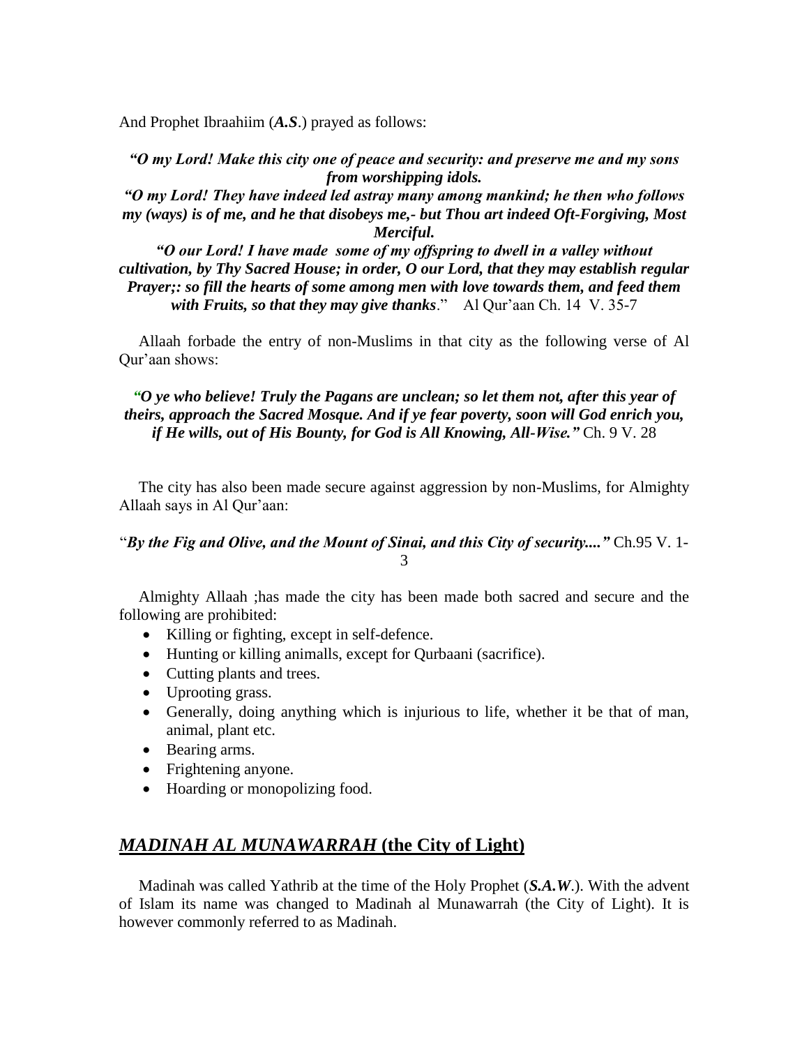And Prophet Ibraahiim (***A.S***.) prayed as follows:

***"O my Lord! Make this city one of peace and security: and preserve me and my sons from worshipping idols.***

***"O my Lord! They have indeed led astray many among mankind; he then who follows my (ways) is of me, and he that disobeys me,- but Thou art indeed Oft-Forgiving, Most Merciful.***

***"O our Lord! I have made some of my offspring to dwell in a valley without cultivation, by Thy Sacred House; in order, O our Lord, that they may establish regular Prayer;: so fill the hearts of some among men with love towards them, and feed them with Fruits, so that they may give thanks***." Al Qur'aan Ch. 14 V. 35-7

Allaah forbade the entry of non-Muslims in that city as the following verse of Al Qur'aan shows:

***"O ye who believe! Truly the Pagans are unclean; so let them not, after this year of theirs, approach the Sacred Mosque. And if ye fear poverty, soon will God enrich you, if He wills, out of His Bounty, for God is All Knowing, All-Wise."*** Ch. 9 V. 28

The city has also been made secure against aggression by non-Muslims, for Almighty Allaah says in Al Qur'aan:

"***By the Fig and Olive, and the Mount of Sinai, and this City of security...."*** Ch.95 V. 1-3

Almighty Allaah ;has made the city has been made both sacred and secure and the following are prohibited:

- Killing or fighting, except in self-defence.
- Hunting or killing animalls, except for Qurbaani (sacrifice).
- Cutting plants and trees.
- Uprooting grass.
- Generally, doing anything which is injurious to life, whether it be that of man, animal, plant etc.
- Bearing arms.
- Frightening anyone.
- Hoarding or monopolizing food.

## *MADINAH AL MUNAWARRAH* (the City of Light)

Madinah was called Yathrib at the time of the Holy Prophet (***S.A.W***.). With the advent of Islam its name was changed to Madinah al Munawarrah (the City of Light). It is however commonly referred to as Madinah.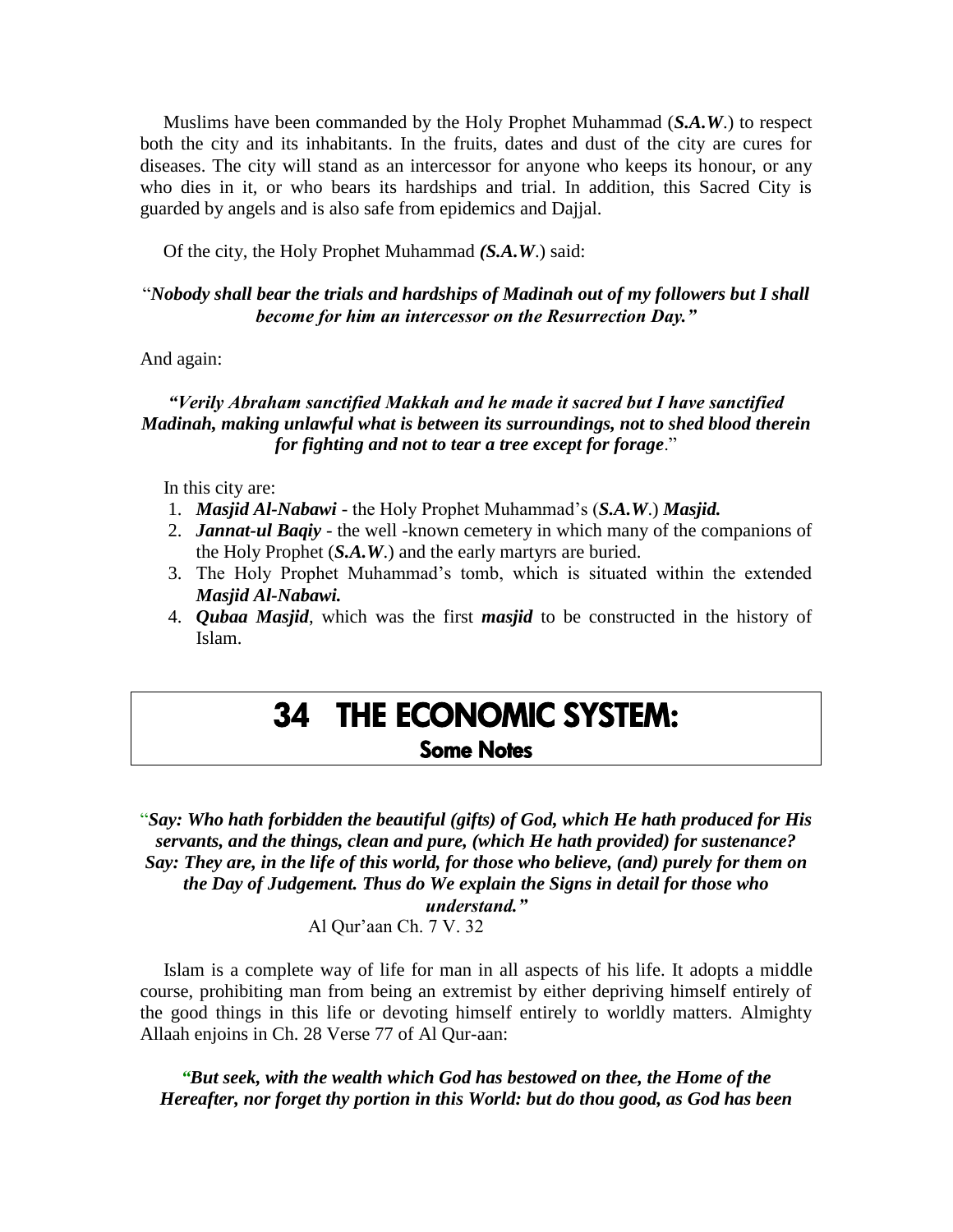Muslims have been commanded by the Holy Prophet Muhammad (***S.A.W***.) to respect both the city and its inhabitants. In the fruits, dates and dust of the city are cures for diseases. The city will stand as an intercessor for anyone who keeps its honour, or any who dies in it, or who bears its hardships and trial. In addition, this Sacred City is guarded by angels and is also safe from epidemics and Dajjal.

Of the city, the Holy Prophet Muhammad ***(S.A.W***.) said:

"***Nobody shall bear the trials and hardships of Madinah out of my followers but I shall become for him an intercessor on the Resurrection Day."***

And again:

***"Verily Abraham sanctified Makkah and he made it sacred but I have sanctified Madinah, making unlawful what is between its surroundings, not to shed blood therein for fighting and not to tear a tree except for forage***."

In this city are:

1. ***Masjid Al-Nabawi*** - the Holy Prophet Muhammad's (***S.A.W***.) ***Masjid.***
2. ***Jannat-ul Baqiy*** - the well -known cemetery in which many of the companions of the Holy Prophet (***S.A.W***.) and the early martyrs are buried.
3. The Holy Prophet Muhammad's tomb, which is situated within the extended ***Masjid Al-Nabawi.***
4. ***Qubaa Masjid***, which was the first ***masjid*** to be constructed in the history of Islam.

# 34 THE ECONOMIC SYSTEM:
## Some Notes

"***Say: Who hath forbidden the beautiful (gifts) of God, which He hath produced for His servants, and the things, clean and pure, (which He hath provided) for sustenance? Say: They are, in the life of this world, for those who believe, (and) purely for them on the Day of Judgement. Thus do We explain the Signs in detail for those who understand."***

Al Qur'aan Ch. 7 V. 32

Islam is a complete way of life for man in all aspects of his life. It adopts a middle course, prohibiting man from being an extremist by either depriving himself entirely of the good things in this life or devoting himself entirely to worldly matters. Almighty Allaah enjoins in Ch. 28 Verse 77 of Al Qur-aan:

***"But seek, with the wealth which God has bestowed on thee, the Home of the Hereafter, nor forget thy portion in this World: but do thou good, as God has been***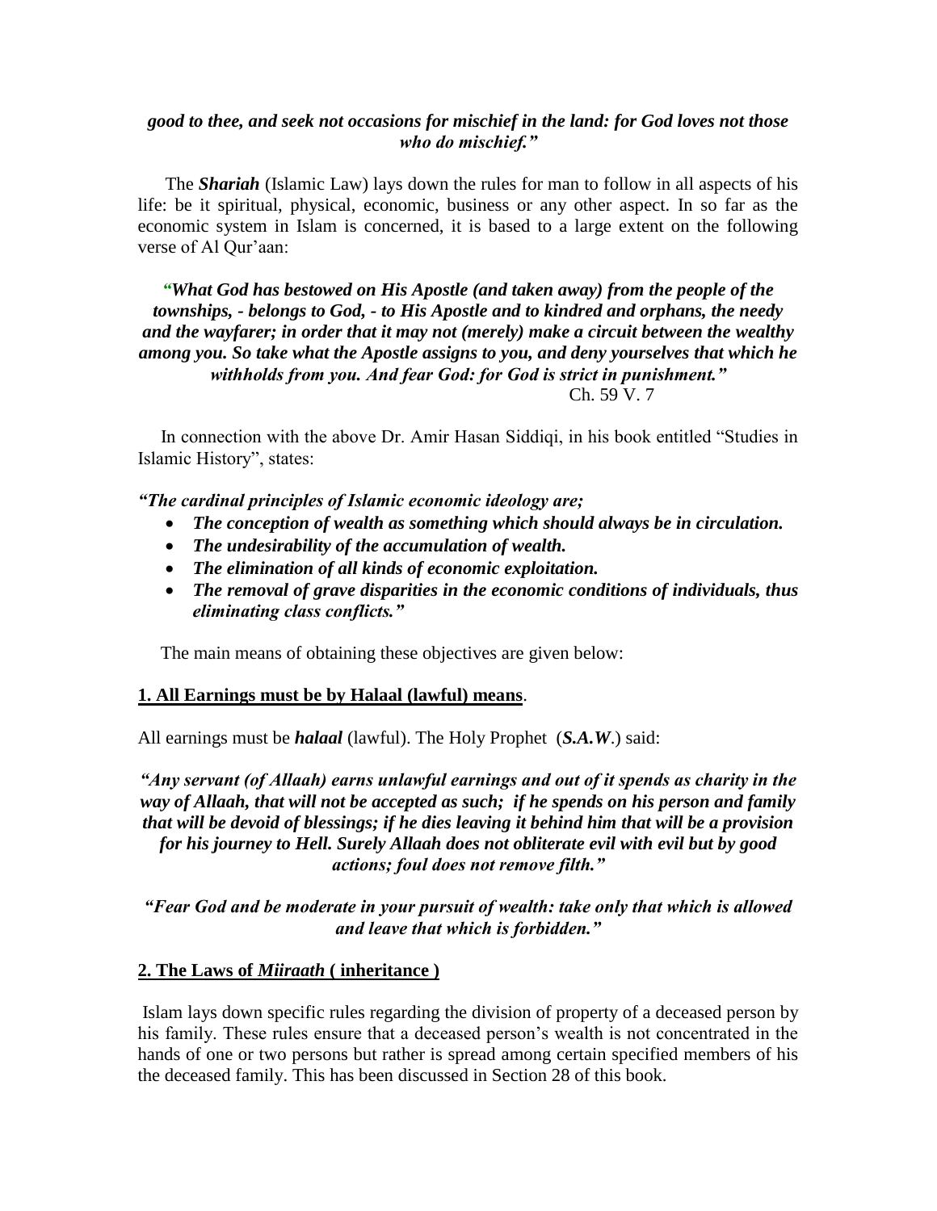***good to thee, and seek not occasions for mischief in the land: for God loves not those who do mischief."***

The ***Shariah*** (Islamic Law) lays down the rules for man to follow in all aspects of his life: be it spiritual, physical, economic, business or any other aspect. In so far as the economic system in Islam is concerned, it is based to a large extent on the following verse of Al Qur'aan:

***"What God has bestowed on His Apostle (and taken away) from the people of the townships, - belongs to God, - to His Apostle and to kindred and orphans, the needy and the wayfarer; in order that it may not (merely) make a circuit between the wealthy among you. So take what the Apostle assigns to you, and deny yourselves that which he withholds from you. And fear God: for God is strict in punishment."***

Ch. 59 V. 7

In connection with the above Dr. Amir Hasan Siddiqi, in his book entitled "Studies in Islamic History", states:

***"The cardinal principles of Islamic economic ideology are;***

- ***The conception of wealth as something which should always be in circulation.***
- ***The undesirability of the accumulation of wealth.***
- ***The elimination of all kinds of economic exploitation.***
- ***The removal of grave disparities in the economic conditions of individuals, thus eliminating class conflicts."***

The main means of obtaining these objectives are given below:

**1. All Earnings must be by Halaal (lawful) means**.

All earnings must be ***halaal*** (lawful). The Holy Prophet (***S.A.W***.) said:

***"Any servant (of Allaah) earns unlawful earnings and out of it spends as charity in the way of Allaah, that will not be accepted as such; if he spends on his person and family that will be devoid of blessings; if he dies leaving it behind him that will be a provision for his journey to Hell. Surely Allaah does not obliterate evil with evil but by good actions; foul does not remove filth."***

***"Fear God and be moderate in your pursuit of wealth: take only that which is allowed and leave that which is forbidden."***

**2. The Laws of *Miiraath* ( inheritance )**

Islam lays down specific rules regarding the division of property of a deceased person by his family. These rules ensure that a deceased person's wealth is not concentrated in the hands of one or two persons but rather is spread among certain specified members of his the deceased family. This has been discussed in Section 28 of this book.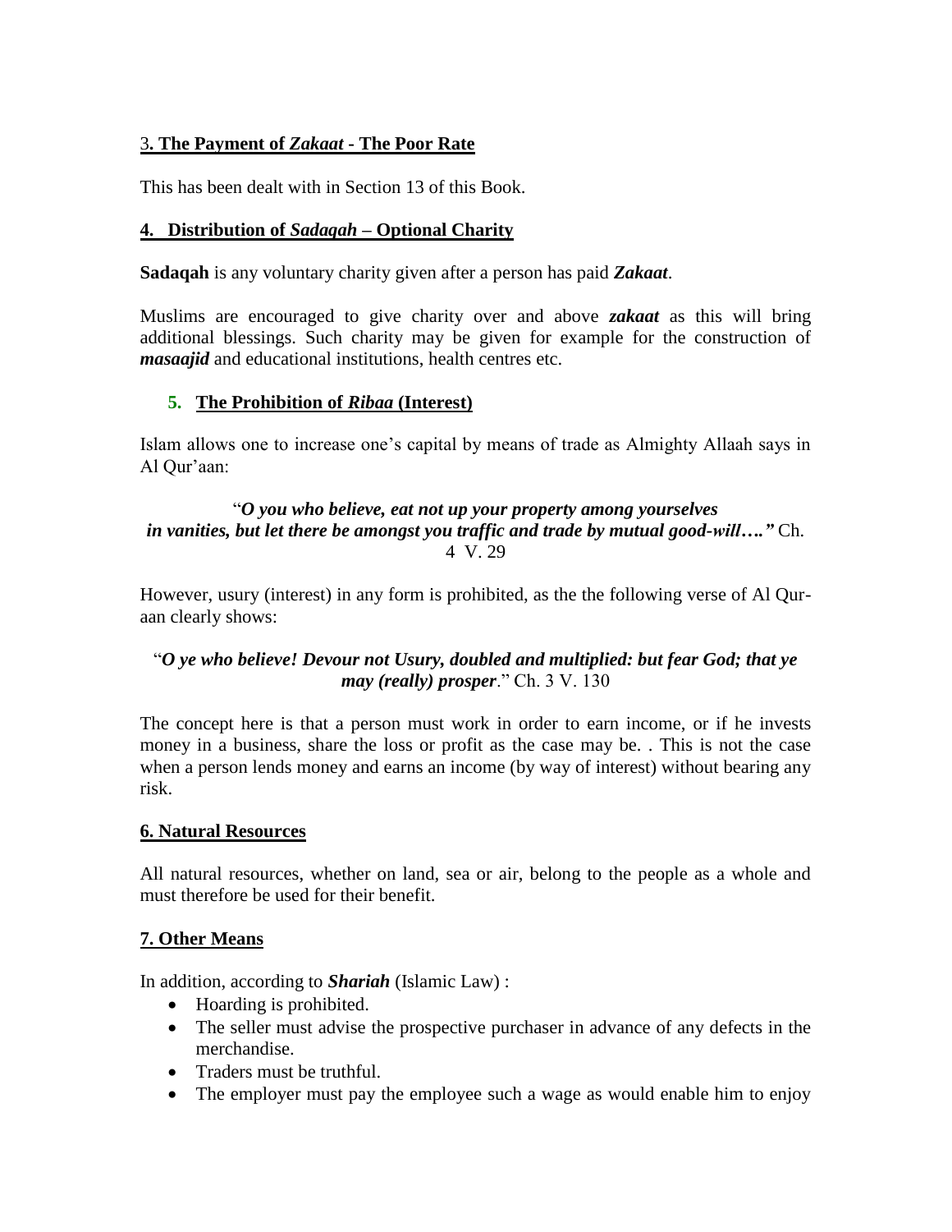### 3**. The Payment of *Zakaat* - The Poor Rate**

This has been dealt with in Section 13 of this Book.

### **4. Distribution of *Sadaqah* – Optional Charity**

**Sadaqah** is any voluntary charity given after a person has paid ***Zakaat***.

Muslims are encouraged to give charity over and above ***zakaat*** as this will bring additional blessings. Such charity may be given for example for the construction of ***masaajid*** and educational institutions, health centres etc.

### **5. The Prohibition of *Ribaa* (Interest)**

Islam allows one to increase one's capital by means of trade as Almighty Allaah says in Al Qur'aan:

"***O you who believe, eat not up your property among yourselves in vanities, but let there be amongst you traffic and trade by mutual good-will…."*** Ch. 4 V. 29

However, usury (interest) in any form is prohibited, as the the following verse of Al Qur-aan clearly shows:

"***O ye who believe! Devour not Usury, doubled and multiplied: but fear God; that ye may (really) prosper***." Ch. 3 V. 130

The concept here is that a person must work in order to earn income, or if he invests money in a business, share the loss or profit as the case may be. . This is not the case when a person lends money and earns an income (by way of interest) without bearing any risk.

### **6. Natural Resources**

All natural resources, whether on land, sea or air, belong to the people as a whole and must therefore be used for their benefit.

### **7. Other Means**

In addition, according to ***Shariah*** (Islamic Law) :

- Hoarding is prohibited.
- The seller must advise the prospective purchaser in advance of any defects in the merchandise.
- Traders must be truthful.
- The employer must pay the employee such a wage as would enable him to enjoy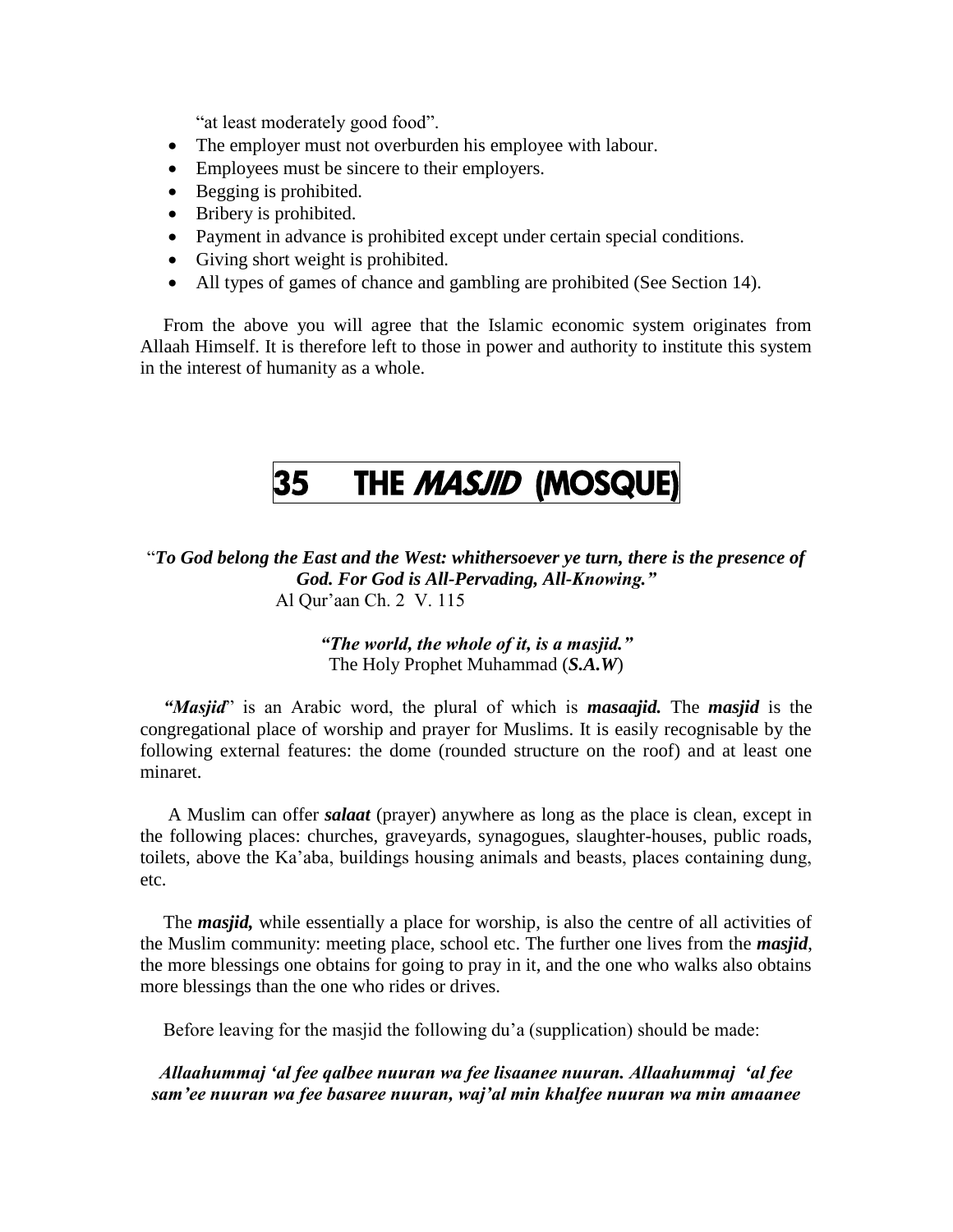"at least moderately good food".

- The employer must not overburden his employee with labour.
- Employees must be sincere to their employers.
- Begging is prohibited.
- Bribery is prohibited.
- Payment in advance is prohibited except under certain special conditions.
- Giving short weight is prohibited.
- All types of games of chance and gambling are prohibited (See Section 14).

From the above you will agree that the Islamic economic system originates from Allaah Himself. It is therefore left to those in power and authority to institute this system in the interest of humanity as a whole.

# 35 THE *MASJID* (MOSQUE)

"***To God belong the East and the West: whithersoever ye turn, there is the presence of God. For God is All-Pervading, All-Knowing."***
Al Qur'aan Ch. 2 V. 115

***"The world, the whole of it, is a masjid."***
The Holy Prophet Muhammad (***S.A.W***)

***"Masjid***" is an Arabic word, the plural of which is ***masaajid.*** The ***masjid*** is the congregational place of worship and prayer for Muslims. It is easily recognisable by the following external features: the dome (rounded structure on the roof) and at least one minaret.

A Muslim can offer ***salaat*** (prayer) anywhere as long as the place is clean, except in the following places: churches, graveyards, synagogues, slaughter-houses, public roads, toilets, above the Ka'aba, buildings housing animals and beasts, places containing dung, etc.

The ***masjid,*** while essentially a place for worship, is also the centre of all activities of the Muslim community: meeting place, school etc. The further one lives from the ***masjid***, the more blessings one obtains for going to pray in it, and the one who walks also obtains more blessings than the one who rides or drives.

Before leaving for the masjid the following du'a (supplication) should be made:

***Allaahummaj 'al fee qalbee nuuran wa fee lisaanee nuuran. Allaahummaj 'al fee sam'ee nuuran wa fee basaree nuuran, waj'al min khalfee nuuran wa min amaanee***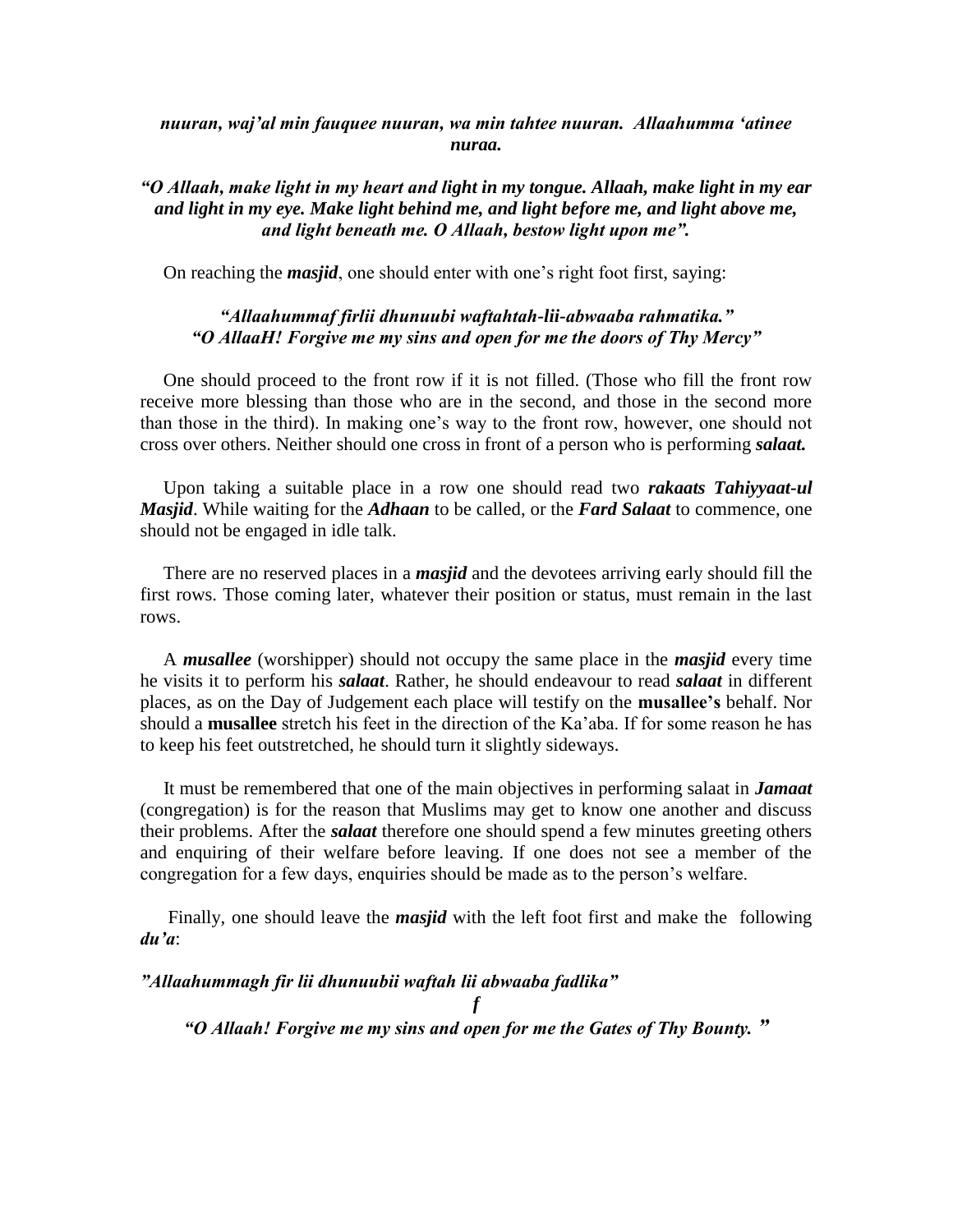***nuuran, waj'al min fauquee nuuran, wa min tahtee nuuran. Allaahumma 'atinee nuraa.***

***"O Allaah, make light in my heart and light in my tongue. Allaah, make light in my ear and light in my eye. Make light behind me, and light before me, and light above me, and light beneath me. O Allaah, bestow light upon me".***

On reaching the ***masjid***, one should enter with one's right foot first, saying:

***"Allaahummaf firlii dhunuubi waftahtah-lii-abwaaba rahmatika."***
***"O AllaaH! Forgive me my sins and open for me the doors of Thy Mercy"***

One should proceed to the front row if it is not filled. (Those who fill the front row receive more blessing than those who are in the second, and those in the second more than those in the third). In making one's way to the front row, however, one should not cross over others. Neither should one cross in front of a person who is performing ***salaat.***

Upon taking a suitable place in a row one should read two ***rakaats Tahiyyaat-ul Masjid***. While waiting for the ***Adhaan*** to be called, or the ***Fard Salaat*** to commence, one should not be engaged in idle talk.

There are no reserved places in a ***masjid*** and the devotees arriving early should fill the first rows. Those coming later, whatever their position or status, must remain in the last rows.

A ***musallee*** (worshipper) should not occupy the same place in the ***masjid*** every time he visits it to perform his ***salaat***. Rather, he should endeavour to read ***salaat*** in different places, as on the Day of Judgement each place will testify on the **musallee's** behalf. Nor should a **musallee** stretch his feet in the direction of the Ka'aba. If for some reason he has to keep his feet outstretched, he should turn it slightly sideways.

It must be remembered that one of the main objectives in performing salaat in ***Jamaat*** (congregation) is for the reason that Muslims may get to know one another and discuss their problems. After the ***salaat*** therefore one should spend a few minutes greeting others and enquiring of their welfare before leaving. If one does not see a member of the congregation for a few days, enquiries should be made as to the person's welfare.

Finally, one should leave the ***masjid*** with the left foot first and make the following ***du'a***:

***"Allaahummagh fir lii dhunuubii waftah lii abwaaba fadlika"***

***f***

***"O Allaah! Forgive me my sins and open for me the Gates of Thy Bounty. "***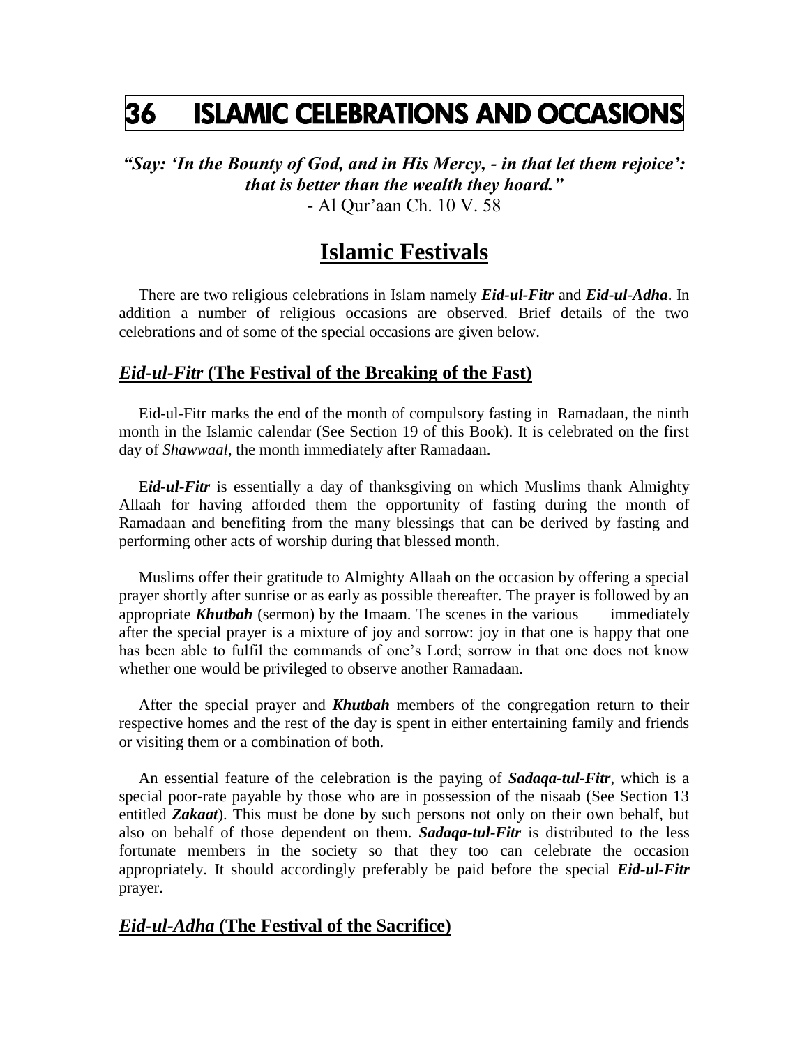# 36 ISLAMIC CELEBRATIONS AND OCCASIONS

***"Say: 'In the Bounty of God, and in His Mercy, - in that let them rejoice': that is better than the wealth they hoard."***
- Al Qur'aan Ch. 10 V. 58

## Islamic Festivals

There are two religious celebrations in Islam namely ***Eid-ul-Fitr*** and ***Eid-ul-Adha***. In addition a number of religious occasions are observed. Brief details of the two celebrations and of some of the special occasions are given below.

### *Eid-ul-Fitr* (The Festival of the Breaking of the Fast)

Eid-ul-Fitr marks the end of the month of compulsory fasting in Ramadaan, the ninth month in the Islamic calendar (See Section 19 of this Book). It is celebrated on the first day of *Shawwaal*, the month immediately after Ramadaan.

E***id-ul-Fitr*** is essentially a day of thanksgiving on which Muslims thank Almighty Allaah for having afforded them the opportunity of fasting during the month of Ramadaan and benefiting from the many blessings that can be derived by fasting and performing other acts of worship during that blessed month.

Muslims offer their gratitude to Almighty Allaah on the occasion by offering a special prayer shortly after sunrise or as early as possible thereafter. The prayer is followed by an appropriate ***Khutbah*** (sermon) by the Imaam. The scenes in the various immediately after the special prayer is a mixture of joy and sorrow: joy in that one is happy that one has been able to fulfil the commands of one's Lord; sorrow in that one does not know whether one would be privileged to observe another Ramadaan.

After the special prayer and ***Khutbah*** members of the congregation return to their respective homes and the rest of the day is spent in either entertaining family and friends or visiting them or a combination of both.

An essential feature of the celebration is the paying of ***Sadaqa-tul-Fitr***, which is a special poor-rate payable by those who are in possession of the nisaab (See Section 13 entitled ***Zakaat***). This must be done by such persons not only on their own behalf, but also on behalf of those dependent on them. ***Sadaqa-tul-Fitr*** is distributed to the less fortunate members in the society so that they too can celebrate the occasion appropriately. It should accordingly preferably be paid before the special ***Eid-ul-Fitr*** prayer.

### *Eid-ul-Adha* (The Festival of the Sacrifice)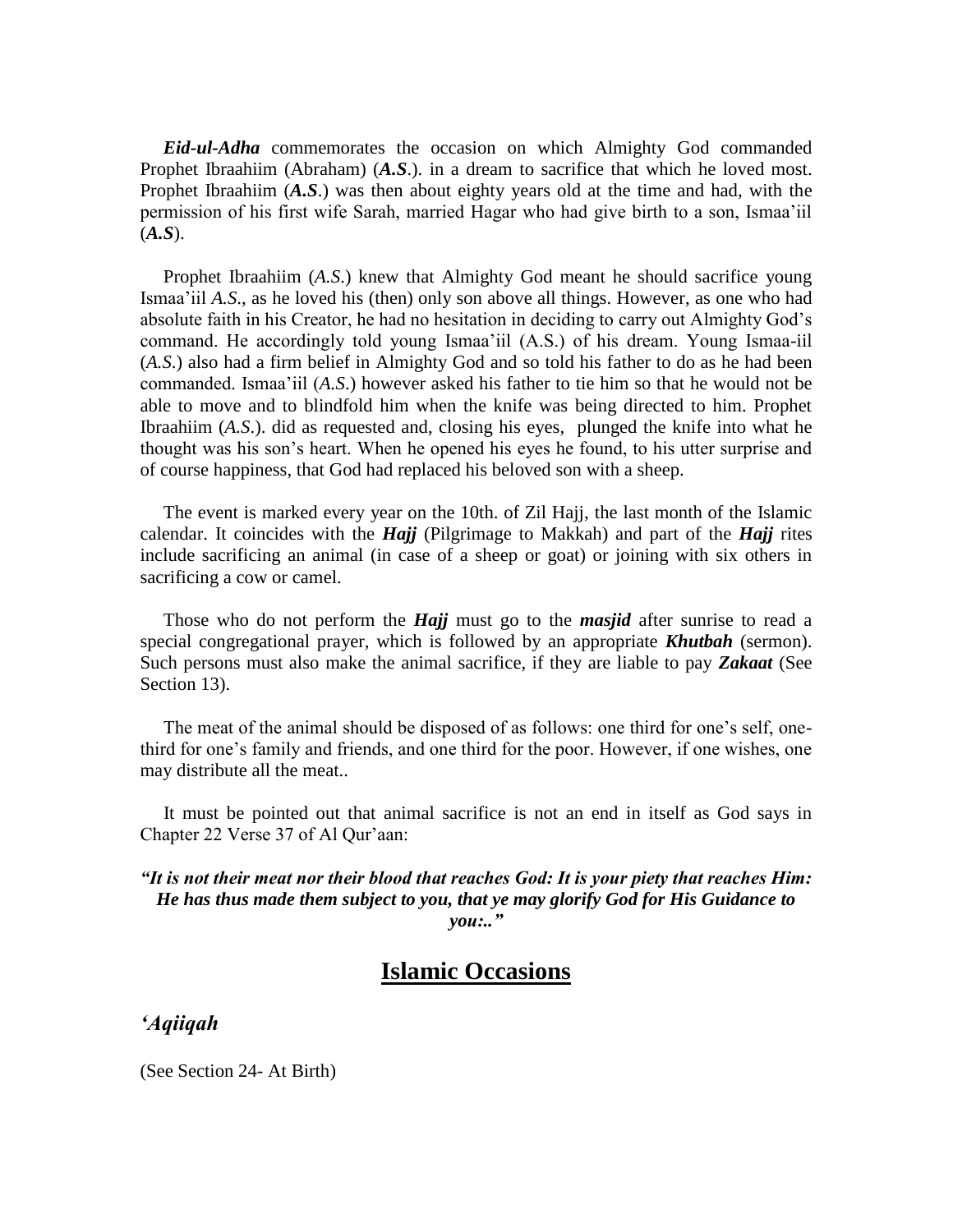***Eid-ul-Adha*** commemorates the occasion on which Almighty God commanded Prophet Ibraahiim (Abraham) (***A.S***.). in a dream to sacrifice that which he loved most. Prophet Ibraahiim (***A.S***.) was then about eighty years old at the time and had, with the permission of his first wife Sarah, married Hagar who had give birth to a son, Ismaa'iil (***A.S***).

Prophet Ibraahiim (*A.S*.) knew that Almighty God meant he should sacrifice young Ismaa'iil *A.S*., as he loved his (then) only son above all things. However, as one who had absolute faith in his Creator, he had no hesitation in deciding to carry out Almighty God's command. He accordingly told young Ismaa'iil (A.S.) of his dream. Young Ismaa-iil (*A.S*.) also had a firm belief in Almighty God and so told his father to do as he had been commanded. Ismaa'iil (*A.S*.) however asked his father to tie him so that he would not be able to move and to blindfold him when the knife was being directed to him. Prophet Ibraahiim (*A.S*.). did as requested and, closing his eyes, plunged the knife into what he thought was his son's heart. When he opened his eyes he found, to his utter surprise and of course happiness, that God had replaced his beloved son with a sheep.

The event is marked every year on the 10th. of Zil Hajj, the last month of the Islamic calendar. It coincides with the ***Hajj*** (Pilgrimage to Makkah) and part of the ***Hajj*** rites include sacrificing an animal (in case of a sheep or goat) or joining with six others in sacrificing a cow or camel.

Those who do not perform the ***Hajj*** must go to the ***masjid*** after sunrise to read a special congregational prayer, which is followed by an appropriate ***Khutbah*** (sermon). Such persons must also make the animal sacrifice, if they are liable to pay ***Zakaat*** (See Section 13).

The meat of the animal should be disposed of as follows: one third for one's self, one-third for one's family and friends, and one third for the poor. However, if one wishes, one may distribute all the meat..

It must be pointed out that animal sacrifice is not an end in itself as God says in Chapter 22 Verse 37 of Al Qur'aan:

***"It is not their meat nor their blood that reaches God: It is your piety that reaches Him: He has thus made them subject to you, that ye may glorify God for His Guidance to you:.."***

## Islamic Occasions

### *'Aqiiqah*

(See Section 24- At Birth)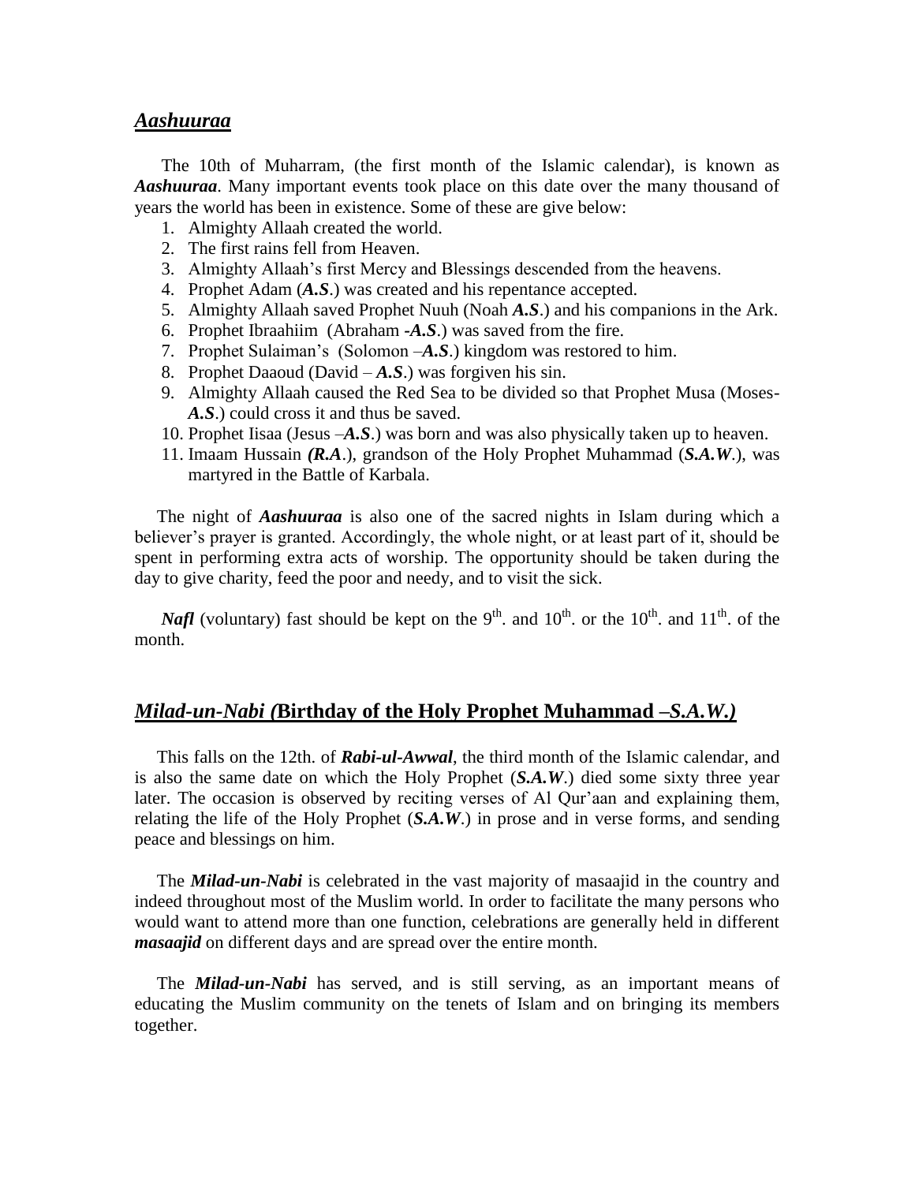## ***Aashuuraa***

The 10th of Muharram, (the first month of the Islamic calendar), is known as ***Aashuuraa***. Many important events took place on this date over the many thousand of years the world has been in existence. Some of these are give below:

1. Almighty Allaah created the world.
2. The first rains fell from Heaven.
3. Almighty Allaah's first Mercy and Blessings descended from the heavens.
4. Prophet Adam (***A.S***.) was created and his repentance accepted.
5. Almighty Allaah saved Prophet Nuuh (Noah ***A.S***.) and his companions in the Ark.
6. Prophet Ibraahiim (Abraham -***A.S***.) was saved from the fire.
7. Prophet Sulaiman's (Solomon –***A.S***.) kingdom was restored to him.
8. Prophet Daaoud (David – ***A.S***.) was forgiven his sin.
9. Almighty Allaah caused the Red Sea to be divided so that Prophet Musa (Moses- ***A.S***.) could cross it and thus be saved.
10. Prophet Iisaa (Jesus –***A.S***.) was born and was also physically taken up to heaven.
11. Imaam Hussain ***(R.A***.), grandson of the Holy Prophet Muhammad (***S.A.W***.), was martyred in the Battle of Karbala.

The night of ***Aashuuraa*** is also one of the sacred nights in Islam during which a believer's prayer is granted. Accordingly, the whole night, or at least part of it, should be spent in performing extra acts of worship. The opportunity should be taken during the day to give charity, feed the poor and needy, and to visit the sick.

***Nafl*** (voluntary) fast should be kept on the 9th. and 10th. or the 10th. and 11th. of the month.

## ***Milad-un-Nabi (*Birthday of the Holy Prophet Muhammad –*S.A.W.)***

This falls on the 12th. of ***Rabi-ul-Awwal***, the third month of the Islamic calendar, and is also the same date on which the Holy Prophet (***S.A.W***.) died some sixty three year later. The occasion is observed by reciting verses of Al Qur'aan and explaining them, relating the life of the Holy Prophet (***S.A.W***.) in prose and in verse forms, and sending peace and blessings on him.

The ***Milad-un-Nabi*** is celebrated in the vast majority of masaajid in the country and indeed throughout most of the Muslim world. In order to facilitate the many persons who would want to attend more than one function, celebrations are generally held in different ***masaajid*** on different days and are spread over the entire month.

The ***Milad-un-Nabi*** has served, and is still serving, as an important means of educating the Muslim community on the tenets of Islam and on bringing its members together.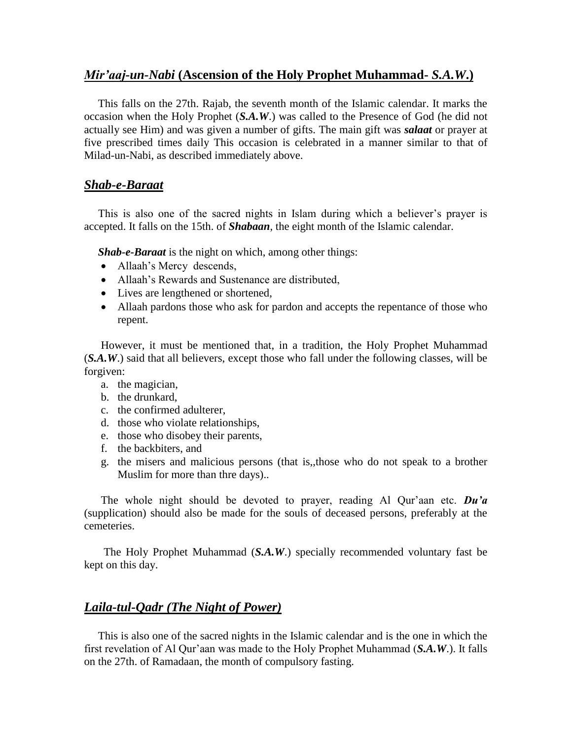## *Mir'aaj-un-Nabi* (Ascension of the Holy Prophet Muhammad- *S.A.W.*)

This falls on the 27th. Rajab, the seventh month of the Islamic calendar. It marks the occasion when the Holy Prophet (***S.A.W***.) was called to the Presence of God (he did not actually see Him) and was given a number of gifts. The main gift was ***salaat*** or prayer at five prescribed times daily This occasion is celebrated in a manner similar to that of Milad-un-Nabi, as described immediately above.

## ***Shab-e-Baraat***

This is also one of the sacred nights in Islam during which a believer's prayer is accepted. It falls on the 15th. of ***Shabaan***, the eight month of the Islamic calendar.

***Shab-e-Baraat*** is the night on which, among other things:

- Allaah's Mercy descends,
- Allaah's Rewards and Sustenance are distributed,
- Lives are lengthened or shortened,
- Allaah pardons those who ask for pardon and accepts the repentance of those who repent.

However, it must be mentioned that, in a tradition, the Holy Prophet Muhammad (***S.A.W***.) said that all believers, except those who fall under the following classes, will be forgiven:

a. the magician,
b. the drunkard,
c. the confirmed adulterer,
d. those who violate relationships,
e. those who disobey their parents,
f. the backbiters, and
g. the misers and malicious persons (that is,,those who do not speak to a brother Muslim for more than thre days)..

The whole night should be devoted to prayer, reading Al Qur'aan etc. ***Du'a*** (supplication) should also be made for the souls of deceased persons, preferably at the cemeteries.

The Holy Prophet Muhammad (***S.A.W***.) specially recommended voluntary fast be kept on this day.

## ***Laila-tul-Qadr (The Night of Power)***

This is also one of the sacred nights in the Islamic calendar and is the one in which the first revelation of Al Qur'aan was made to the Holy Prophet Muhammad (***S.A.W***.). It falls on the 27th. of Ramadaan, the month of compulsory fasting.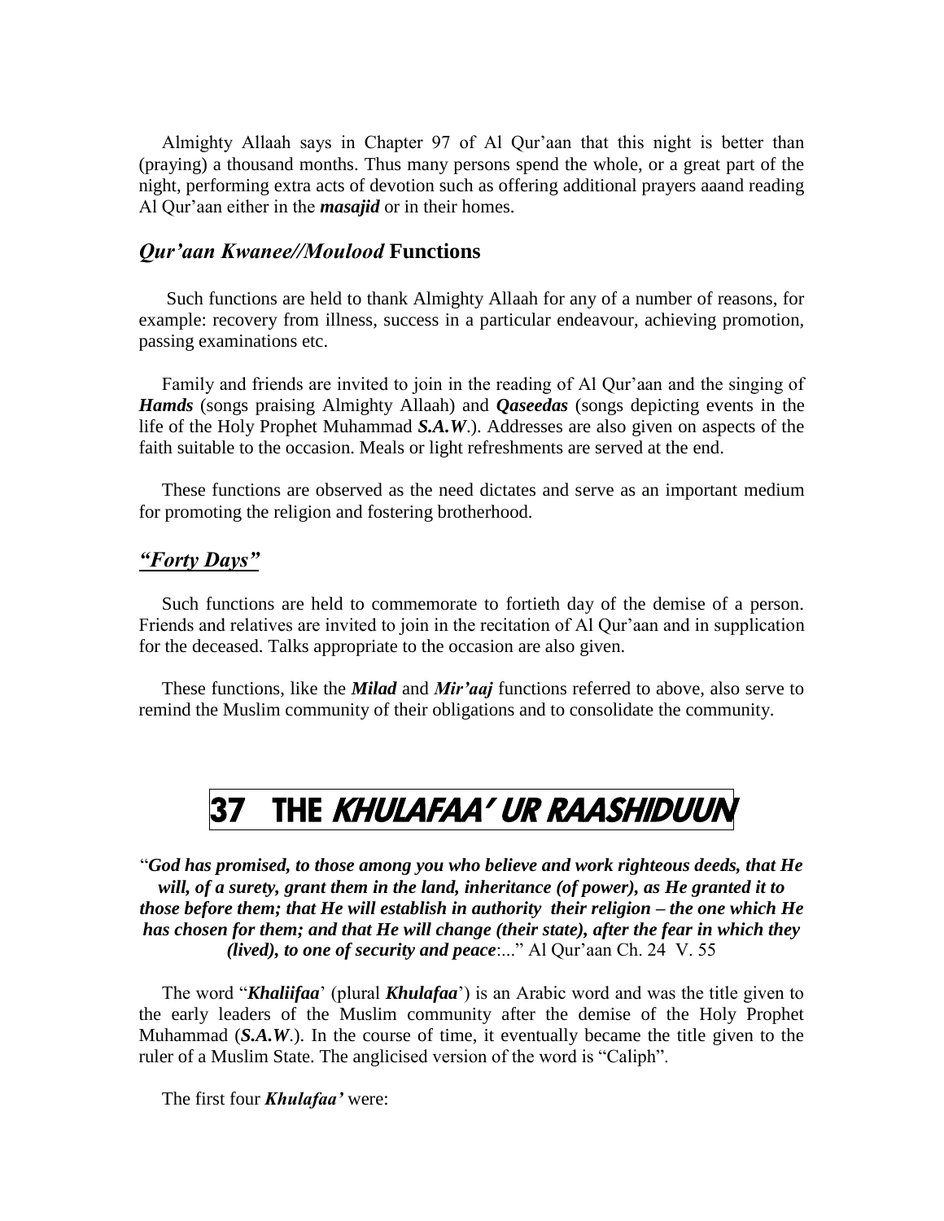Almighty Allaah says in Chapter 97 of Al Qur'aan that this night is better than (praying) a thousand months. Thus many persons spend the whole, or a great part of the night, performing extra acts of devotion such as offering additional prayers aaand reading Al Qur'aan either in the ***masajid*** or in their homes.

### *Qur'aan Kwanee//Moulood* Functions

Such functions are held to thank Almighty Allaah for any of a number of reasons, for example: recovery from illness, success in a particular endeavour, achieving promotion, passing examinations etc.

Family and friends are invited to join in the reading of Al Qur'aan and the singing of ***Hamds*** (songs praising Almighty Allaah) and ***Qaseedas*** (songs depicting events in the life of the Holy Prophet Muhammad ***S.A.W***.). Addresses are also given on aspects of the faith suitable to the occasion. Meals or light refreshments are served at the end.

These functions are observed as the need dictates and serve as an important medium for promoting the religion and fostering brotherhood.

### *"Forty Days"*

Such functions are held to commemorate to fortieth day of the demise of a person. Friends and relatives are invited to join in the recitation of Al Qur'aan and in supplication for the deceased. Talks appropriate to the occasion are also given.

These functions, like the ***Milad*** and ***Mir'aaj*** functions referred to above, also serve to remind the Muslim community of their obligations and to consolidate the community.

# 37 THE *KHULAFAA' UR RAASHIDUUN*

"***God has promised, to those among you who believe and work righteous deeds, that He will, of a surety, grant them in the land, inheritance (of power), as He granted it to those before them; that He will establish in authority their religion – the one which He has chosen for them; and that He will change (their state), after the fear in which they (lived), to one of security and peace***:..." Al Qur'aan Ch. 24 V. 55

The word "***Khaliifaa***' (plural ***Khulafaa***') is an Arabic word and was the title given to the early leaders of the Muslim community after the demise of the Holy Prophet Muhammad (***S.A.W***.). In the course of time, it eventually became the title given to the ruler of a Muslim State. The anglicised version of the word is "Caliph".

The first four ***Khulafaa'*** were: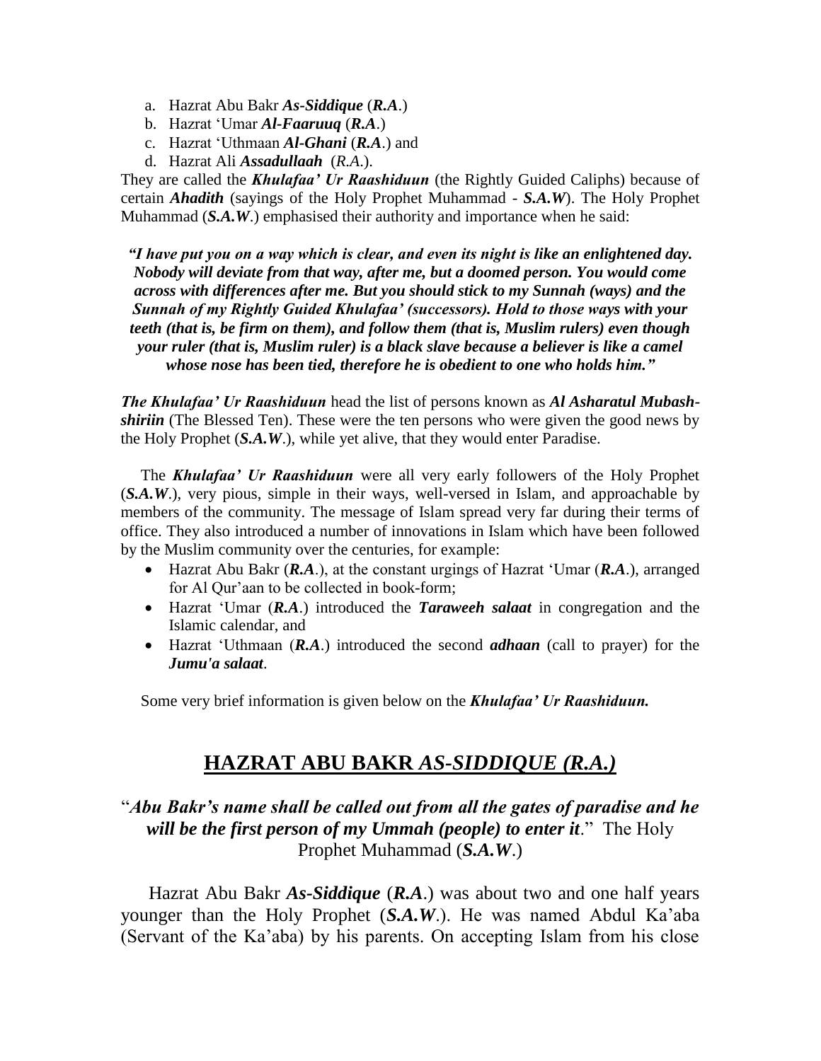a. Hazrat Abu Bakr ***As-Siddique*** (***R.A***.)
b. Hazrat 'Umar ***Al-Faaruuq*** (***R.A***.)
c. Hazrat 'Uthmaan ***Al-Ghani*** (***R.A***.) and
d. Hazrat Ali ***Assadullaah*** (*R.A*.).

They are called the ***Khulafaa' Ur Raashiduun*** (the Rightly Guided Caliphs) because of certain ***Ahadith*** (sayings of the Holy Prophet Muhammad - ***S.A.W***). The Holy Prophet Muhammad (***S.A.W***.) emphasised their authority and importance when he said:

***"I have put you on a way which is clear, and even its night is like an enlightened day. Nobody will deviate from that way, after me, but a doomed person. You would come across with differences after me. But you should stick to my Sunnah (ways) and the Sunnah of my Rightly Guided Khulafaa' (successors). Hold to those ways with your teeth (that is, be firm on them), and follow them (that is, Muslim rulers) even though your ruler (that is, Muslim ruler) is a black slave because a believer is like a camel whose nose has been tied, therefore he is obedient to one who holds him."***

***The Khulafaa' Ur Raashiduun*** head the list of persons known as ***Al Asharatul Mubash-shiriin*** (The Blessed Ten). These were the ten persons who were given the good news by the Holy Prophet (***S.A.W***.), while yet alive, that they would enter Paradise.

The ***Khulafaa' Ur Raashiduun*** were all very early followers of the Holy Prophet (***S.A.W***.), very pious, simple in their ways, well-versed in Islam, and approachable by members of the community. The message of Islam spread very far during their terms of office. They also introduced a number of innovations in Islam which have been followed by the Muslim community over the centuries, for example:

- Hazrat Abu Bakr (***R.A***.), at the constant urgings of Hazrat 'Umar (***R.A***.), arranged for Al Qur'aan to be collected in book-form;
- Hazrat 'Umar (***R.A***.) introduced the ***Taraweeh salaat*** in congregation and the Islamic calendar, and
- Hazrat 'Uthmaan (***R.A***.) introduced the second ***adhaan*** (call to prayer) for the ***Jumu'a salaat***.

Some very brief information is given below on the ***Khulafaa' Ur Raashiduun.***

## HAZRAT ABU BAKR *AS-SIDDIQUE (R.A.)*

"***Abu Bakr's name shall be called out from all the gates of paradise and he will be the first person of my Ummah (people) to enter it***." The Holy Prophet Muhammad (***S.A.W***.)

Hazrat Abu Bakr ***As-Siddique*** (***R.A***.) was about two and one half years younger than the Holy Prophet (***S.A.W***.). He was named Abdul Ka'aba (Servant of the Ka'aba) by his parents. On accepting Islam from his close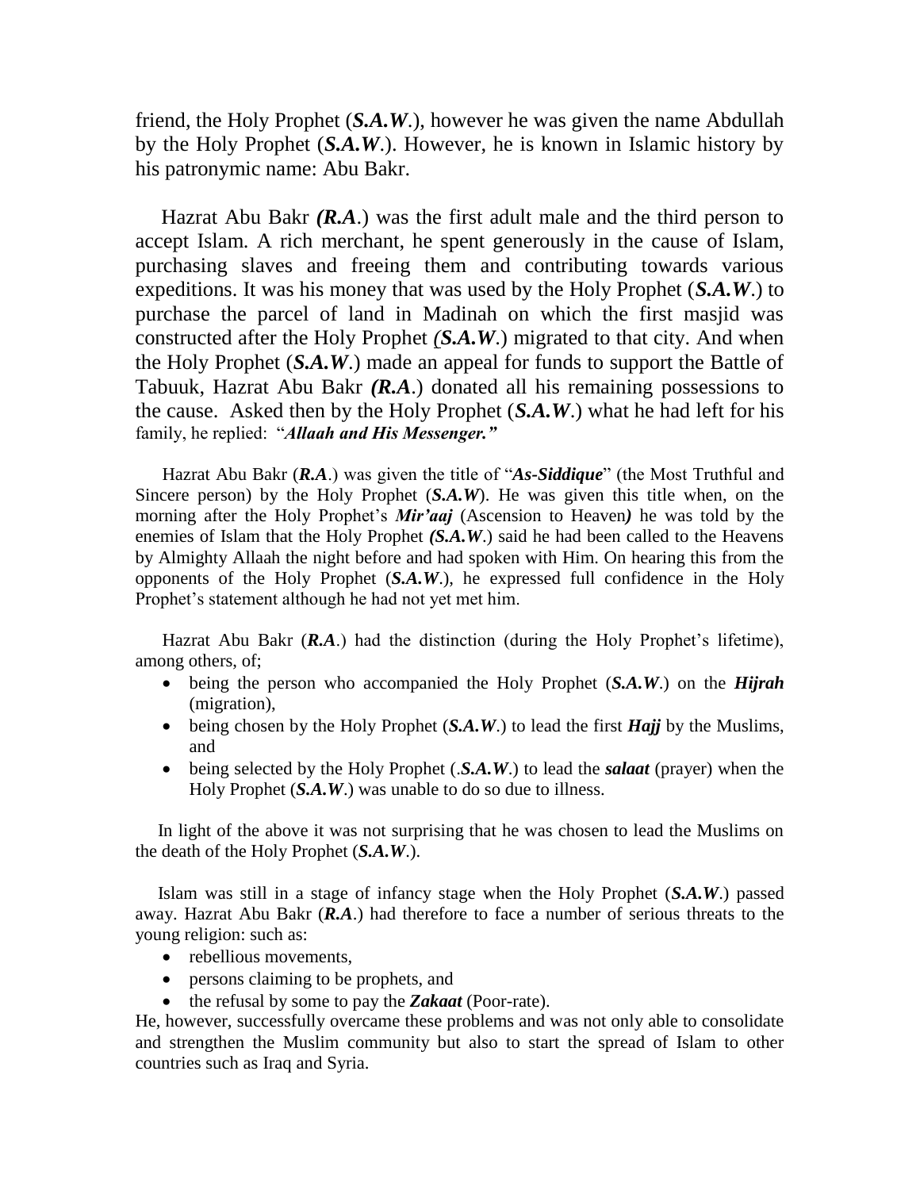friend, the Holy Prophet (***S.A.W***.), however he was given the name Abdullah by the Holy Prophet (***S.A.W***.). However, he is known in Islamic history by his patronymic name: Abu Bakr.

Hazrat Abu Bakr ***(R.A***.) was the first adult male and the third person to accept Islam. A rich merchant, he spent generously in the cause of Islam, purchasing slaves and freeing them and contributing towards various expeditions. It was his money that was used by the Holy Prophet (***S.A.W***.) to purchase the parcel of land in Madinah on which the first masjid was constructed after the Holy Prophet *(**S.A.W***.) migrated to that city. And when the Holy Prophet (***S.A.W***.) made an appeal for funds to support the Battle of Tabuuk, Hazrat Abu Bakr ***(R.A***.) donated all his remaining possessions to the cause. Asked then by the Holy Prophet (***S.A.W***.) what he had left for his family, he replied: "***Allaah and His Messenger."***

Hazrat Abu Bakr (***R.A***.) was given the title of "***As-Siddique***" (the Most Truthful and Sincere person) by the Holy Prophet (***S.A.W***). He was given this title when, on the morning after the Holy Prophet's ***Mir'aaj*** (Ascension to Heaven***)*** he was told by the enemies of Islam that the Holy Prophet ***(S.A.W***.) said he had been called to the Heavens by Almighty Allaah the night before and had spoken with Him. On hearing this from the opponents of the Holy Prophet (***S.A.W***.), he expressed full confidence in the Holy Prophet's statement although he had not yet met him.

Hazrat Abu Bakr (***R.A***.) had the distinction (during the Holy Prophet's lifetime), among others, of;

- being the person who accompanied the Holy Prophet (***S.A.W***.) on the ***Hijrah*** (migration),
- being chosen by the Holy Prophet (***S.A.W***.) to lead the first ***Hajj*** by the Muslims, and
- being selected by the Holy Prophet (.***S.A.W***.) to lead the ***salaat*** (prayer) when the Holy Prophet (***S.A.W***.) was unable to do so due to illness.

In light of the above it was not surprising that he was chosen to lead the Muslims on the death of the Holy Prophet (***S.A.W***.).

Islam was still in a stage of infancy stage when the Holy Prophet (***S.A.W***.) passed away. Hazrat Abu Bakr (***R.A***.) had therefore to face a number of serious threats to the young religion: such as:

- rebellious movements,
- persons claiming to be prophets, and
- the refusal by some to pay the ***Zakaat*** (Poor-rate).

He, however, successfully overcame these problems and was not only able to consolidate and strengthen the Muslim community but also to start the spread of Islam to other countries such as Iraq and Syria.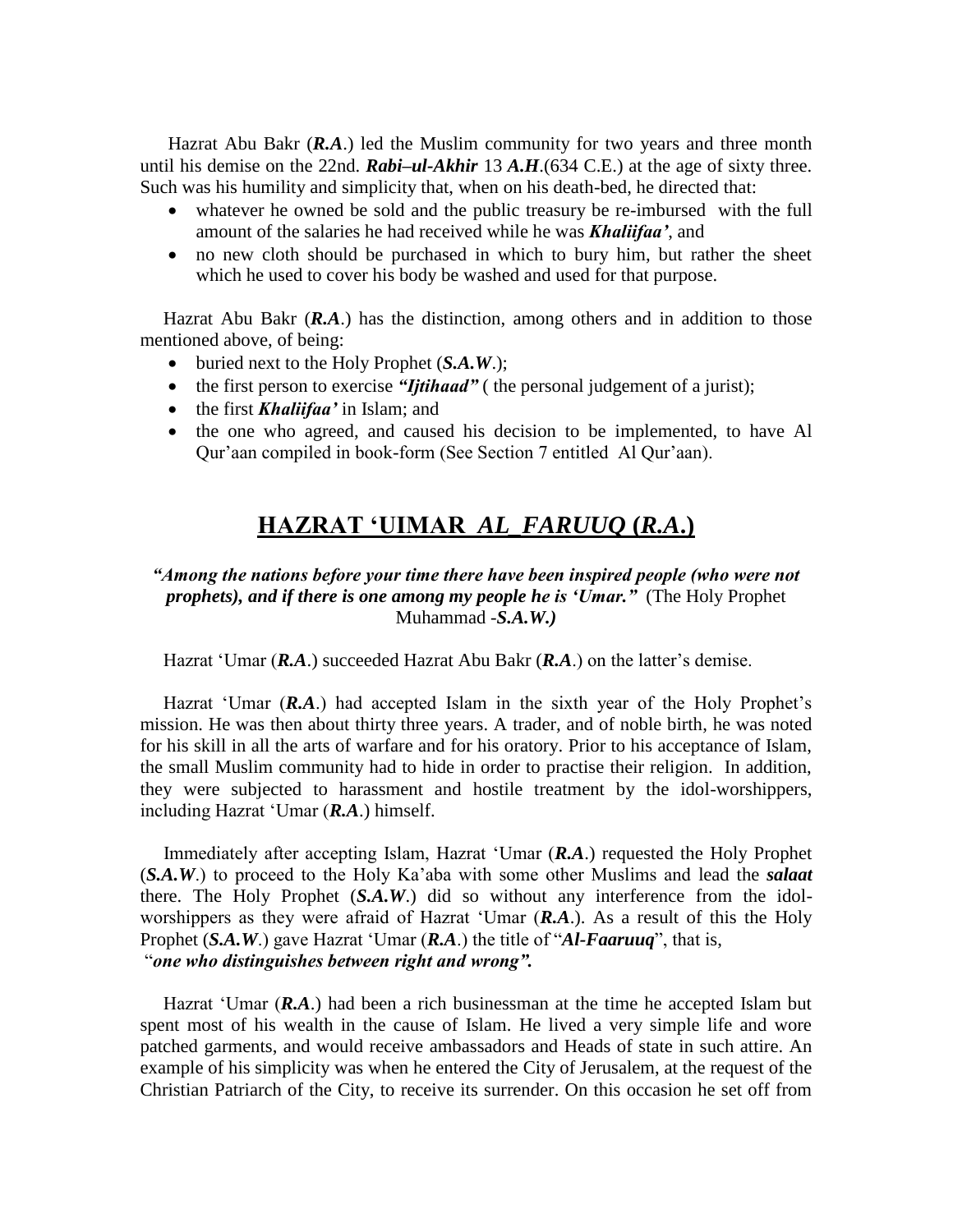Hazrat Abu Bakr (***R.A***.) led the Muslim community for two years and three month until his demise on the 22nd. ***Rabi–ul-Akhir*** 13 ***A.H***.(634 C.E.) at the age of sixty three. Such was his humility and simplicity that, when on his death-bed, he directed that:

- whatever he owned be sold and the public treasury be re-imbursed with the full amount of the salaries he had received while he was ***Khaliifaa'***, and
- no new cloth should be purchased in which to bury him, but rather the sheet which he used to cover his body be washed and used for that purpose.

Hazrat Abu Bakr (***R.A***.) has the distinction, among others and in addition to those mentioned above, of being:

- buried next to the Holy Prophet (***S.A.W***.);
- the first person to exercise ***"Ijtihaad"*** ( the personal judgement of a jurist);
- the first ***Khaliifaa'*** in Islam; and
- the one who agreed, and caused his decision to be implemented, to have Al Qur'aan compiled in book-form (See Section 7 entitled Al Qur'aan).

## HAZRAT 'UIMAR *AL_FARUUQ* (*R.A*.)

***"Among the nations before your time there have been inspired people (who were not prophets), and if there is one among my people he is 'Umar."*** (The Holy Prophet Muhammad -***S.A.W.)***

Hazrat 'Umar (***R.A***.) succeeded Hazrat Abu Bakr (***R.A***.) on the latter's demise.

Hazrat 'Umar (***R.A***.) had accepted Islam in the sixth year of the Holy Prophet's mission. He was then about thirty three years. A trader, and of noble birth, he was noted for his skill in all the arts of warfare and for his oratory. Prior to his acceptance of Islam, the small Muslim community had to hide in order to practise their religion. In addition, they were subjected to harassment and hostile treatment by the idol-worshippers, including Hazrat 'Umar (***R.A***.) himself.

Immediately after accepting Islam, Hazrat 'Umar (***R.A***.) requested the Holy Prophet (***S.A.W***.) to proceed to the Holy Ka'aba with some other Muslims and lead the ***salaat*** there. The Holy Prophet (***S.A.W***.) did so without any interference from the idol-worshippers as they were afraid of Hazrat 'Umar (***R.A***.). As a result of this the Holy Prophet (***S.A.W***.) gave Hazrat 'Umar (***R.A***.) the title of "***Al-Faaruuq***", that is, "***one who distinguishes between right and wrong".***

Hazrat 'Umar (***R.A***.) had been a rich businessman at the time he accepted Islam but spent most of his wealth in the cause of Islam. He lived a very simple life and wore patched garments, and would receive ambassadors and Heads of state in such attire. An example of his simplicity was when he entered the City of Jerusalem, at the request of the Christian Patriarch of the City, to receive its surrender. On this occasion he set off from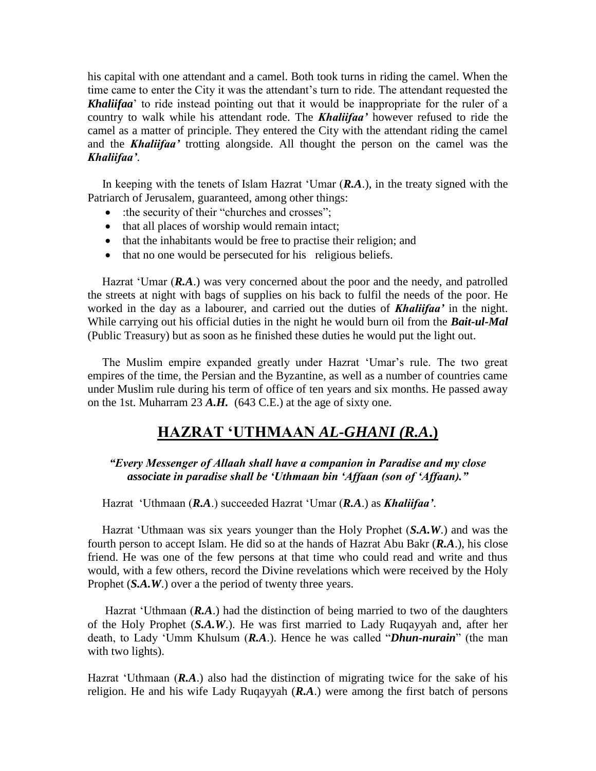his capital with one attendant and a camel. Both took turns in riding the camel. When the time came to enter the City it was the attendant's turn to ride. The attendant requested the ***Khaliifaa***' to ride instead pointing out that it would be inappropriate for the ruler of a country to walk while his attendant rode. The ***Khaliifaa'*** however refused to ride the camel as a matter of principle. They entered the City with the attendant riding the camel and the ***Khaliifaa'*** trotting alongside. All thought the person on the camel was the ***Khaliifaa'***.

In keeping with the tenets of Islam Hazrat 'Umar (***R.A***.), in the treaty signed with the Patriarch of Jerusalem, guaranteed, among other things:

- :the security of their "churches and crosses";
- that all places of worship would remain intact;
- that the inhabitants would be free to practise their religion; and
- that no one would be persecuted for his religious beliefs.

Hazrat 'Umar (***R.A***.) was very concerned about the poor and the needy, and patrolled the streets at night with bags of supplies on his back to fulfil the needs of the poor. He worked in the day as a labourer, and carried out the duties of ***Khaliifaa'*** in the night. While carrying out his official duties in the night he would burn oil from the ***Bait-ul-Mal*** (Public Treasury) but as soon as he finished these duties he would put the light out.

The Muslim empire expanded greatly under Hazrat 'Umar's rule. The two great empires of the time, the Persian and the Byzantine, as well as a number of countries came under Muslim rule during his term of office of ten years and six months. He passed away on the 1st. Muharram 23 ***A.H.*** (643 C.E.) at the age of sixty one.

## HAZRAT 'UTHMAAN *AL-GHANI (R.A.)*

***"Every Messenger of Allaah shall have a companion in Paradise and my close associate in paradise shall be 'Uthmaan bin 'Affaan (son of 'Affaan)."***

Hazrat 'Uthmaan (***R.A***.) succeeded Hazrat 'Umar (***R.A***.) as ***Khaliifaa'***.

Hazrat 'Uthmaan was six years younger than the Holy Prophet (***S.A.W***.) and was the fourth person to accept Islam. He did so at the hands of Hazrat Abu Bakr (***R.A***.), his close friend. He was one of the few persons at that time who could read and write and thus would, with a few others, record the Divine revelations which were received by the Holy Prophet (***S.A.W***.) over a the period of twenty three years.

Hazrat 'Uthmaan (***R.A***.) had the distinction of being married to two of the daughters of the Holy Prophet (***S.A.W***.). He was first married to Lady Ruqayyah and, after her death, to Lady 'Umm Khulsum (***R.A***.). Hence he was called "***Dhun-nurain***" (the man with two lights).

Hazrat 'Uthmaan (***R.A***.) also had the distinction of migrating twice for the sake of his religion. He and his wife Lady Ruqayyah (***R.A***.) were among the first batch of persons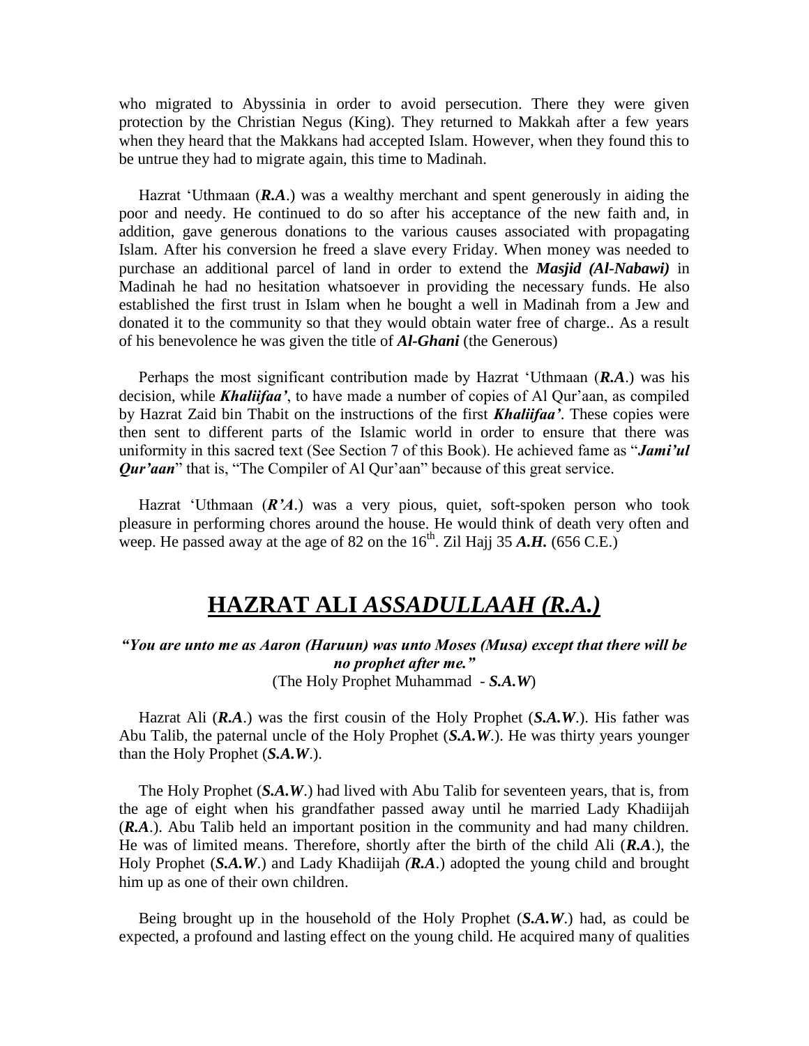who migrated to Abyssinia in order to avoid persecution. There they were given protection by the Christian Negus (King). They returned to Makkah after a few years when they heard that the Makkans had accepted Islam. However, when they found this to be untrue they had to migrate again, this time to Madinah.

Hazrat 'Uthmaan (***R.A***.) was a wealthy merchant and spent generously in aiding the poor and needy. He continued to do so after his acceptance of the new faith and, in addition, gave generous donations to the various causes associated with propagating Islam. After his conversion he freed a slave every Friday. When money was needed to purchase an additional parcel of land in order to extend the ***Masjid (Al-Nabawi)*** in Madinah he had no hesitation whatsoever in providing the necessary funds. He also established the first trust in Islam when he bought a well in Madinah from a Jew and donated it to the community so that they would obtain water free of charge.. As a result of his benevolence he was given the title of ***Al-Ghani*** (the Generous)

Perhaps the most significant contribution made by Hazrat 'Uthmaan (***R.A***.) was his decision, while ***Khaliifaa'***, to have made a number of copies of Al Qur'aan, as compiled by Hazrat Zaid bin Thabit on the instructions of the first ***Khaliifaa'***. These copies were then sent to different parts of the Islamic world in order to ensure that there was uniformity in this sacred text (See Section 7 of this Book). He achieved fame as "***Jami'ul Qur'aan***" that is, "The Compiler of Al Qur'aan" because of this great service.

Hazrat 'Uthmaan (***R'A***.) was a very pious, quiet, soft-spoken person who took pleasure in performing chores around the house. He would think of death very often and weep. He passed away at the age of 82 on the 16th. Zil Hajj 35 ***A.H.*** (656 C.E.)

# HAZRAT ALI *ASSADULLAAH (R.A.)*

***"You are unto me as Aaron (Haruun) was unto Moses (Musa) except that there will be no prophet after me."***
(The Holy Prophet Muhammad - ***S.A.W***)

Hazrat Ali (***R.A***.) was the first cousin of the Holy Prophet (***S.A.W***.). His father was Abu Talib, the paternal uncle of the Holy Prophet (***S.A.W***.). He was thirty years younger than the Holy Prophet (***S.A.W***.).

The Holy Prophet (***S.A.W***.) had lived with Abu Talib for seventeen years, that is, from the age of eight when his grandfather passed away until he married Lady Khadiijah (***R.A***.). Abu Talib held an important position in the community and had many children. He was of limited means. Therefore, shortly after the birth of the child Ali (***R.A***.), the Holy Prophet (***S.A.W***.) and Lady Khadiijah (***R.A***.) adopted the young child and brought him up as one of their own children.

Being brought up in the household of the Holy Prophet (***S.A.W***.) had, as could be expected, a profound and lasting effect on the young child. He acquired many of qualities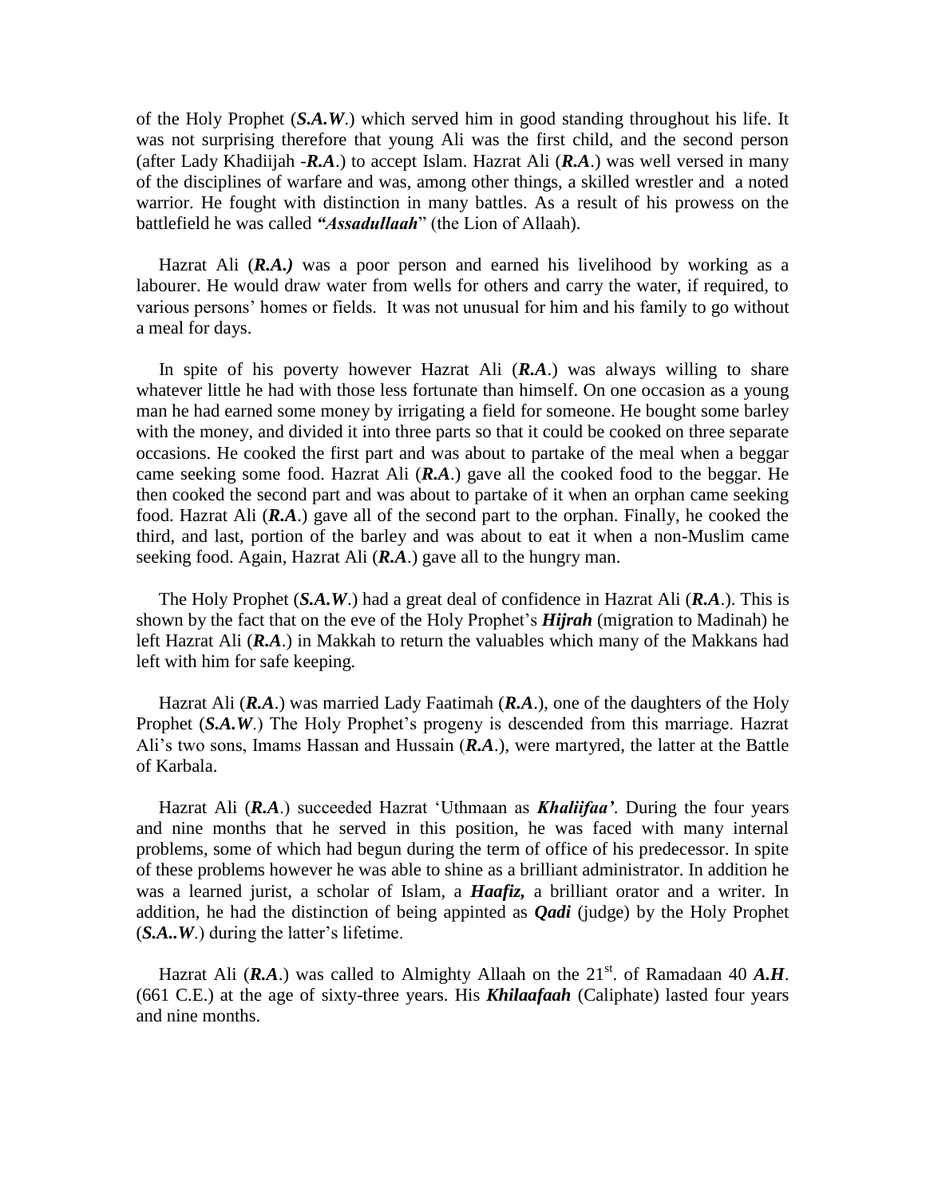of the Holy Prophet (***S.A.W***.) which served him in good standing throughout his life. It was not surprising therefore that young Ali was the first child, and the second person (after Lady Khadiijah -***R.A***.) to accept Islam. Hazrat Ali (***R.A***.) was well versed in many of the disciplines of warfare and was, among other things, a skilled wrestler and a noted warrior. He fought with distinction in many battles. As a result of his prowess on the battlefield he was called ***"Assadullaah***" (the Lion of Allaah).

Hazrat Ali (***R.A.)*** was a poor person and earned his livelihood by working as a labourer. He would draw water from wells for others and carry the water, if required, to various persons' homes or fields. It was not unusual for him and his family to go without a meal for days.

In spite of his poverty however Hazrat Ali (***R.A***.) was always willing to share whatever little he had with those less fortunate than himself. On one occasion as a young man he had earned some money by irrigating a field for someone. He bought some barley with the money, and divided it into three parts so that it could be cooked on three separate occasions. He cooked the first part and was about to partake of the meal when a beggar came seeking some food. Hazrat Ali (***R.A***.) gave all the cooked food to the beggar. He then cooked the second part and was about to partake of it when an orphan came seeking food. Hazrat Ali (***R.A***.) gave all of the second part to the orphan. Finally, he cooked the third, and last, portion of the barley and was about to eat it when a non-Muslim came seeking food. Again, Hazrat Ali (***R.A***.) gave all to the hungry man.

The Holy Prophet (***S.A.W***.) had a great deal of confidence in Hazrat Ali (***R.A***.). This is shown by the fact that on the eve of the Holy Prophet's ***Hijrah*** (migration to Madinah) he left Hazrat Ali (***R.A***.) in Makkah to return the valuables which many of the Makkans had left with him for safe keeping.

Hazrat Ali (***R.A***.) was married Lady Faatimah (***R.A***.), one of the daughters of the Holy Prophet (***S.A.W***.) The Holy Prophet's progeny is descended from this marriage. Hazrat Ali's two sons, Imams Hassan and Hussain (***R.A***.), were martyred, the latter at the Battle of Karbala.

Hazrat Ali (***R.A***.) succeeded Hazrat 'Uthmaan as ***Khaliifaa'***. During the four years and nine months that he served in this position, he was faced with many internal problems, some of which had begun during the term of office of his predecessor. In spite of these problems however he was able to shine as a brilliant administrator. In addition he was a learned jurist, a scholar of Islam, a ***Haafiz,*** a brilliant orator and a writer. In addition, he had the distinction of being appinted as ***Qadi*** (judge) by the Holy Prophet (***S.A..W***.) during the latter's lifetime.

Hazrat Ali (***R.A***.) was called to Almighty Allaah on the 21st. of Ramadaan 40 ***A.H***. (661 C.E.) at the age of sixty-three years. His ***Khilaafaah*** (Caliphate) lasted four years and nine months.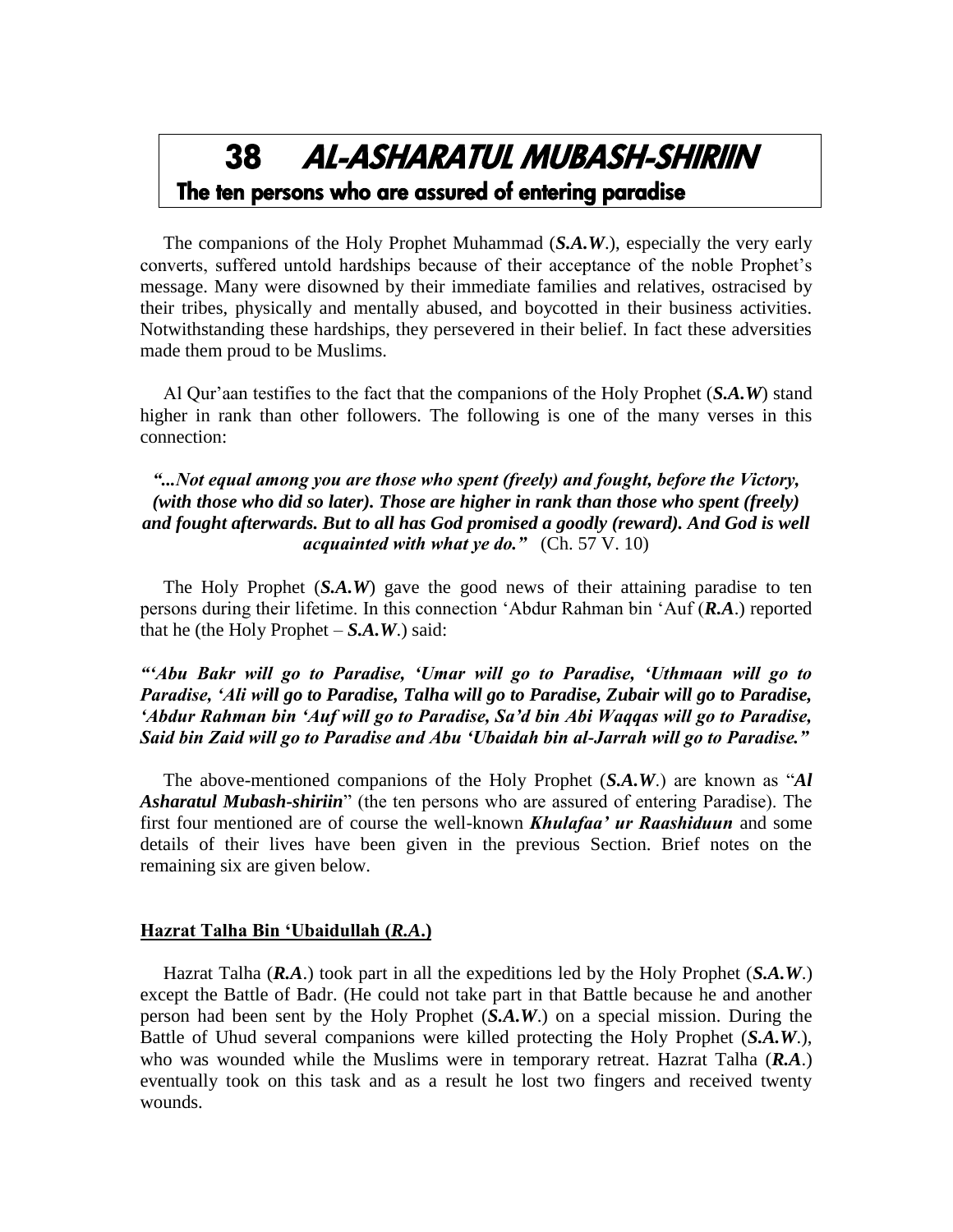# 38 AL-ASHARATUL MUBASH-SHIRIIN

## The ten persons who are assured of entering paradise

The companions of the Holy Prophet Muhammad (***S.A.W***.), especially the very early converts, suffered untold hardships because of their acceptance of the noble Prophet's message. Many were disowned by their immediate families and relatives, ostracised by their tribes, physically and mentally abused, and boycotted in their business activities. Notwithstanding these hardships, they persevered in their belief. In fact these adversities made them proud to be Muslims.

Al Qur'aan testifies to the fact that the companions of the Holy Prophet (***S.A.W***) stand higher in rank than other followers. The following is one of the many verses in this connection:

***"...Not equal among you are those who spent (freely) and fought, before the Victory, (with those who did so later). Those are higher in rank than those who spent (freely) and fought afterwards. But to all has God promised a goodly (reward). And God is well acquainted with what ye do."*** (Ch. 57 V. 10)

The Holy Prophet (***S.A.W***) gave the good news of their attaining paradise to ten persons during their lifetime. In this connection 'Abdur Rahman bin 'Auf (***R.A***.) reported that he (the Holy Prophet – ***S.A.W***.) said:

***"'Abu Bakr will go to Paradise, 'Umar will go to Paradise, 'Uthmaan will go to Paradise, 'Ali will go to Paradise, Talha will go to Paradise, Zubair will go to Paradise, 'Abdur Rahman bin 'Auf will go to Paradise, Sa'd bin Abi Waqqas will go to Paradise, Said bin Zaid will go to Paradise and Abu 'Ubaidah bin al-Jarrah will go to Paradise."***

The above-mentioned companions of the Holy Prophet (***S.A.W***.) are known as "***Al Asharatul Mubash-shiriin***" (the ten persons who are assured of entering Paradise). The first four mentioned are of course the well-known ***Khulafaa' ur Raashiduun*** and some details of their lives have been given in the previous Section. Brief notes on the remaining six are given below.

### Hazrat Talha Bin 'Ubaidullah (*R.A*.)

Hazrat Talha (***R.A***.) took part in all the expeditions led by the Holy Prophet (***S.A.W***.) except the Battle of Badr. (He could not take part in that Battle because he and another person had been sent by the Holy Prophet (***S.A.W***.) on a special mission. During the Battle of Uhud several companions were killed protecting the Holy Prophet (***S.A.W***.), who was wounded while the Muslims were in temporary retreat. Hazrat Talha (***R.A***.) eventually took on this task and as a result he lost two fingers and received twenty wounds.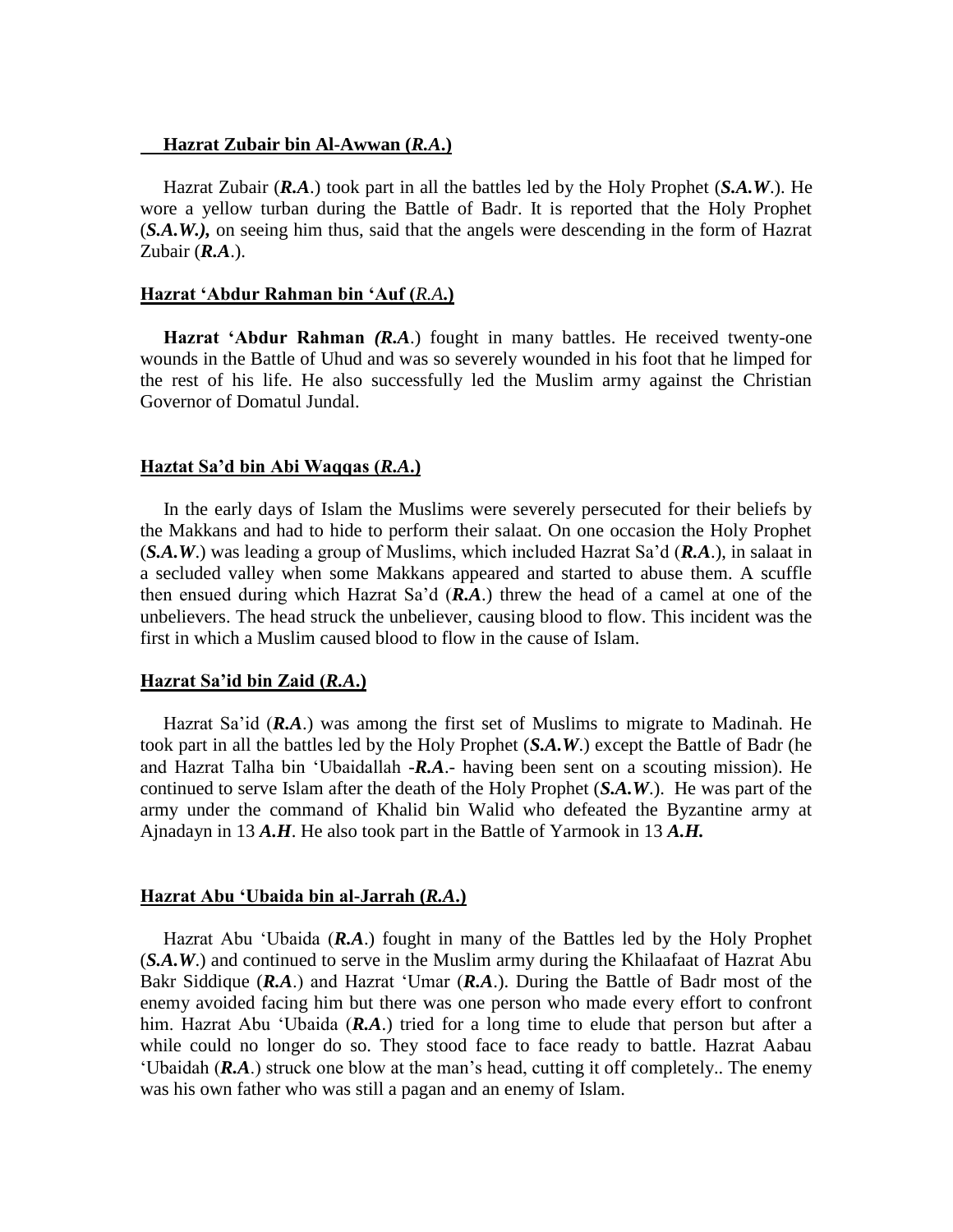### Hazrat Zubair bin Al-Awwan (*R.A*.)

Hazrat Zubair (***R.A***.) took part in all the battles led by the Holy Prophet (***S.A.W***.). He wore a yellow turban during the Battle of Badr. It is reported that the Holy Prophet (***S.A.W.),*** on seeing him thus, said that the angels were descending in the form of Hazrat Zubair (***R.A***.).

### Hazrat 'Abdur Rahman bin 'Auf (*R.A*.)

**Hazrat 'Abdur Rahman *(R.A*.)** fought in many battles. He received twenty-one wounds in the Battle of Uhud and was so severely wounded in his foot that he limped for the rest of his life. He also successfully led the Muslim army against the Christian Governor of Domatul Jundal.

### Haztat Sa'd bin Abi Waqqas (*R.A*.)

In the early days of Islam the Muslims were severely persecuted for their beliefs by the Makkans and had to hide to perform their salaat. On one occasion the Holy Prophet (***S.A.W***.) was leading a group of Muslims, which included Hazrat Sa'd (***R.A***.), in salaat in a secluded valley when some Makkans appeared and started to abuse them. A scuffle then ensued during which Hazrat Sa'd (***R.A***.) threw the head of a camel at one of the unbelievers. The head struck the unbeliever, causing blood to flow. This incident was the first in which a Muslim caused blood to flow in the cause of Islam.

### Hazrat Sa'id bin Zaid (*R.A*.)

Hazrat Sa'id (***R.A***.) was among the first set of Muslims to migrate to Madinah. He took part in all the battles led by the Holy Prophet (***S.A.W***.) except the Battle of Badr (he and Hazrat Talha bin 'Ubaidallah -***R.A***.- having been sent on a scouting mission). He continued to serve Islam after the death of the Holy Prophet (***S.A.W***.). He was part of the army under the command of Khalid bin Walid who defeated the Byzantine army at Ajnadayn in 13 ***A.H***. He also took part in the Battle of Yarmook in 13 ***A.H.***

### Hazrat Abu 'Ubaida bin al-Jarrah (*R.A*.)

Hazrat Abu 'Ubaida (***R.A***.) fought in many of the Battles led by the Holy Prophet (***S.A.W***.) and continued to serve in the Muslim army during the Khilaafaat of Hazrat Abu Bakr Siddique (***R.A***.) and Hazrat 'Umar (***R.A***.). During the Battle of Badr most of the enemy avoided facing him but there was one person who made every effort to confront him. Hazrat Abu 'Ubaida (***R.A***.) tried for a long time to elude that person but after a while could no longer do so. They stood face to face ready to battle. Hazrat Aabau 'Ubaidah (***R.A***.) struck one blow at the man's head, cutting it off completely.. The enemy was his own father who was still a pagan and an enemy of Islam.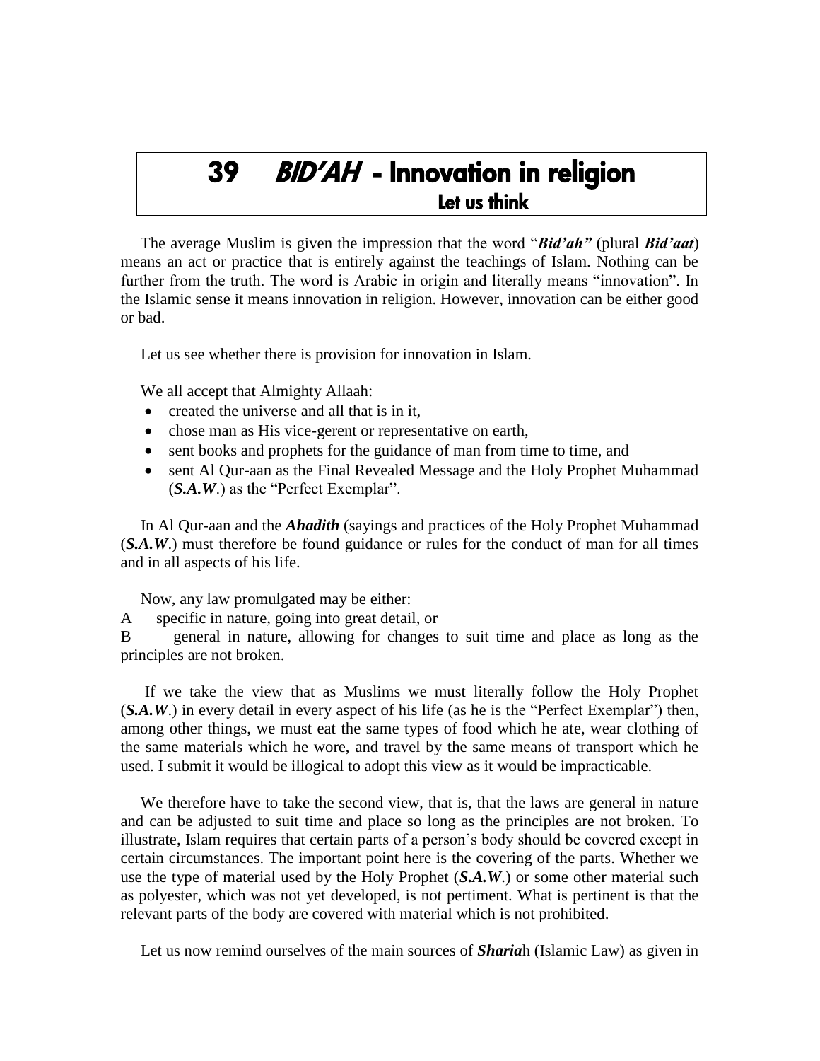# 39 *BID'AH* - Innovation in religion

## Let us think

The average Muslim is given the impression that the word "***Bid'ah"*** (plural ***Bid'aat***) means an act or practice that is entirely against the teachings of Islam. Nothing can be further from the truth. The word is Arabic in origin and literally means "innovation". In the Islamic sense it means innovation in religion. However, innovation can be either good or bad.

Let us see whether there is provision for innovation in Islam.

We all accept that Almighty Allaah:

- created the universe and all that is in it,
- chose man as His vice-gerent or representative on earth,
- sent books and prophets for the guidance of man from time to time, and
- sent Al Qur-aan as the Final Revealed Message and the Holy Prophet Muhammad (***S.A.W***.) as the "Perfect Exemplar".

In Al Qur-aan and the ***Ahadith*** (sayings and practices of the Holy Prophet Muhammad (***S.A.W***.) must therefore be found guidance or rules for the conduct of man for all times and in all aspects of his life.

Now, any law promulgated may be either:

A specific in nature, going into great detail, or

B general in nature, allowing for changes to suit time and place as long as the principles are not broken.

If we take the view that as Muslims we must literally follow the Holy Prophet (***S.A.W***.) in every detail in every aspect of his life (as he is the "Perfect Exemplar") then, among other things, we must eat the same types of food which he ate, wear clothing of the same materials which he wore, and travel by the same means of transport which he used. I submit it would be illogical to adopt this view as it would be impracticable.

We therefore have to take the second view, that is, that the laws are general in nature and can be adjusted to suit time and place so long as the principles are not broken. To illustrate, Islam requires that certain parts of a person's body should be covered except in certain circumstances. The important point here is the covering of the parts. Whether we use the type of material used by the Holy Prophet (***S.A.W***.) or some other material such as polyester, which was not yet developed, is not pertiment. What is pertinent is that the relevant parts of the body are covered with material which is not prohibited.

Let us now remind ourselves of the main sources of ***Sharia***h (Islamic Law) as given in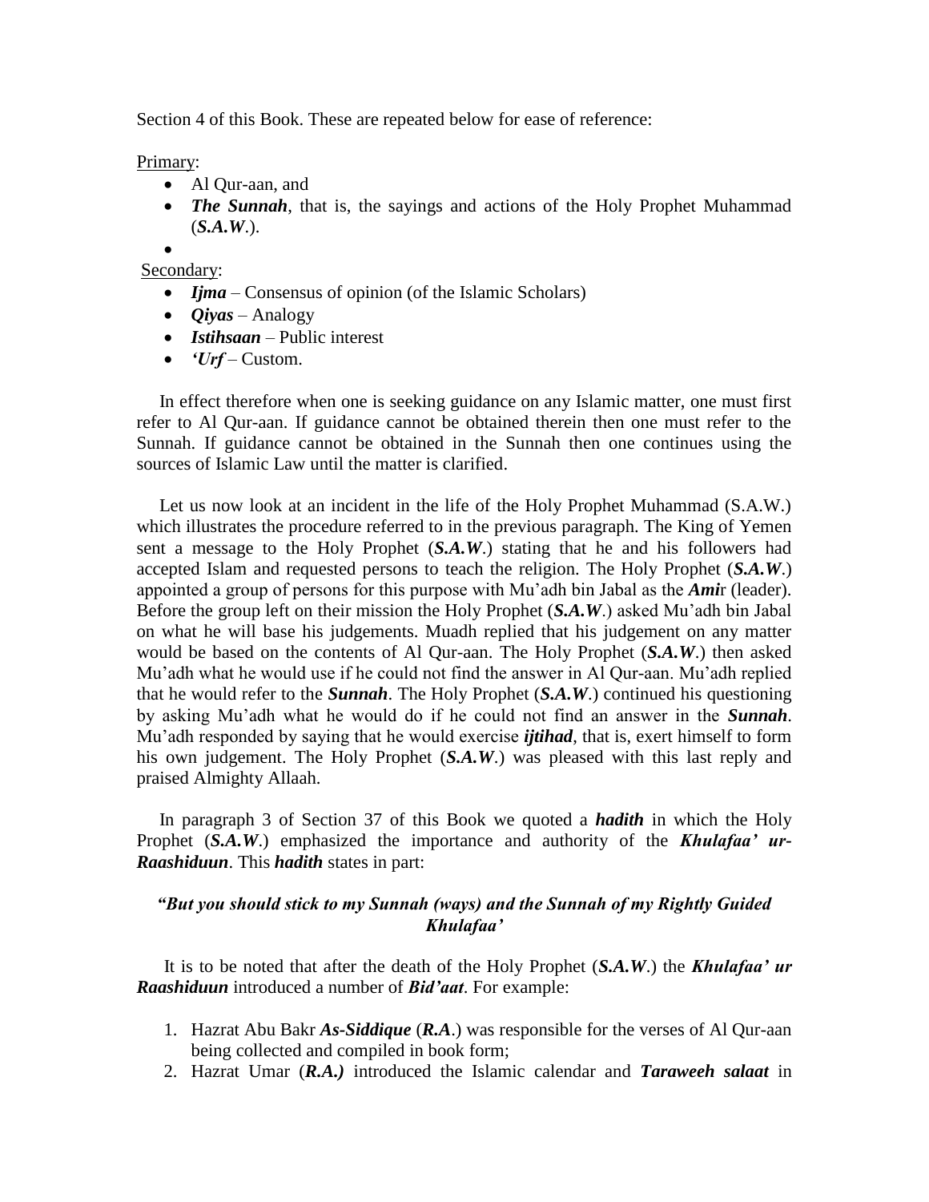Section 4 of this Book. These are repeated below for ease of reference:

Primary:

- Al Qur-aan, and
- ***The Sunnah***, that is, the sayings and actions of the Holy Prophet Muhammad (***S.A.W***.).
-

Secondary:

- ***Ijma*** – Consensus of opinion (of the Islamic Scholars)
- ***Qiyas*** – Analogy
- ***Istihsaan*** – Public interest
- ***'Urf*** – Custom.

In effect therefore when one is seeking guidance on any Islamic matter, one must first refer to Al Qur-aan. If guidance cannot be obtained therein then one must refer to the Sunnah. If guidance cannot be obtained in the Sunnah then one continues using the sources of Islamic Law until the matter is clarified.

Let us now look at an incident in the life of the Holy Prophet Muhammad (S.A.W.) which illustrates the procedure referred to in the previous paragraph. The King of Yemen sent a message to the Holy Prophet (***S.A.W***.) stating that he and his followers had accepted Islam and requested persons to teach the religion. The Holy Prophet (***S.A.W***.) appointed a group of persons for this purpose with Mu'adh bin Jabal as the ***Ami***r (leader). Before the group left on their mission the Holy Prophet (***S.A.W***.) asked Mu'adh bin Jabal on what he will base his judgements. Muadh replied that his judgement on any matter would be based on the contents of Al Qur-aan. The Holy Prophet (***S.A.W***.) then asked Mu'adh what he would use if he could not find the answer in Al Qur-aan. Mu'adh replied that he would refer to the ***Sunnah***. The Holy Prophet (***S.A.W***.) continued his questioning by asking Mu'adh what he would do if he could not find an answer in the ***Sunnah***. Mu'adh responded by saying that he would exercise ***ijtihad***, that is, exert himself to form his own judgement. The Holy Prophet (***S.A.W***.) was pleased with this last reply and praised Almighty Allaah.

In paragraph 3 of Section 37 of this Book we quoted a ***hadith*** in which the Holy Prophet (***S.A.W***.) emphasized the importance and authority of the ***Khulafaa' ur-Raashiduun***. This ***hadith*** states in part:

***"But you should stick to my Sunnah (ways) and the Sunnah of my Rightly Guided Khulafaa'***

It is to be noted that after the death of the Holy Prophet (***S.A.W***.) the ***Khulafaa' ur Raashiduun*** introduced a number of ***Bid'aat***. For example:

1. Hazrat Abu Bakr ***As-Siddique*** (***R.A***.) was responsible for the verses of Al Qur-aan being collected and compiled in book form;
2. Hazrat Umar (***R.A.)*** introduced the Islamic calendar and ***Taraweeh salaat*** in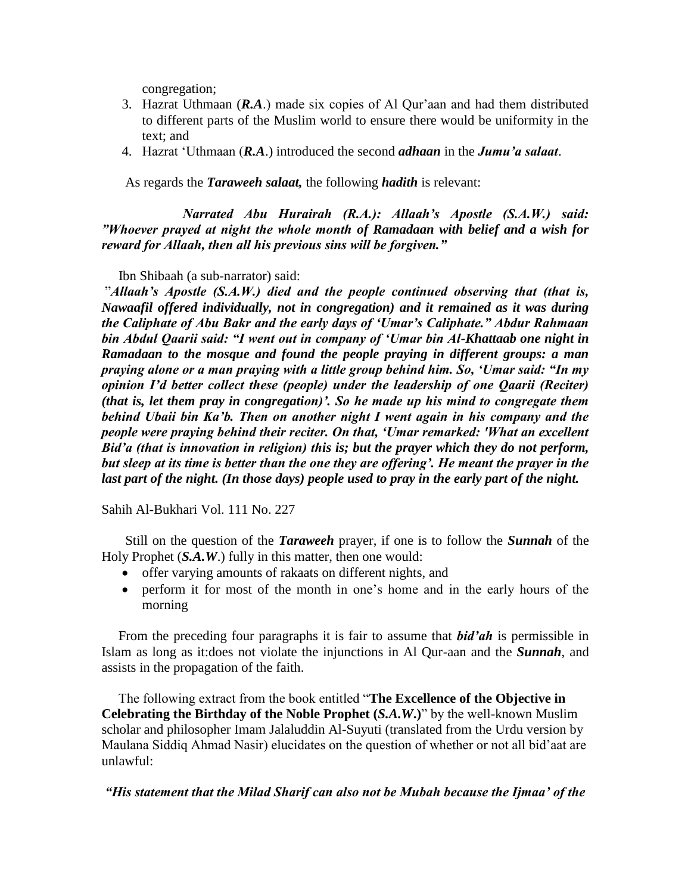congregation;

3. Hazrat Uthmaan (***R.A***.) made six copies of Al Qur'aan and had them distributed to different parts of the Muslim world to ensure there would be uniformity in the text; and
4. Hazrat 'Uthmaan (***R.A***.) introduced the second ***adhaan*** in the ***Jumu'a salaat***.

As regards the ***Taraweeh salaat,*** the following ***hadith*** is relevant:

***Narrated Abu Hurairah (R.A.): Allaah's Apostle (S.A.W.) said: "Whoever prayed at night the whole month of Ramadaan with belief and a wish for reward for Allaah, then all his previous sins will be forgiven."***

Ibn Shibaah (a sub-narrator) said:

***"Allaah's Apostle (S.A.W.) died and the people continued observing that (that is, Nawaafil offered individually, not in congregation) and it remained as it was during the Caliphate of Abu Bakr and the early days of 'Umar's Caliphate." Abdur Rahmaan bin Abdul Qaarii said: "I went out in company of 'Umar bin Al-Khattaab one night in Ramadaan to the mosque and found the people praying in different groups: a man praying alone or a man praying with a little group behind him. So, 'Umar said: "In my opinion I'd better collect these (people) under the leadership of one Qaarii (Reciter) (that is, let them pray in congregation)'. So he made up his mind to congregate them behind Ubaii bin Ka'b. Then on another night I went again in his company and the people were praying behind their reciter. On that, 'Umar remarked: 'What an excellent Bid'a (that is innovation in religion) this is; but the prayer which they do not perform, but sleep at its time is better than the one they are offering'. He meant the prayer in the last part of the night. (In those days) people used to pray in the early part of the night.***

Sahih Al-Bukhari Vol. 111 No. 227

Still on the question of the ***Taraweeh*** prayer, if one is to follow the ***Sunnah*** of the Holy Prophet (***S.A.W***.) fully in this matter, then one would:

- offer varying amounts of rakaats on different nights, and
- perform it for most of the month in one's home and in the early hours of the morning

From the preceding four paragraphs it is fair to assume that ***bid'ah*** is permissible in Islam as long as it:does not violate the injunctions in Al Qur-aan and the ***Sunnah***, and assists in the propagation of the faith.

The following extract from the book entitled "**The Excellence of the Objective in Celebrating the Birthday of the Noble Prophet (*S.A.W.*)**" by the well-known Muslim scholar and philosopher Imam Jalaluddin Al-Suyuti (translated from the Urdu version by Maulana Siddiq Ahmad Nasir) elucidates on the question of whether or not all bid'aat are unlawful:

***"His statement that the Milad Sharif can also not be Mubah because the Ijmaa' of the***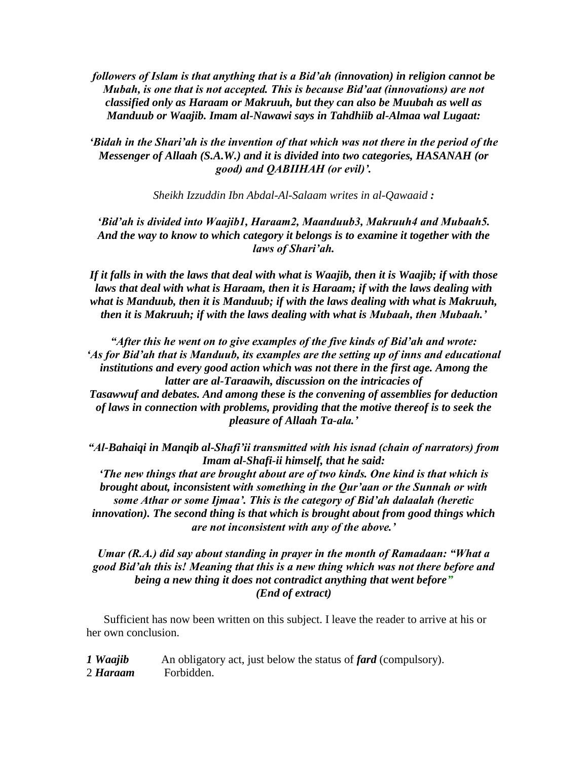*followers of Islam is that anything that is a Bid'ah (innovation) in religion cannot be Mubah, is one that is not accepted. This is because Bid'aat (innovations) are not classified only as Haraam or Makruuh, but they can also be Muubah as well as Manduub or Waajib. Imam al-Nawawi says in Tahdhiib al-Almaa wal Lugaat:*

*'Bidah in the Shari'ah is the invention of that which was not there in the period of the Messenger of Allaah (S.A.W.) and it is divided into two categories, HASANAH (or good) and QABIIHAH (or evil)'.*

*Sheikh Izzuddin Ibn Abdal-Al-Salaam writes in al-Qawaaid* **:**

***'Bid'ah is divided into Waajib1, Haraam2, Maanduub3, Makruuh4 and Mubaah5. And the way to know to which category it belongs is to examine it together with the laws of Shari'ah.***

***If it falls in with the laws that deal with what is Waajib, then it is Waajib; if with those laws that deal with what is Haraam, then it is Haraam; if with the laws dealing with what is Manduub, then it is Manduub; if with the laws dealing with what is Makruuh, then it is Makruuh; if with the laws dealing with what is Mubaah, then Mubaah.'***

***"After this he went on to give examples of the five kinds of Bid'ah and wrote: 'As for Bid'ah that is Manduub, its examples are the setting up of inns and educational institutions and every good action which was not there in the first age. Among the latter are al-Taraawih, discussion on the intricacies of Tasawwuf and debates. And among these is the convening of assemblies for deduction of laws in connection with problems, providing that the motive thereof is to seek the pleasure of Allaah Ta-ala.'***

***"Al-Bahaiqi in Manqib al-Shafi'ii transmitted with his isnad (chain of narrators) from Imam al-Shafi-ii himself, that he said: 'The new things that are brought about are of two kinds. One kind is that which is brought about, inconsistent with something in the Qur'aan or the Sunnah or with some Athar or some Ijmaa'. This is the category of Bid'ah dalaalah (heretic innovation). The second thing is that which is brought about from good things which are not inconsistent with any of the above.'***

***Umar (R.A.) did say about standing in prayer in the month of Ramadaan: "What a good Bid'ah this is! Meaning that this is a new thing which was not there before and being a new thing it does not contradict anything that went before"***
***(End of extract)***

Sufficient has now been written on this subject. I leave the reader to arrive at his or her own conclusion.

***1 Waajib*** An obligatory act, just below the status of ***fard*** (compulsory).
2 ***Haraam*** Forbidden.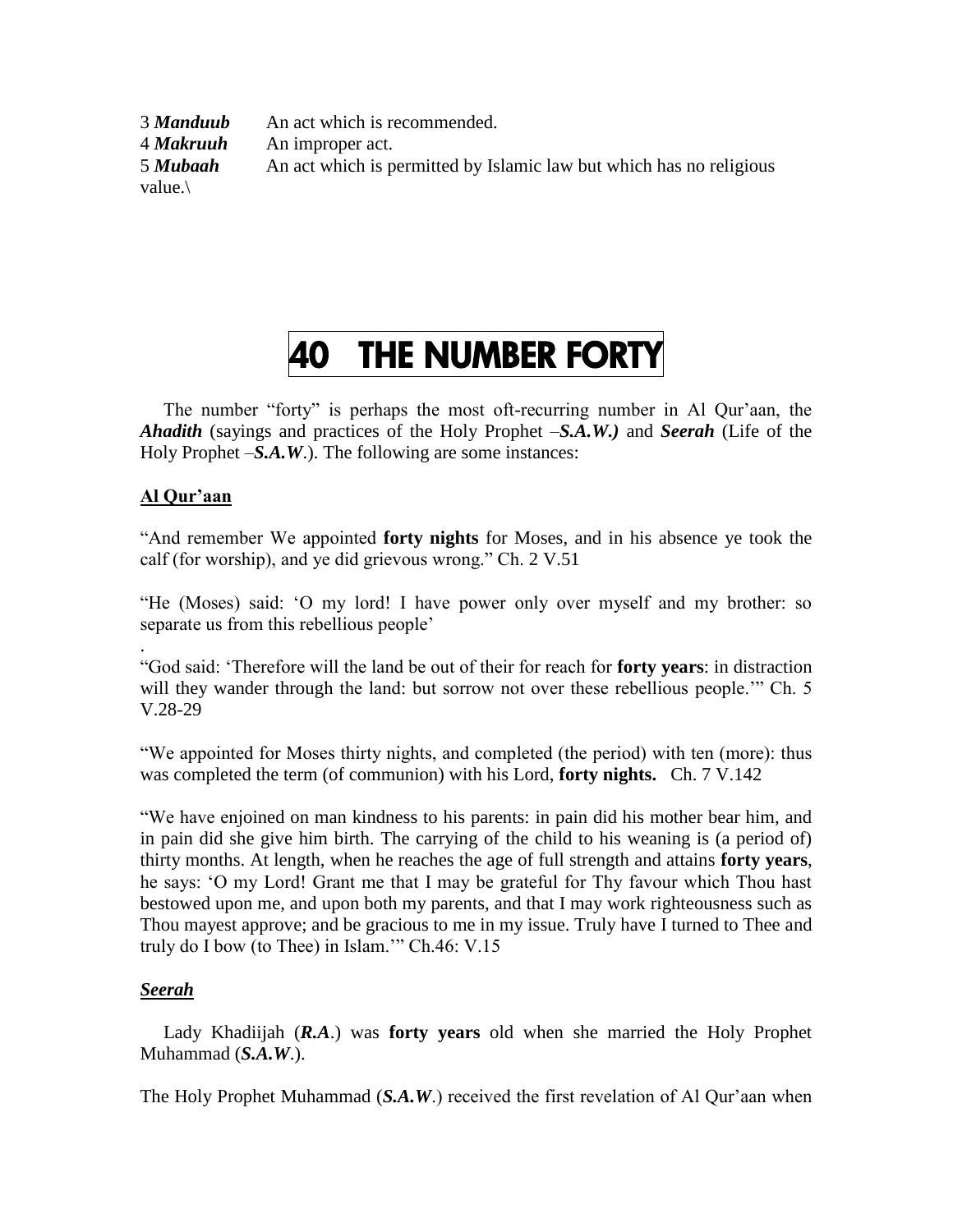3 ***Manduub*** An act which is recommended.
4 ***Makruuh*** An improper act.
5 ***Mubaah*** An act which is permitted by Islamic law but which has no religious value.\

# 40 THE NUMBER FORTY

The number "forty" is perhaps the most oft-recurring number in Al Qur'aan, the ***Ahadith*** (sayings and practices of the Holy Prophet –***S.A.W.)*** and ***Seerah*** (Life of the Holy Prophet –***S.A.W***.). The following are some instances:

## Al Qur'aan

"And remember We appointed **forty nights** for Moses, and in his absence ye took the calf (for worship), and ye did grievous wrong." Ch. 2 V.51

"He (Moses) said: 'O my lord! I have power only over myself and my brother: so separate us from this rebellious people'

.
"God said: 'Therefore will the land be out of their for reach for **forty years**: in distraction will they wander through the land: but sorrow not over these rebellious people.'" Ch. 5 V.28-29

"We appointed for Moses thirty nights, and completed (the period) with ten (more): thus was completed the term (of communion) with his Lord, **forty nights.** Ch. 7 V.142

"We have enjoined on man kindness to his parents: in pain did his mother bear him, and in pain did she give him birth. The carrying of the child to his weaning is (a period of) thirty months. At length, when he reaches the age of full strength and attains **forty years**, he says: 'O my Lord! Grant me that I may be grateful for Thy favour which Thou hast bestowed upon me, and upon both my parents, and that I may work righteousness such as Thou mayest approve; and be gracious to me in my issue. Truly have I turned to Thee and truly do I bow (to Thee) in Islam.'" Ch.46: V.15

## *Seerah*

Lady Khadiijah (***R.A***.) was **forty years** old when she married the Holy Prophet Muhammad (***S.A.W***.).

The Holy Prophet Muhammad (***S.A.W***.) received the first revelation of Al Qur'aan when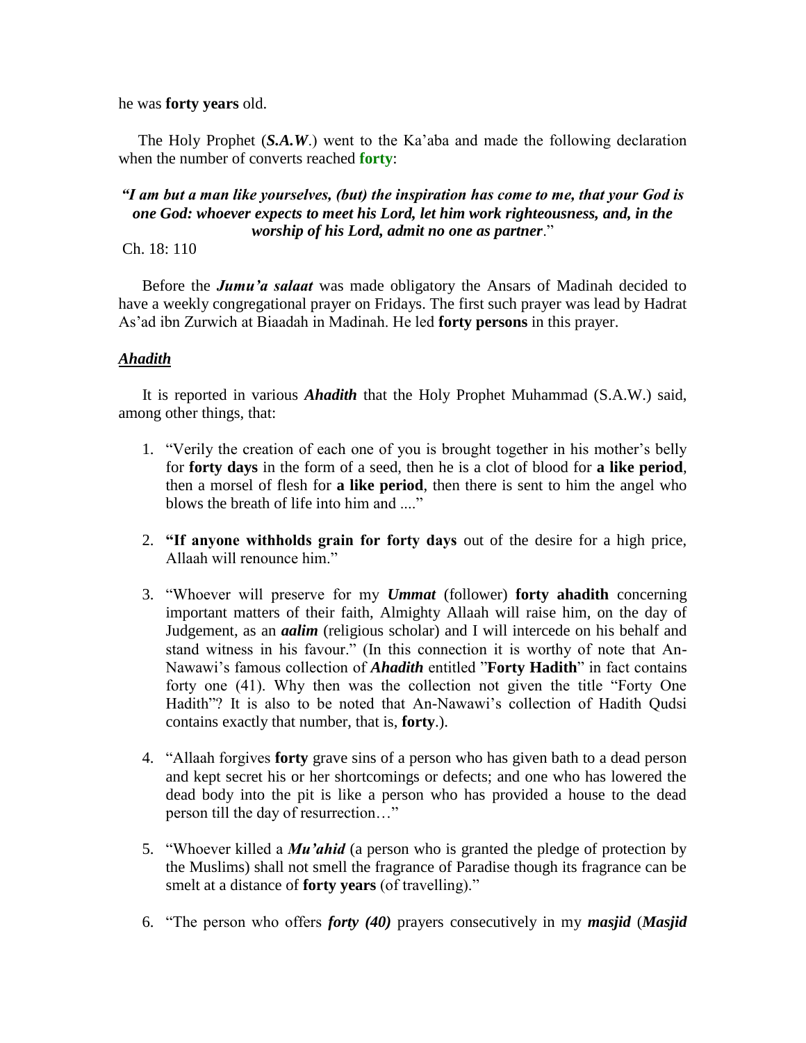he was **forty years** old.

The Holy Prophet (***S.A.W***.) went to the Ka'aba and made the following declaration when the number of converts reached **forty**:

***"I am but a man like yourselves, (but) the inspiration has come to me, that your God is one God: whoever expects to meet his Lord, let him work righteousness, and, in the worship of his Lord, admit no one as partner***."

Ch. 18: 110

Before the ***Jumu'a salaat*** was made obligatory the Ansars of Madinah decided to have a weekly congregational prayer on Fridays. The first such prayer was lead by Hadrat As'ad ibn Zurwich at Biaadah in Madinah. He led **forty persons** in this prayer.

***Ahadith***

It is reported in various ***Ahadith*** that the Holy Prophet Muhammad (S.A.W.) said, among other things, that:

1. "Verily the creation of each one of you is brought together in his mother's belly for **forty days** in the form of a seed, then he is a clot of blood for **a like period**, then a morsel of flesh for **a like period**, then there is sent to him the angel who blows the breath of life into him and ...."

2. **"If anyone withholds grain for forty days** out of the desire for a high price, Allaah will renounce him."

3. "Whoever will preserve for my ***Ummat*** (follower) **forty ahadith** concerning important matters of their faith, Almighty Allaah will raise him, on the day of Judgement, as an ***aalim*** (religious scholar) and I will intercede on his behalf and stand witness in his favour." (In this connection it is worthy of note that An-Nawawi's famous collection of ***Ahadith*** entitled "**Forty Hadith**" in fact contains forty one (41). Why then was the collection not given the title "Forty One Hadith"? It is also to be noted that An-Nawawi's collection of Hadith Qudsi contains exactly that number, that is, **forty**.).

4. "Allaah forgives **forty** grave sins of a person who has given bath to a dead person and kept secret his or her shortcomings or defects; and one who has lowered the dead body into the pit is like a person who has provided a house to the dead person till the day of resurrection…"

5. "Whoever killed a ***Mu'ahid*** (a person who is granted the pledge of protection by the Muslims) shall not smell the fragrance of Paradise though its fragrance can be smelt at a distance of **forty years** (of travelling)."

6. "The person who offers ***forty (40)*** prayers consecutively in my ***masjid*** (***Masjid***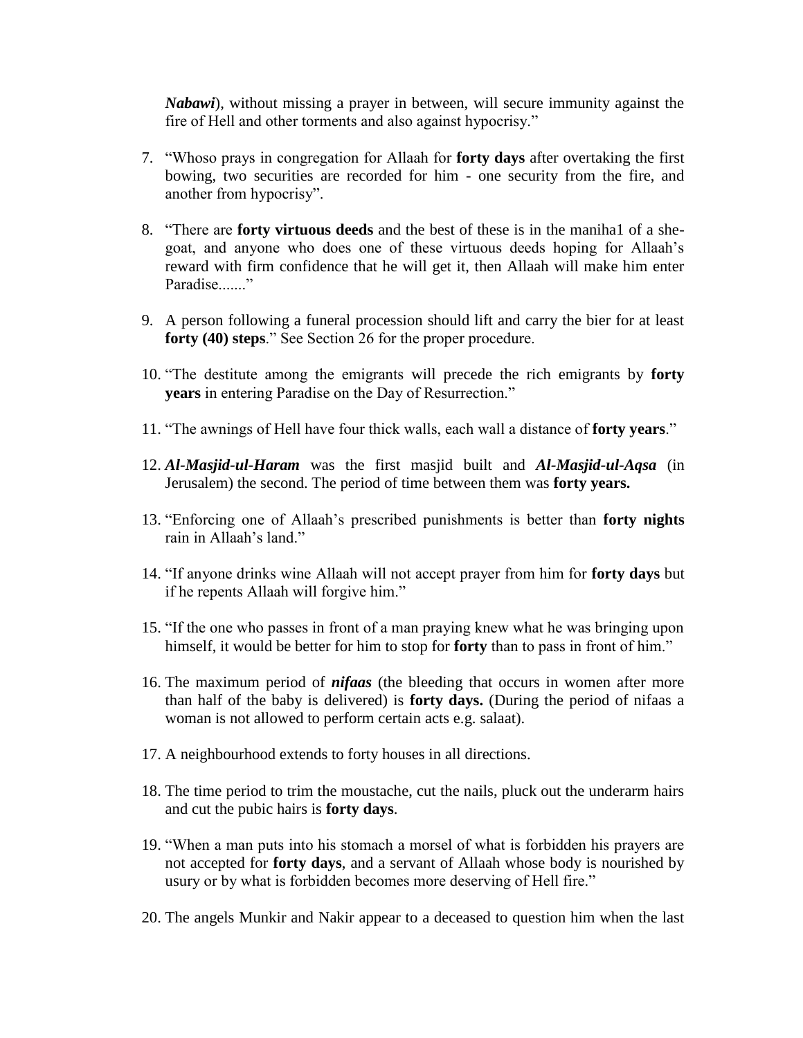*Nabawi*), without missing a prayer in between, will secure immunity against the fire of Hell and other torments and also against hypocrisy."

7. "Whoso prays in congregation for Allaah for **forty days** after overtaking the first bowing, two securities are recorded for him - one security from the fire, and another from hypocrisy".

8. "There are **forty virtuous deeds** and the best of these is in the maniha1 of a she-goat, and anyone who does one of these virtuous deeds hoping for Allaah's reward with firm confidence that he will get it, then Allaah will make him enter Paradise......."

9. A person following a funeral procession should lift and carry the bier for at least **forty (40) steps**." See Section 26 for the proper procedure.

10. "The destitute among the emigrants will precede the rich emigrants by **forty years** in entering Paradise on the Day of Resurrection."

11. "The awnings of Hell have four thick walls, each wall a distance of **forty years**."

12. ***Al-Masjid-ul-Haram*** was the first masjid built and ***Al-Masjid-ul-Aqsa*** (in Jerusalem) the second. The period of time between them was **forty years.**

13. "Enforcing one of Allaah's prescribed punishments is better than **forty nights** rain in Allaah's land."

14. "If anyone drinks wine Allaah will not accept prayer from him for **forty days** but if he repents Allaah will forgive him."

15. "If the one who passes in front of a man praying knew what he was bringing upon himself, it would be better for him to stop for **forty** than to pass in front of him."

16. The maximum period of ***nifaas*** (the bleeding that occurs in women after more than half of the baby is delivered) is **forty days.** (During the period of nifaas a woman is not allowed to perform certain acts e.g. salaat).

17. A neighbourhood extends to forty houses in all directions.

18. The time period to trim the moustache, cut the nails, pluck out the underarm hairs and cut the pubic hairs is **forty days**.

19. "When a man puts into his stomach a morsel of what is forbidden his prayers are not accepted for **forty days**, and a servant of Allaah whose body is nourished by usury or by what is forbidden becomes more deserving of Hell fire."

20. The angels Munkir and Nakir appear to a deceased to question him when the last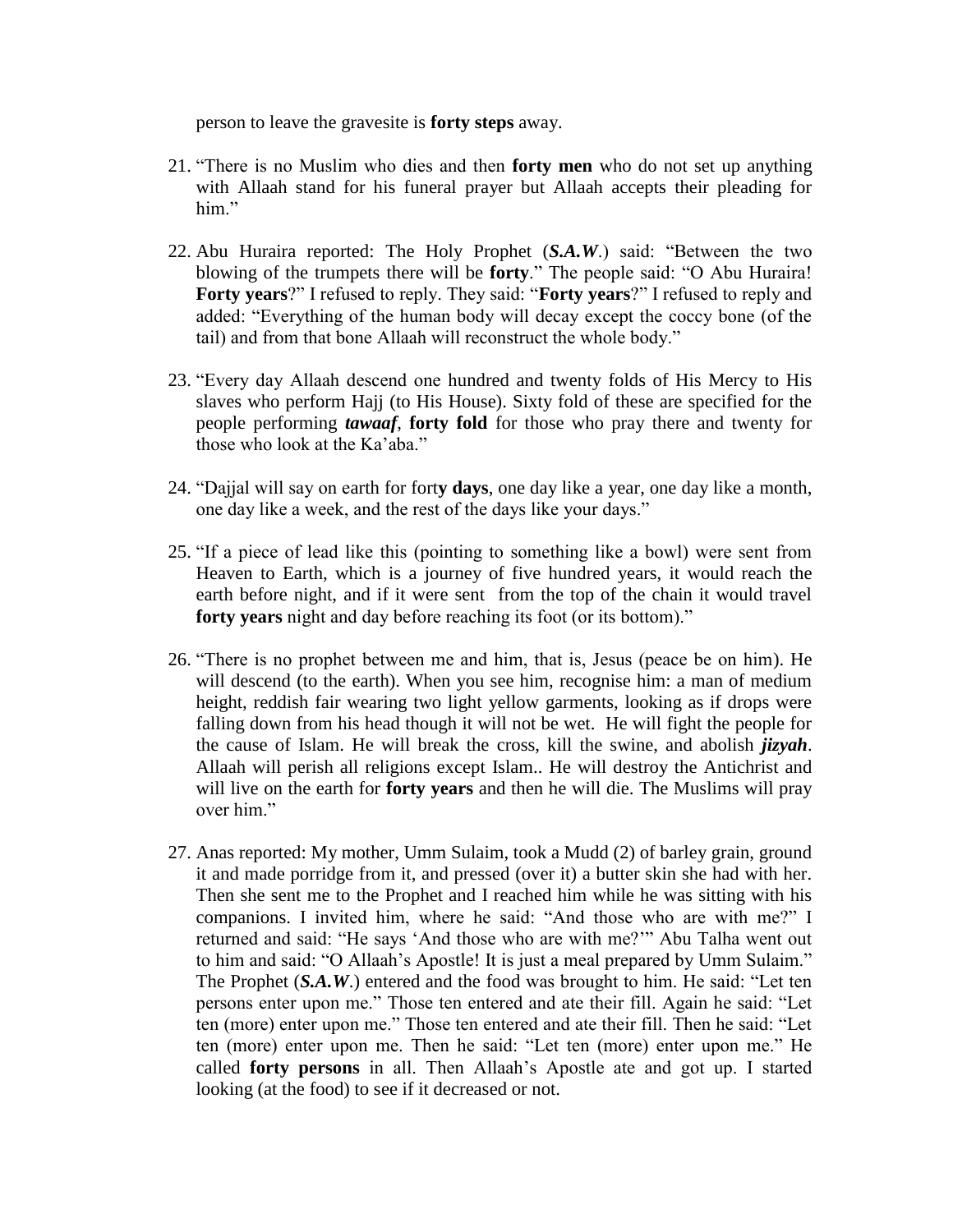person to leave the gravesite is **forty steps** away.

21. "There is no Muslim who dies and then **forty men** who do not set up anything with Allaah stand for his funeral prayer but Allaah accepts their pleading for him."

22. Abu Huraira reported: The Holy Prophet (***S.A.W***.) said: "Between the two blowing of the trumpets there will be **forty**." The people said: "O Abu Huraira! **Forty years**?" I refused to reply. They said: "**Forty years**?" I refused to reply and added: "Everything of the human body will decay except the coccy bone (of the tail) and from that bone Allaah will reconstruct the whole body."

23. "Every day Allaah descend one hundred and twenty folds of His Mercy to His slaves who perform Hajj (to His House). Sixty fold of these are specified for the people performing ***tawaaf***, **forty fold** for those who pray there and twenty for those who look at the Ka'aba."

24. "Dajjal will say on earth for fort**y days**, one day like a year, one day like a month, one day like a week, and the rest of the days like your days."

25. "If a piece of lead like this (pointing to something like a bowl) were sent from Heaven to Earth, which is a journey of five hundred years, it would reach the earth before night, and if it were sent from the top of the chain it would travel **forty years** night and day before reaching its foot (or its bottom)."

26. "There is no prophet between me and him, that is, Jesus (peace be on him). He will descend (to the earth). When you see him, recognise him: a man of medium height, reddish fair wearing two light yellow garments, looking as if drops were falling down from his head though it will not be wet. He will fight the people for the cause of Islam. He will break the cross, kill the swine, and abolish ***jizyah***. Allaah will perish all religions except Islam.. He will destroy the Antichrist and will live on the earth for **forty years** and then he will die. The Muslims will pray over him."

27. Anas reported: My mother, Umm Sulaim, took a Mudd (2) of barley grain, ground it and made porridge from it, and pressed (over it) a butter skin she had with her. Then she sent me to the Prophet and I reached him while he was sitting with his companions. I invited him, where he said: "And those who are with me?" I returned and said: "He says 'And those who are with me?'" Abu Talha went out to him and said: "O Allaah's Apostle! It is just a meal prepared by Umm Sulaim." The Prophet (***S.A.W***.) entered and the food was brought to him. He said: "Let ten persons enter upon me." Those ten entered and ate their fill. Again he said: "Let ten (more) enter upon me." Those ten entered and ate their fill. Then he said: "Let ten (more) enter upon me. Then he said: "Let ten (more) enter upon me." He called **forty persons** in all. Then Allaah's Apostle ate and got up. I started looking (at the food) to see if it decreased or not.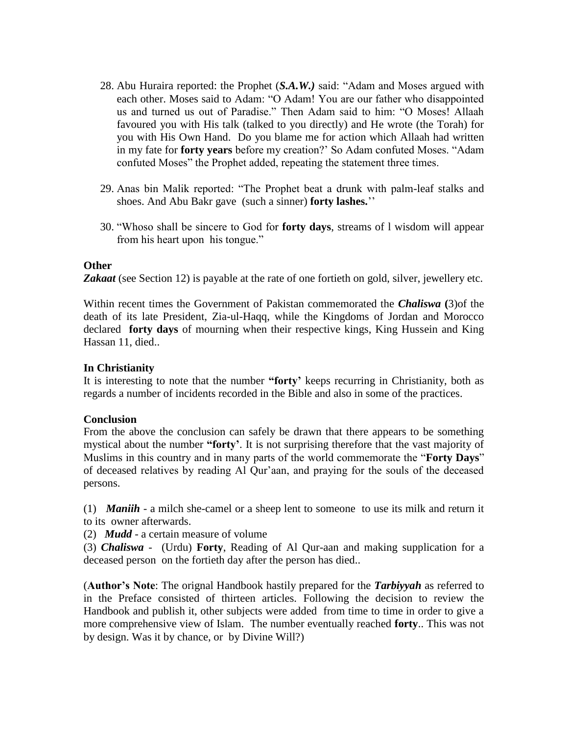28. Abu Huraira reported: the Prophet (***S.A.W.)*** said: "Adam and Moses argued with each other. Moses said to Adam: "O Adam! You are our father who disappointed us and turned us out of Paradise." Then Adam said to him: "O Moses! Allaah favoured you with His talk (talked to you directly) and He wrote (the Torah) for you with His Own Hand. Do you blame me for action which Allaah had written in my fate for **forty years** before my creation?' So Adam confuted Moses. "Adam confuted Moses" the Prophet added, repeating the statement three times.

29. Anas bin Malik reported: "The Prophet beat a drunk with palm-leaf stalks and shoes. And Abu Bakr gave (such a sinner) **forty lashes.**''

30. "Whoso shall be sincere to God for **forty days**, streams of l wisdom will appear from his heart upon his tongue."

**Other**

***Zakaat*** (see Section 12) is payable at the rate of one fortieth on gold, silver, jewellery etc.

Within recent times the Government of Pakistan commemorated the ***Chaliswa*** **(**3)of the death of its late President, Zia-ul-Haqq, while the Kingdoms of Jordan and Morocco declared **forty days** of mourning when their respective kings, King Hussein and King Hassan 11, died..

**In Christianity**

It is interesting to note that the number **"forty'** keeps recurring in Christianity, both as regards a number of incidents recorded in the Bible and also in some of the practices.

**Conclusion**

From the above the conclusion can safely be drawn that there appears to be something mystical about the number **"forty'**. It is not surprising therefore that the vast majority of Muslims in this country and in many parts of the world commemorate the "**Forty Days**" of deceased relatives by reading Al Qur'aan, and praying for the souls of the deceased persons.

(1) ***Maniih*** - a milch she-camel or a sheep lent to someone to use its milk and return it to its owner afterwards.

(2) ***Mudd*** - a certain measure of volume

(3) ***Chaliswa*** - (Urdu) **Forty**, Reading of Al Qur-aan and making supplication for a deceased person on the fortieth day after the person has died..

(**Author's Note**: The orignal Handbook hastily prepared for the ***Tarbiyyah*** as referred to in the Preface consisted of thirteen articles. Following the decision to review the Handbook and publish it, other subjects were added from time to time in order to give a more comprehensive view of Islam. The number eventually reached **forty**.. This was not by design. Was it by chance, or by Divine Will?)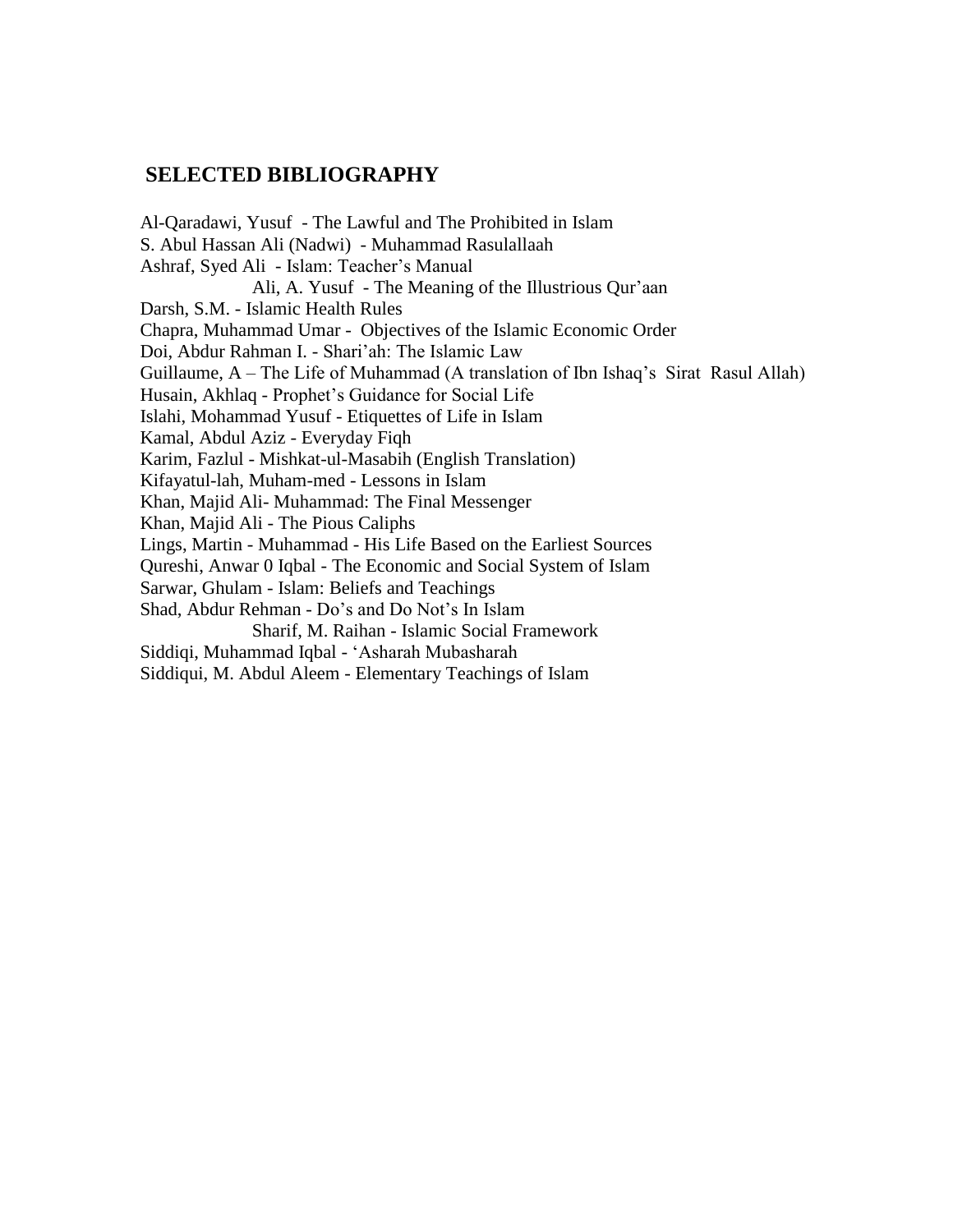## SELECTED BIBLIOGRAPHY

Al-Qaradawi, Yusuf - The Lawful and The Prohibited in Islam
S. Abul Hassan Ali (Nadwi) - Muhammad Rasulallaah
Ashraf, Syed Ali - Islam: Teacher's Manual
Ali, A. Yusuf - The Meaning of the Illustrious Qur'aan
Darsh, S.M. - Islamic Health Rules
Chapra, Muhammad Umar - Objectives of the Islamic Economic Order
Doi, Abdur Rahman I. - Shari'ah: The Islamic Law
Guillaume, A – The Life of Muhammad (A translation of Ibn Ishaq's Sirat Rasul Allah)
Husain, Akhlaq - Prophet's Guidance for Social Life
Islahi, Mohammad Yusuf - Etiquettes of Life in Islam
Kamal, Abdul Aziz - Everyday Fiqh
Karim, Fazlul - Mishkat-ul-Masabih (English Translation)
Kifayatul-lah, Muham-med - Lessons in Islam
Khan, Majid Ali- Muhammad: The Final Messenger
Khan, Majid Ali - The Pious Caliphs
Lings, Martin - Muhammad - His Life Based on the Earliest Sources
Qureshi, Anwar 0 Iqbal - The Economic and Social System of Islam
Sarwar, Ghulam - Islam: Beliefs and Teachings
Shad, Abdur Rehman - Do's and Do Not's In Islam
Sharif, M. Raihan - Islamic Social Framework
Siddiqi, Muhammad Iqbal - 'Asharah Mubasharah
Siddiqui, M. Abdul Aleem - Elementary Teachings of Islam